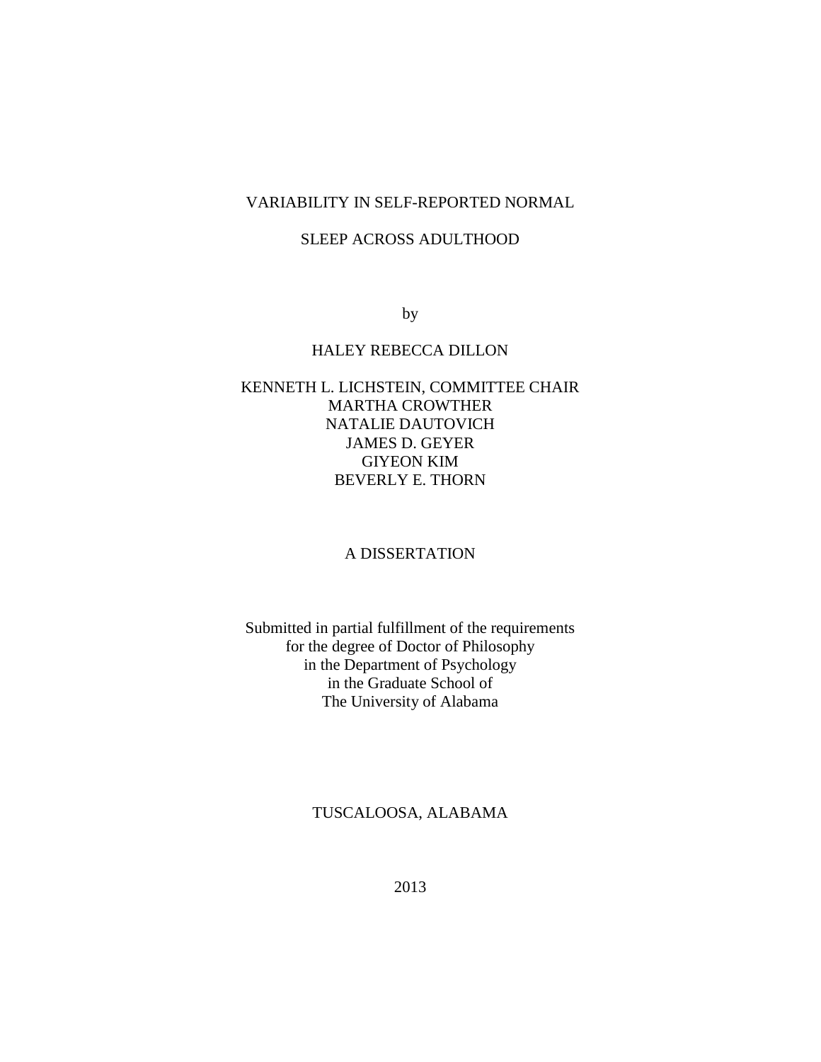# VARIABILITY IN SELF-REPORTED NORMAL SLEEP ACROSS ADULTHOOD

by

HALEY REBECCA DILLON

KENNETH L. LICHSTEIN, COMMITTEE CHAIR
MARTHA CROWTHER
NATALIE DAUTOVICH
JAMES D. GEYER
GIYEON KIM
BEVERLY E. THORN

A DISSERTATION

Submitted in partial fulfillment of the requirements
for the degree of Doctor of Philosophy
in the Department of Psychology
in the Graduate School of
The University of Alabama

TUSCALOOSA, ALABAMA

2013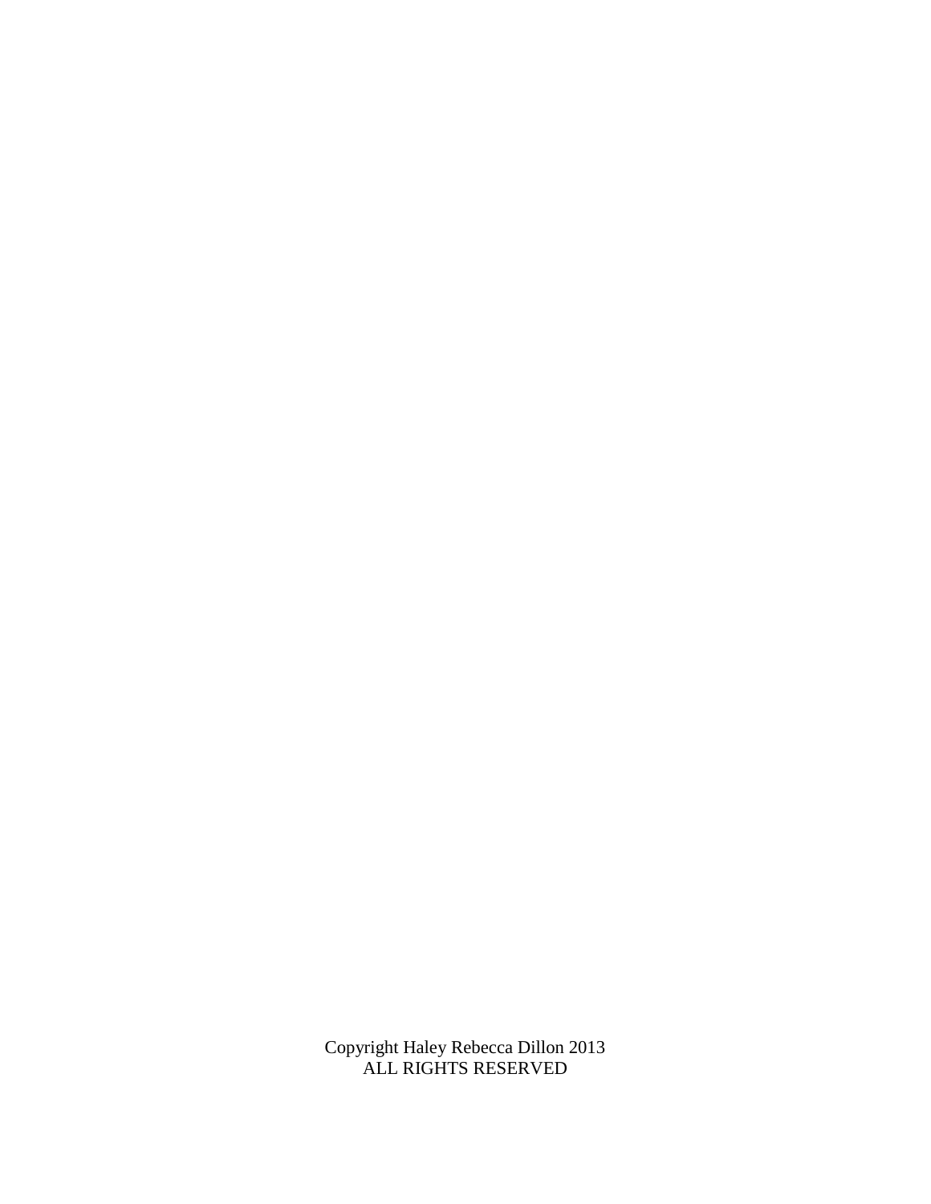Copyright Haley Rebecca Dillon 2013
ALL RIGHTS RESERVED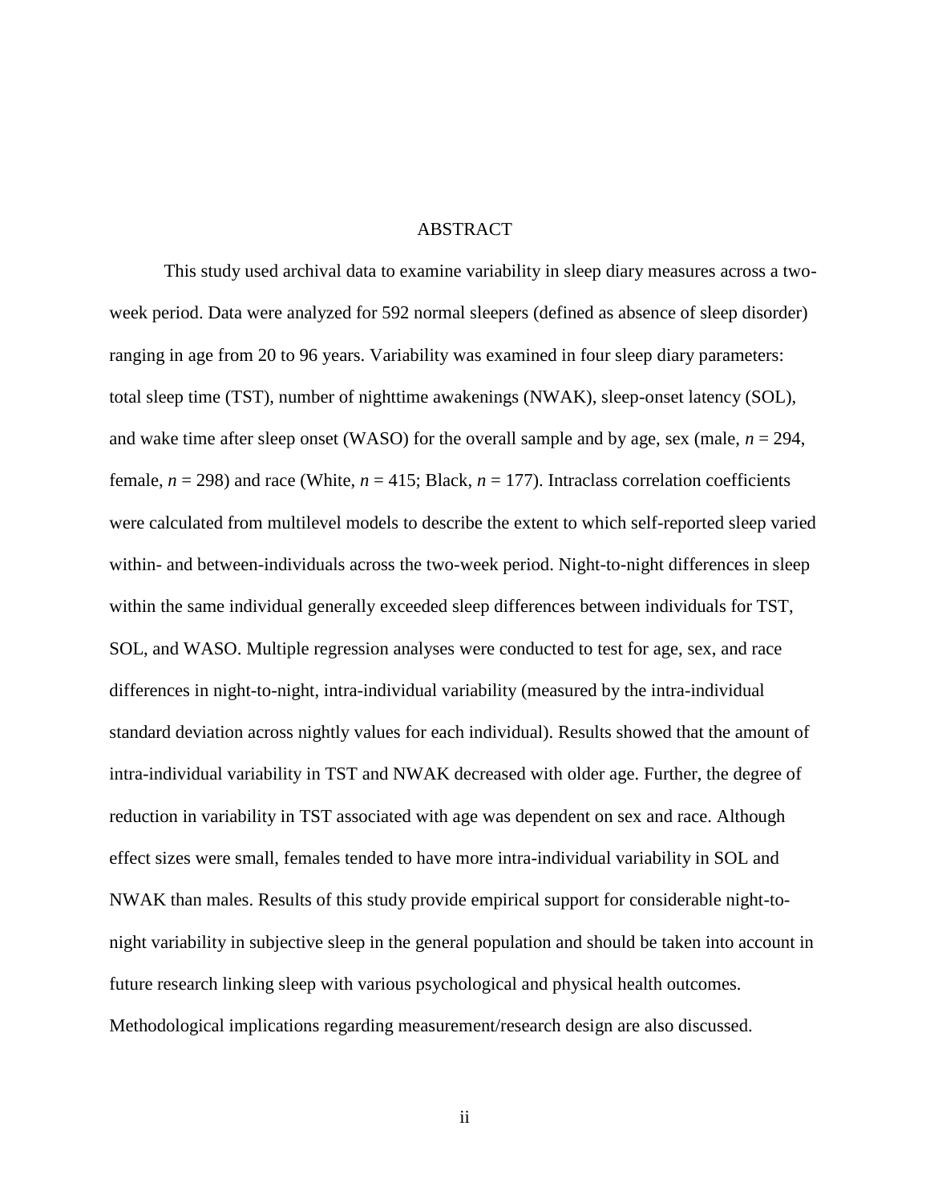# ABSTRACT

This study used archival data to examine variability in sleep diary measures across a two-week period. Data were analyzed for 592 normal sleepers (defined as absence of sleep disorder) ranging in age from 20 to 96 years. Variability was examined in four sleep diary parameters: total sleep time (TST), number of nighttime awakenings (NWAK), sleep-onset latency (SOL), and wake time after sleep onset (WASO) for the overall sample and by age, sex (male, $n = 294$, female, $n = 298$) and race (White, $n = 415$; Black, $n = 177$). Intraclass correlation coefficients were calculated from multilevel models to describe the extent to which self-reported sleep varied within- and between-individuals across the two-week period. Night-to-night differences in sleep within the same individual generally exceeded sleep differences between individuals for TST, SOL, and WASO. Multiple regression analyses were conducted to test for age, sex, and race differences in night-to-night, intra-individual variability (measured by the intra-individual standard deviation across nightly values for each individual). Results showed that the amount of intra-individual variability in TST and NWAK decreased with older age. Further, the degree of reduction in variability in TST associated with age was dependent on sex and race. Although effect sizes were small, females tended to have more intra-individual variability in SOL and NWAK than males. Results of this study provide empirical support for considerable night-to-night variability in subjective sleep in the general population and should be taken into account in future research linking sleep with various psychological and physical health outcomes. Methodological implications regarding measurement/research design are also discussed.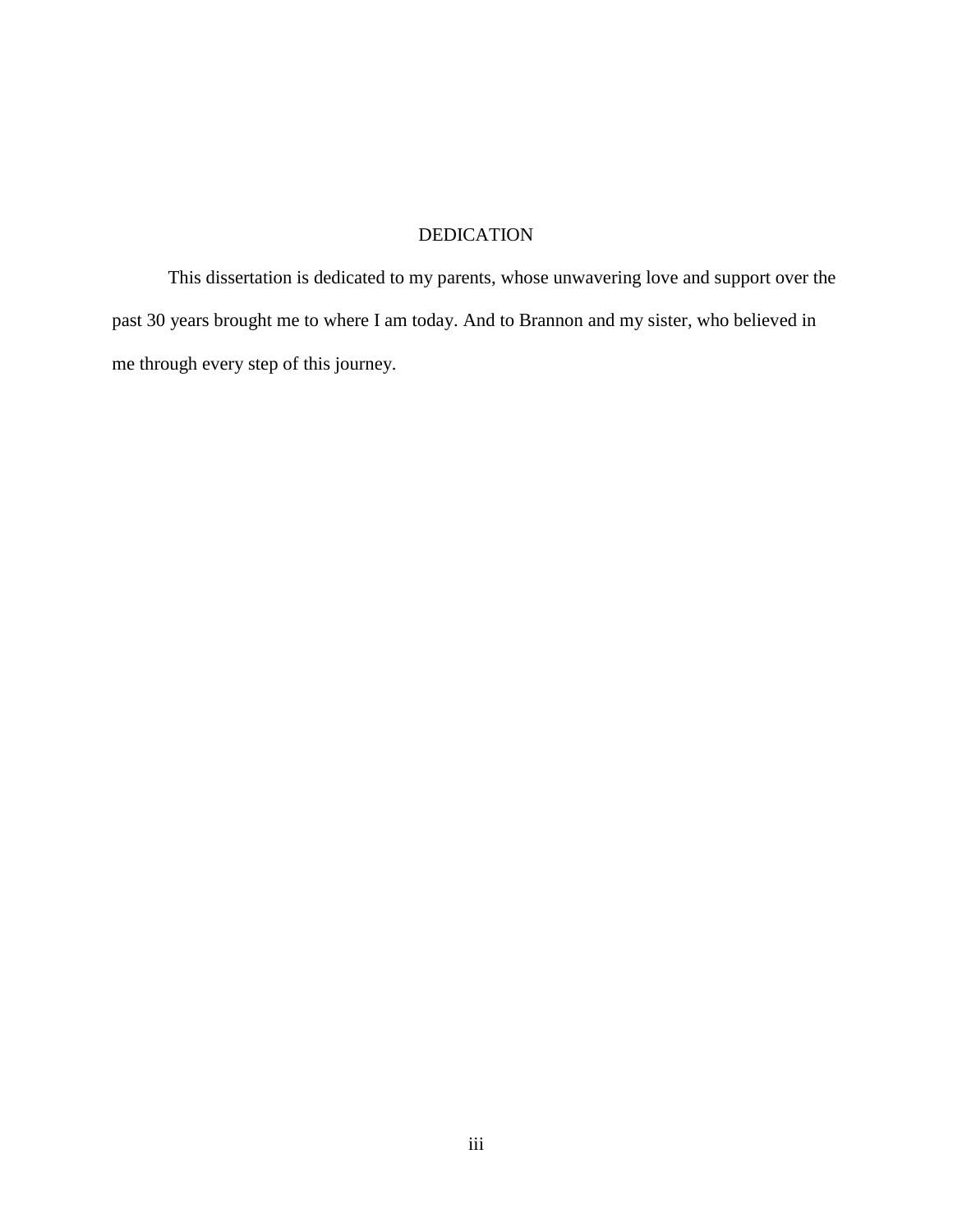# DEDICATION

This dissertation is dedicated to my parents, whose unwavering love and support over the past 30 years brought me to where I am today. And to Brannon and my sister, who believed in me through every step of this journey.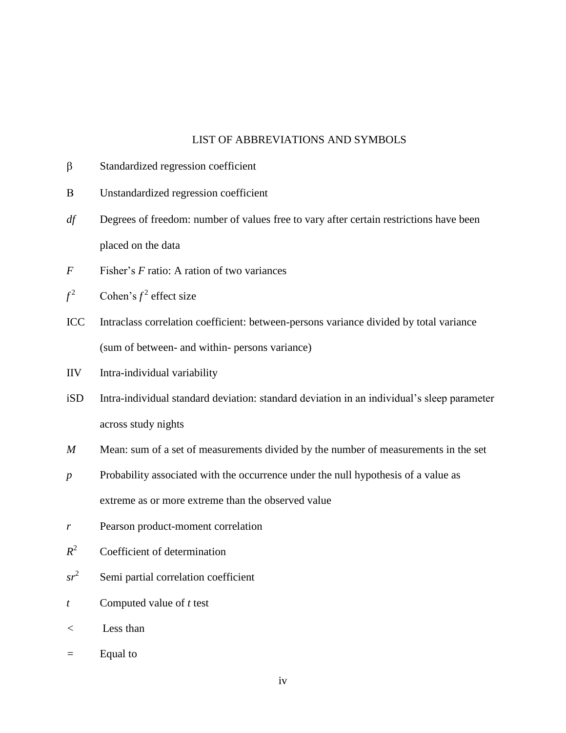# LIST OF ABBREVIATIONS AND SYMBOLS

| | |
|---|---|
| $\beta$ | Standardized regression coefficient |
| B | Unstandardized regression coefficient |
| *df* | Degrees of freedom: number of values free to vary after certain restrictions have been placed on the data |
| *F* | Fisher's *F* ratio: A ration of two variances |
| $f^2$ | Cohen's $f^2$ effect size |
| ICC | Intraclass correlation coefficient: between-persons variance divided by total variance (sum of between- and within- persons variance) |
| IIV | Intra-individual variability |
| iSD | Intra-individual standard deviation: standard deviation in an individual's sleep parameter across study nights |
| *M* | Mean: sum of a set of measurements divided by the number of measurements in the set |
| *p* | Probability associated with the occurrence under the null hypothesis of a value as extreme as or more extreme than the observed value |
| *r* | Pearson product-moment correlation |
| $R^2$ | Coefficient of determination |
| $sr^2$ | Semi partial correlation coefficient |
| *t* | Computed value of *t* test |
| < | Less than |
| = | Equal to |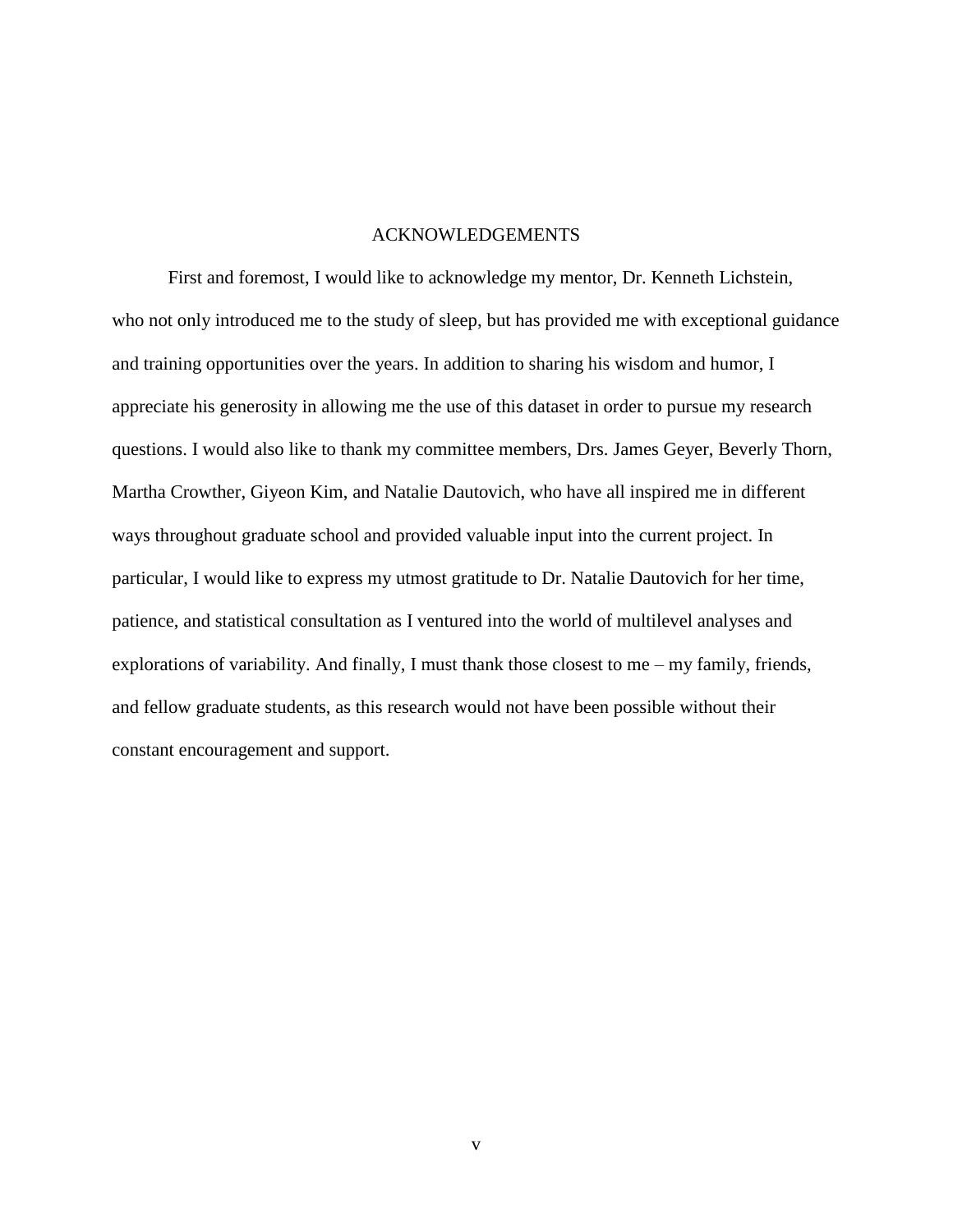# ACKNOWLEDGEMENTS

First and foremost, I would like to acknowledge my mentor, Dr. Kenneth Lichstein, who not only introduced me to the study of sleep, but has provided me with exceptional guidance and training opportunities over the years. In addition to sharing his wisdom and humor, I appreciate his generosity in allowing me the use of this dataset in order to pursue my research questions. I would also like to thank my committee members, Drs. James Geyer, Beverly Thorn, Martha Crowther, Giyeon Kim, and Natalie Dautovich, who have all inspired me in different ways throughout graduate school and provided valuable input into the current project. In particular, I would like to express my utmost gratitude to Dr. Natalie Dautovich for her time, patience, and statistical consultation as I ventured into the world of multilevel analyses and explorations of variability. And finally, I must thank those closest to me – my family, friends, and fellow graduate students, as this research would not have been possible without their constant encouragement and support.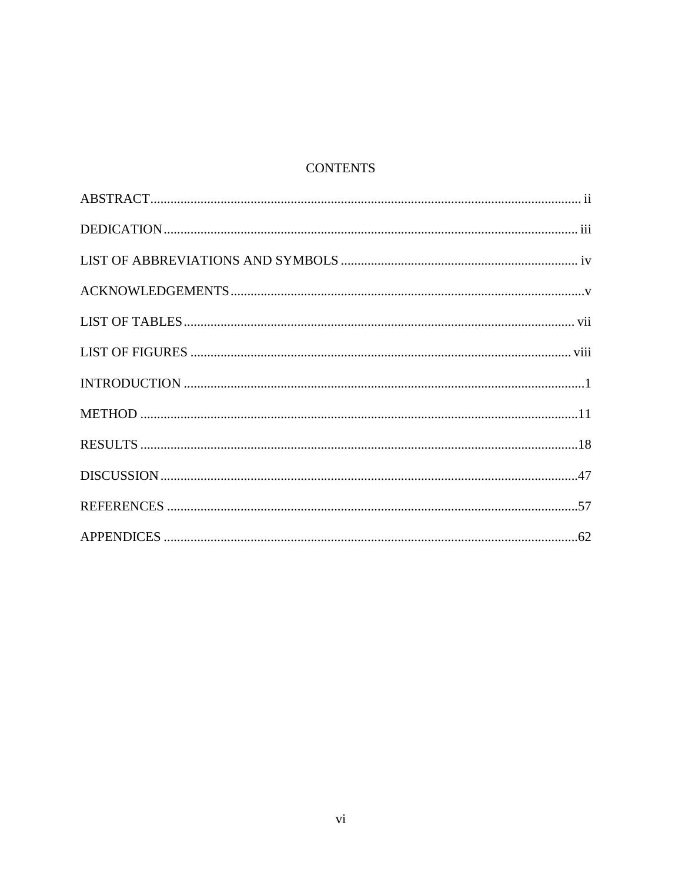# CONTENTS

ABSTRACT .......... ii

DEDICATION .......... iii

LIST OF ABBREVIATIONS AND SYMBOLS .......... iv

ACKNOWLEDGEMENTS .......... v

LIST OF TABLES .......... vii

LIST OF FIGURES .......... viii

INTRODUCTION .......... 1

METHOD .......... 11

RESULTS .......... 18

DISCUSSION .......... 47

REFERENCES .......... 57

APPENDICES .......... 62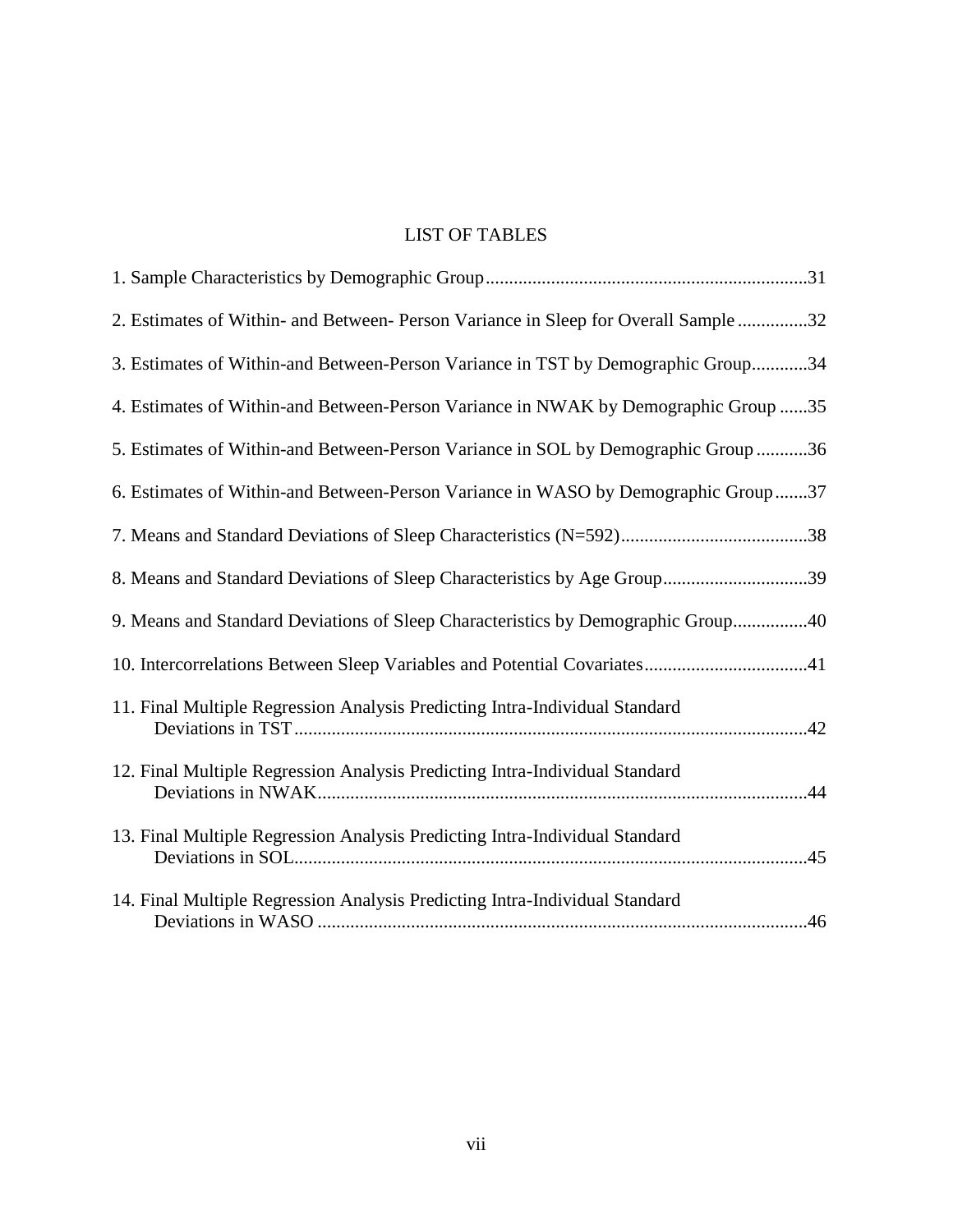# LIST OF TABLES

1. Sample Characteristics by Demographic Group....................................................................31

2. Estimates of Within- and Between- Person Variance in Sleep for Overall Sample ...............32

3. Estimates of Within-and Between-Person Variance in TST by Demographic Group............34

4. Estimates of Within-and Between-Person Variance in NWAK by Demographic Group ......35

5. Estimates of Within-and Between-Person Variance in SOL by Demographic Group ...........36

6. Estimates of Within-and Between-Person Variance in WASO by Demographic Group.......37

7. Means and Standard Deviations of Sleep Characteristics (N=592)........................................38

8. Means and Standard Deviations of Sleep Characteristics by Age Group...............................39

9. Means and Standard Deviations of Sleep Characteristics by Demographic Group................40

10. Intercorrelations Between Sleep Variables and Potential Covariates...................................41

11. Final Multiple Regression Analysis Predicting Intra-Individual Standard Deviations in TST..............................................................................................................42

12. Final Multiple Regression Analysis Predicting Intra-Individual Standard Deviations in NWAK.........................................................................................................44

13. Final Multiple Regression Analysis Predicting Intra-Individual Standard Deviations in SOL..............................................................................................................45

14. Final Multiple Regression Analysis Predicting Intra-Individual Standard Deviations in WASO .........................................................................................................46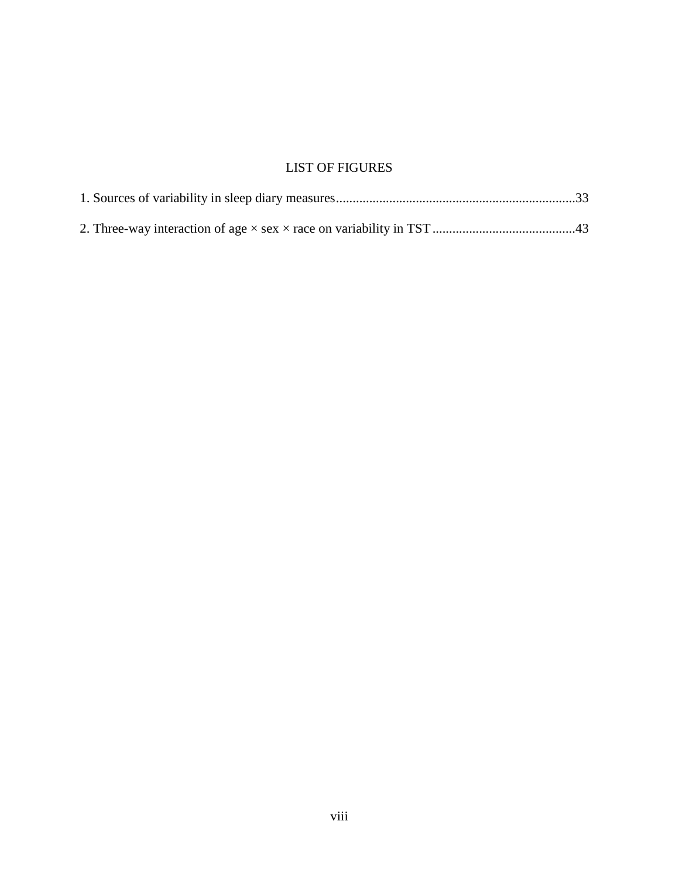# LIST OF FIGURES

1. Sources of variability in sleep diary measures........................................................................33

2. Three-way interaction of age × sex × race on variability in TST...........................................43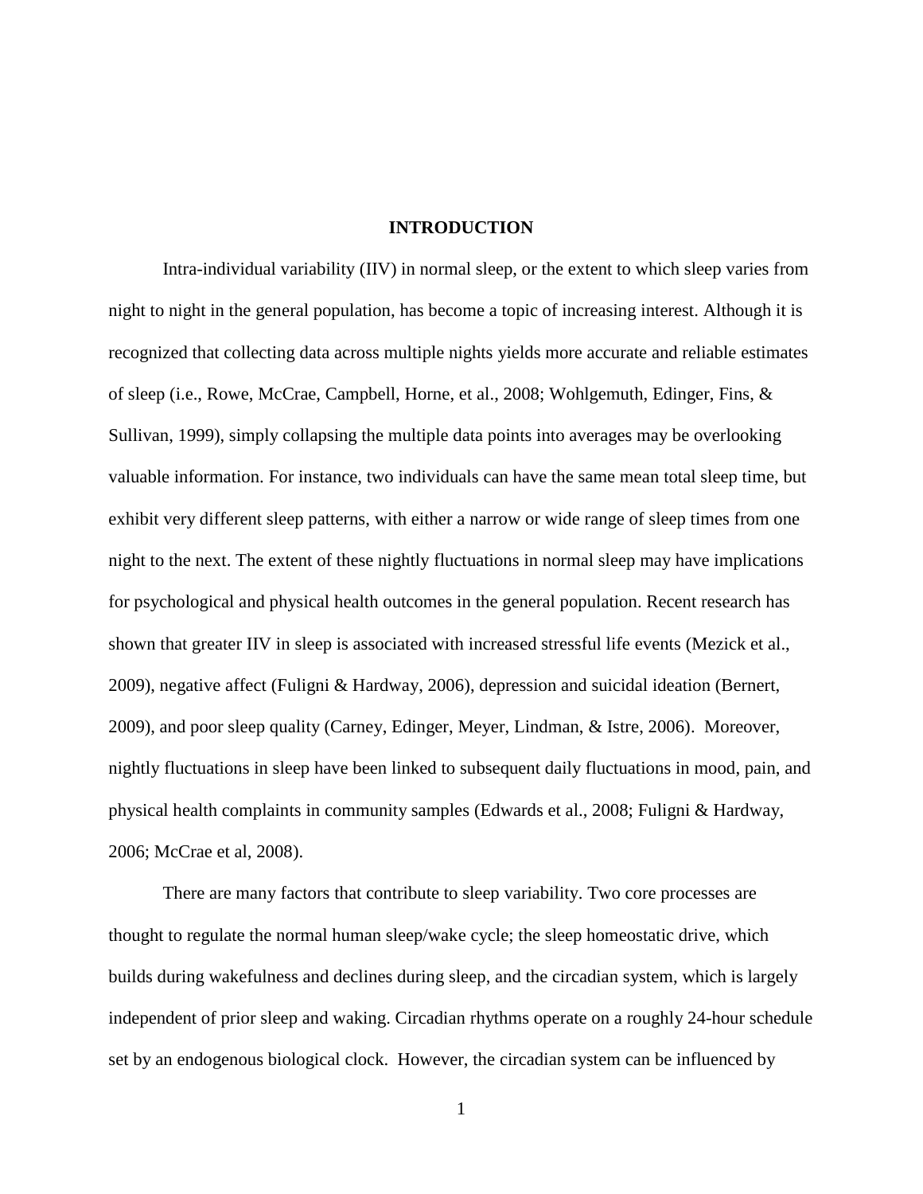# INTRODUCTION

Intra-individual variability (IIV) in normal sleep, or the extent to which sleep varies from night to night in the general population, has become a topic of increasing interest. Although it is recognized that collecting data across multiple nights yields more accurate and reliable estimates of sleep (i.e., Rowe, McCrae, Campbell, Horne, et al., 2008; Wohlgemuth, Edinger, Fins, & Sullivan, 1999), simply collapsing the multiple data points into averages may be overlooking valuable information. For instance, two individuals can have the same mean total sleep time, but exhibit very different sleep patterns, with either a narrow or wide range of sleep times from one night to the next. The extent of these nightly fluctuations in normal sleep may have implications for psychological and physical health outcomes in the general population. Recent research has shown that greater IIV in sleep is associated with increased stressful life events (Mezick et al., 2009), negative affect (Fuligni & Hardway, 2006), depression and suicidal ideation (Bernert, 2009), and poor sleep quality (Carney, Edinger, Meyer, Lindman, & Istre, 2006). Moreover, nightly fluctuations in sleep have been linked to subsequent daily fluctuations in mood, pain, and physical health complaints in community samples (Edwards et al., 2008; Fuligni & Hardway, 2006; McCrae et al, 2008).

There are many factors that contribute to sleep variability. Two core processes are thought to regulate the normal human sleep/wake cycle; the sleep homeostatic drive, which builds during wakefulness and declines during sleep, and the circadian system, which is largely independent of prior sleep and waking. Circadian rhythms operate on a roughly 24-hour schedule set by an endogenous biological clock. However, the circadian system can be influenced by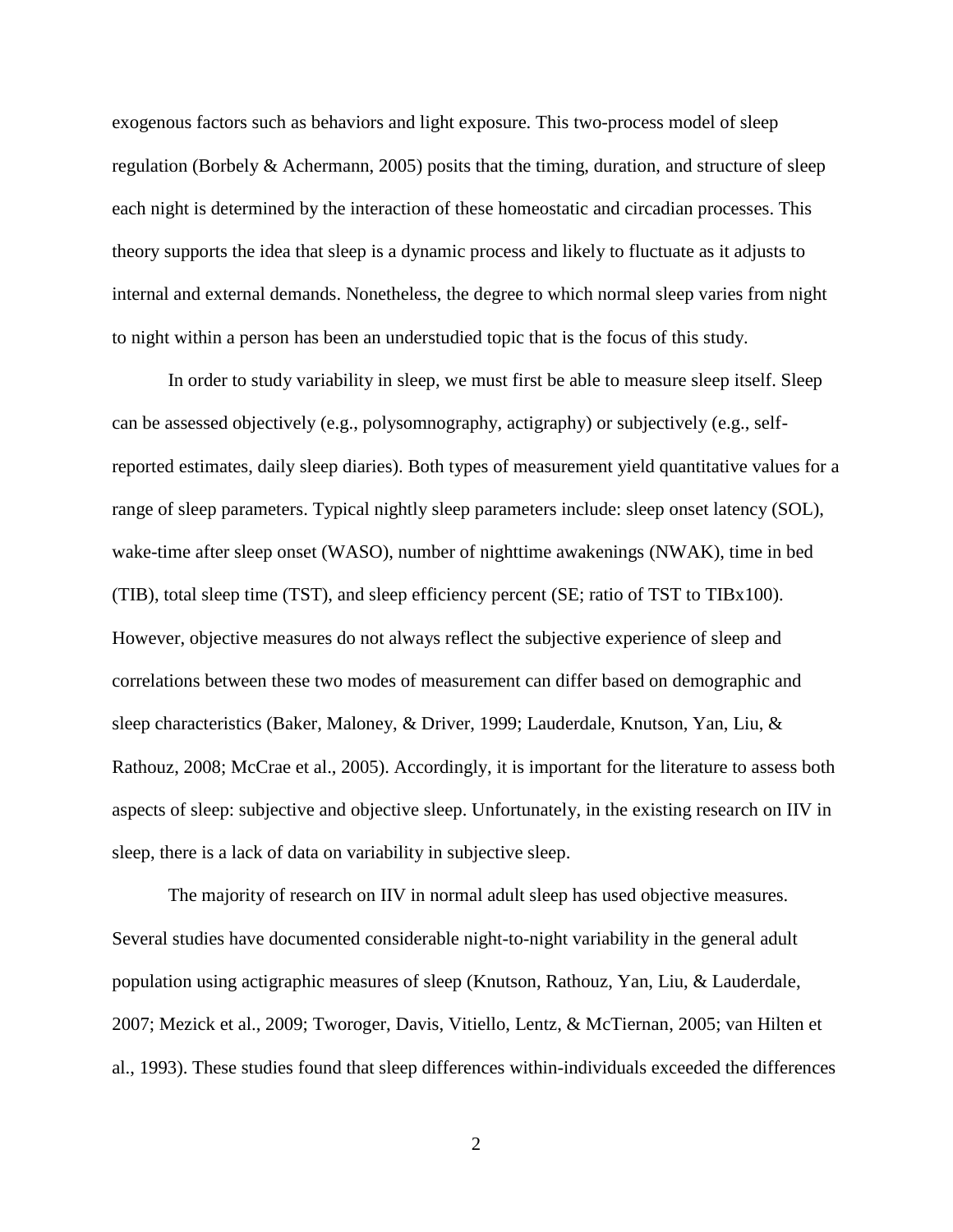exogenous factors such as behaviors and light exposure. This two-process model of sleep regulation (Borbely & Achermann, 2005) posits that the timing, duration, and structure of sleep each night is determined by the interaction of these homeostatic and circadian processes. This theory supports the idea that sleep is a dynamic process and likely to fluctuate as it adjusts to internal and external demands. Nonetheless, the degree to which normal sleep varies from night to night within a person has been an understudied topic that is the focus of this study.

In order to study variability in sleep, we must first be able to measure sleep itself. Sleep can be assessed objectively (e.g., polysomnography, actigraphy) or subjectively (e.g., self-reported estimates, daily sleep diaries). Both types of measurement yield quantitative values for a range of sleep parameters. Typical nightly sleep parameters include: sleep onset latency (SOL), wake-time after sleep onset (WASO), number of nighttime awakenings (NWAK), time in bed (TIB), total sleep time (TST), and sleep efficiency percent (SE; ratio of TST to TIBx100). However, objective measures do not always reflect the subjective experience of sleep and correlations between these two modes of measurement can differ based on demographic and sleep characteristics (Baker, Maloney, & Driver, 1999; Lauderdale, Knutson, Yan, Liu, & Rathouz, 2008; McCrae et al., 2005). Accordingly, it is important for the literature to assess both aspects of sleep: subjective and objective sleep. Unfortunately, in the existing research on IIV in sleep, there is a lack of data on variability in subjective sleep.

The majority of research on IIV in normal adult sleep has used objective measures. Several studies have documented considerable night-to-night variability in the general adult population using actigraphic measures of sleep (Knutson, Rathouz, Yan, Liu, & Lauderdale, 2007; Mezick et al., 2009; Tworoger, Davis, Vitiello, Lentz, & McTiernan, 2005; van Hilten et al., 1993). These studies found that sleep differences within-individuals exceeded the differences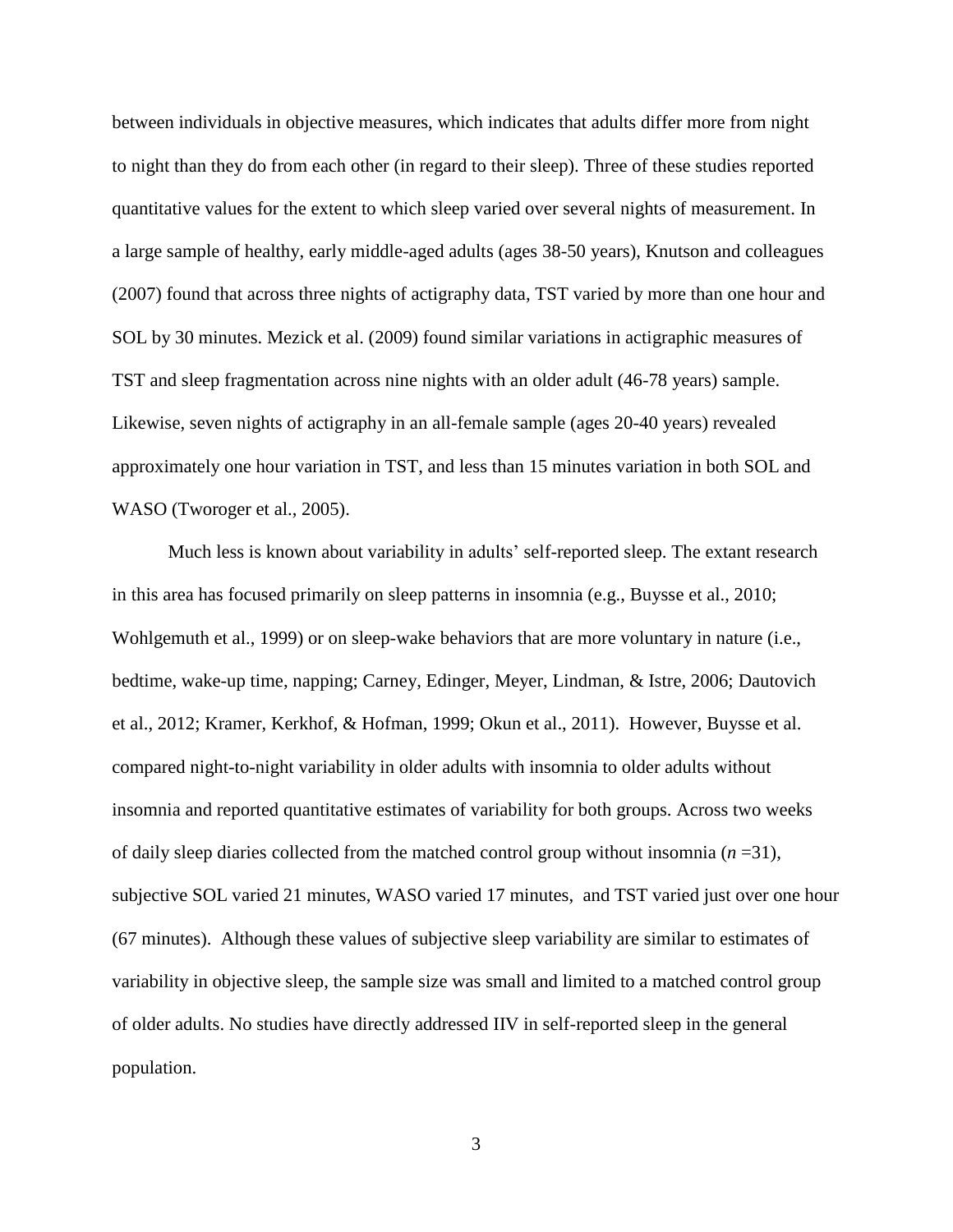between individuals in objective measures, which indicates that adults differ more from night to night than they do from each other (in regard to their sleep). Three of these studies reported quantitative values for the extent to which sleep varied over several nights of measurement. In a large sample of healthy, early middle-aged adults (ages 38-50 years), Knutson and colleagues (2007) found that across three nights of actigraphy data, TST varied by more than one hour and SOL by 30 minutes. Mezick et al. (2009) found similar variations in actigraphic measures of TST and sleep fragmentation across nine nights with an older adult (46-78 years) sample. Likewise, seven nights of actigraphy in an all-female sample (ages 20-40 years) revealed approximately one hour variation in TST, and less than 15 minutes variation in both SOL and WASO (Tworoger et al., 2005).

Much less is known about variability in adults' self-reported sleep. The extant research in this area has focused primarily on sleep patterns in insomnia (e.g., Buysse et al., 2010; Wohlgemuth et al., 1999) or on sleep-wake behaviors that are more voluntary in nature (i.e., bedtime, wake-up time, napping; Carney, Edinger, Meyer, Lindman, & Istre, 2006; Dautovich et al., 2012; Kramer, Kerkhof, & Hofman, 1999; Okun et al., 2011). However, Buysse et al. compared night-to-night variability in older adults with insomnia to older adults without insomnia and reported quantitative estimates of variability for both groups. Across two weeks of daily sleep diaries collected from the matched control group without insomnia (*n* =31), subjective SOL varied 21 minutes, WASO varied 17 minutes, and TST varied just over one hour (67 minutes). Although these values of subjective sleep variability are similar to estimates of variability in objective sleep, the sample size was small and limited to a matched control group of older adults. No studies have directly addressed IIV in self-reported sleep in the general population.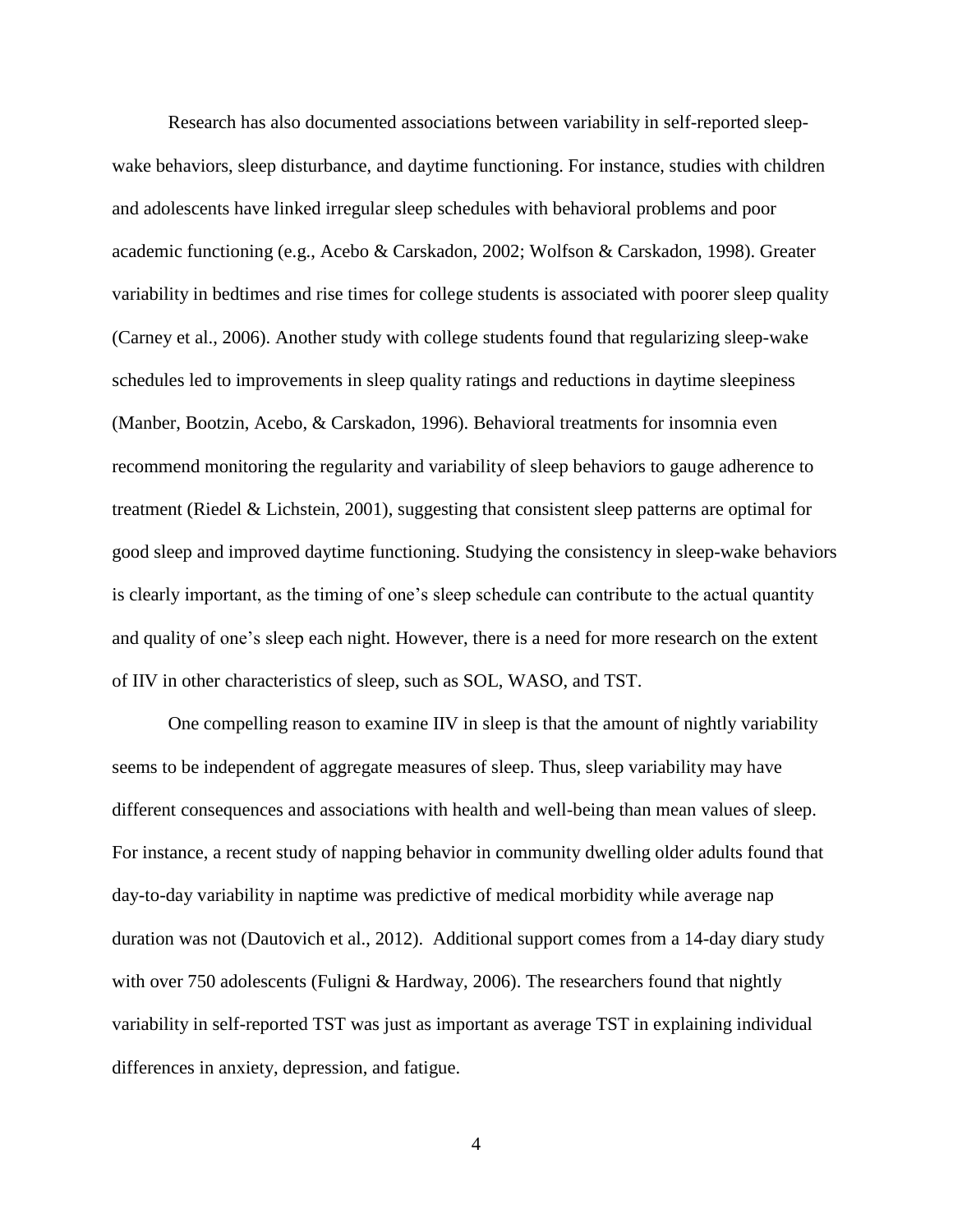Research has also documented associations between variability in self-reported sleep-wake behaviors, sleep disturbance, and daytime functioning. For instance, studies with children and adolescents have linked irregular sleep schedules with behavioral problems and poor academic functioning (e.g., Acebo & Carskadon, 2002; Wolfson & Carskadon, 1998). Greater variability in bedtimes and rise times for college students is associated with poorer sleep quality (Carney et al., 2006). Another study with college students found that regularizing sleep-wake schedules led to improvements in sleep quality ratings and reductions in daytime sleepiness (Manber, Bootzin, Acebo, & Carskadon, 1996). Behavioral treatments for insomnia even recommend monitoring the regularity and variability of sleep behaviors to gauge adherence to treatment (Riedel & Lichstein, 2001), suggesting that consistent sleep patterns are optimal for good sleep and improved daytime functioning. Studying the consistency in sleep-wake behaviors is clearly important, as the timing of one's sleep schedule can contribute to the actual quantity and quality of one's sleep each night. However, there is a need for more research on the extent of IIV in other characteristics of sleep, such as SOL, WASO, and TST.

One compelling reason to examine IIV in sleep is that the amount of nightly variability seems to be independent of aggregate measures of sleep. Thus, sleep variability may have different consequences and associations with health and well-being than mean values of sleep. For instance, a recent study of napping behavior in community dwelling older adults found that day-to-day variability in naptime was predictive of medical morbidity while average nap duration was not (Dautovich et al., 2012). Additional support comes from a 14-day diary study with over 750 adolescents (Fuligni & Hardway, 2006). The researchers found that nightly variability in self-reported TST was just as important as average TST in explaining individual differences in anxiety, depression, and fatigue.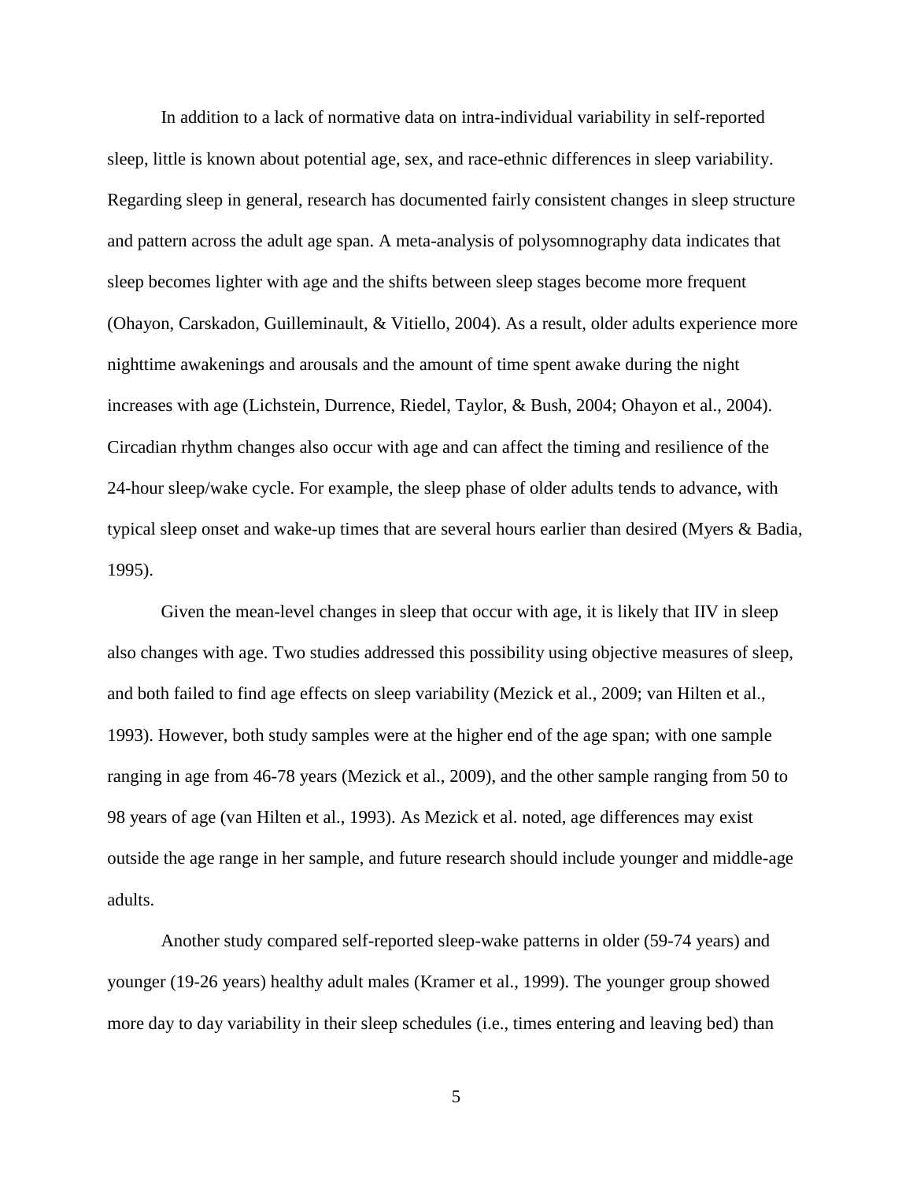In addition to a lack of normative data on intra-individual variability in self-reported sleep, little is known about potential age, sex, and race-ethnic differences in sleep variability. Regarding sleep in general, research has documented fairly consistent changes in sleep structure and pattern across the adult age span. A meta-analysis of polysomnography data indicates that sleep becomes lighter with age and the shifts between sleep stages become more frequent (Ohayon, Carskadon, Guilleminault, & Vitiello, 2004). As a result, older adults experience more nighttime awakenings and arousals and the amount of time spent awake during the night increases with age (Lichstein, Durrence, Riedel, Taylor, & Bush, 2004; Ohayon et al., 2004). Circadian rhythm changes also occur with age and can affect the timing and resilience of the 24-hour sleep/wake cycle. For example, the sleep phase of older adults tends to advance, with typical sleep onset and wake-up times that are several hours earlier than desired (Myers & Badia, 1995).

Given the mean-level changes in sleep that occur with age, it is likely that IIV in sleep also changes with age. Two studies addressed this possibility using objective measures of sleep, and both failed to find age effects on sleep variability (Mezick et al., 2009; van Hilten et al., 1993). However, both study samples were at the higher end of the age span; with one sample ranging in age from 46-78 years (Mezick et al., 2009), and the other sample ranging from 50 to 98 years of age (van Hilten et al., 1993). As Mezick et al. noted, age differences may exist outside the age range in her sample, and future research should include younger and middle-age adults.

Another study compared self-reported sleep-wake patterns in older (59-74 years) and younger (19-26 years) healthy adult males (Kramer et al., 1999). The younger group showed more day to day variability in their sleep schedules (i.e., times entering and leaving bed) than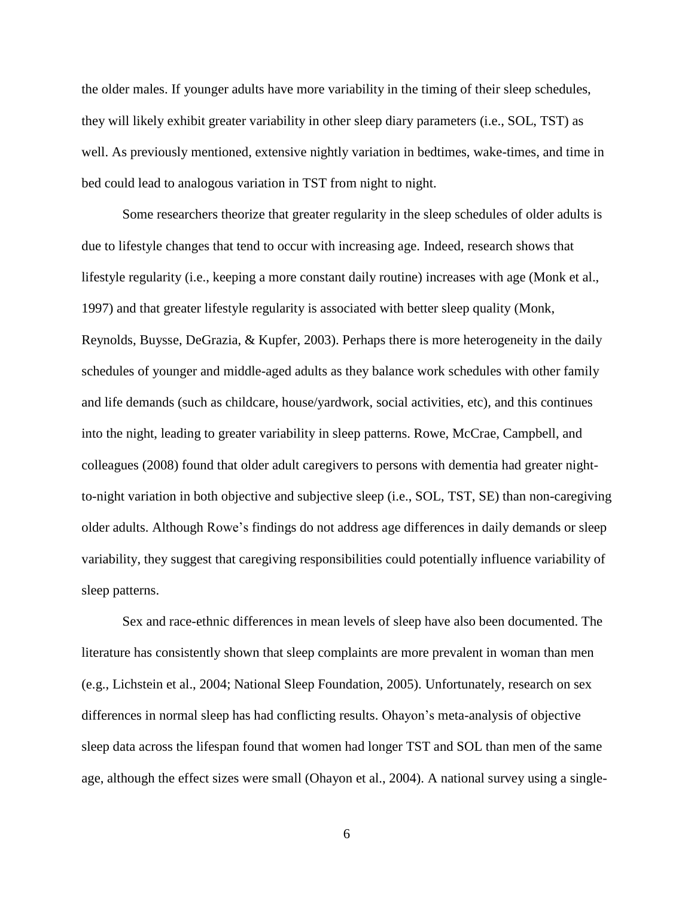the older males. If younger adults have more variability in the timing of their sleep schedules, they will likely exhibit greater variability in other sleep diary parameters (i.e., SOL, TST) as well. As previously mentioned, extensive nightly variation in bedtimes, wake-times, and time in bed could lead to analogous variation in TST from night to night.

Some researchers theorize that greater regularity in the sleep schedules of older adults is due to lifestyle changes that tend to occur with increasing age. Indeed, research shows that lifestyle regularity (i.e., keeping a more constant daily routine) increases with age (Monk et al., 1997) and that greater lifestyle regularity is associated with better sleep quality (Monk, Reynolds, Buysse, DeGrazia, & Kupfer, 2003). Perhaps there is more heterogeneity in the daily schedules of younger and middle-aged adults as they balance work schedules with other family and life demands (such as childcare, house/yardwork, social activities, etc), and this continues into the night, leading to greater variability in sleep patterns. Rowe, McCrae, Campbell, and colleagues (2008) found that older adult caregivers to persons with dementia had greater night-to-night variation in both objective and subjective sleep (i.e., SOL, TST, SE) than non-caregiving older adults. Although Rowe's findings do not address age differences in daily demands or sleep variability, they suggest that caregiving responsibilities could potentially influence variability of sleep patterns.

Sex and race-ethnic differences in mean levels of sleep have also been documented. The literature has consistently shown that sleep complaints are more prevalent in woman than men (e.g., Lichstein et al., 2004; National Sleep Foundation, 2005). Unfortunately, research on sex differences in normal sleep has had conflicting results. Ohayon's meta-analysis of objective sleep data across the lifespan found that women had longer TST and SOL than men of the same age, although the effect sizes were small (Ohayon et al., 2004). A national survey using a single-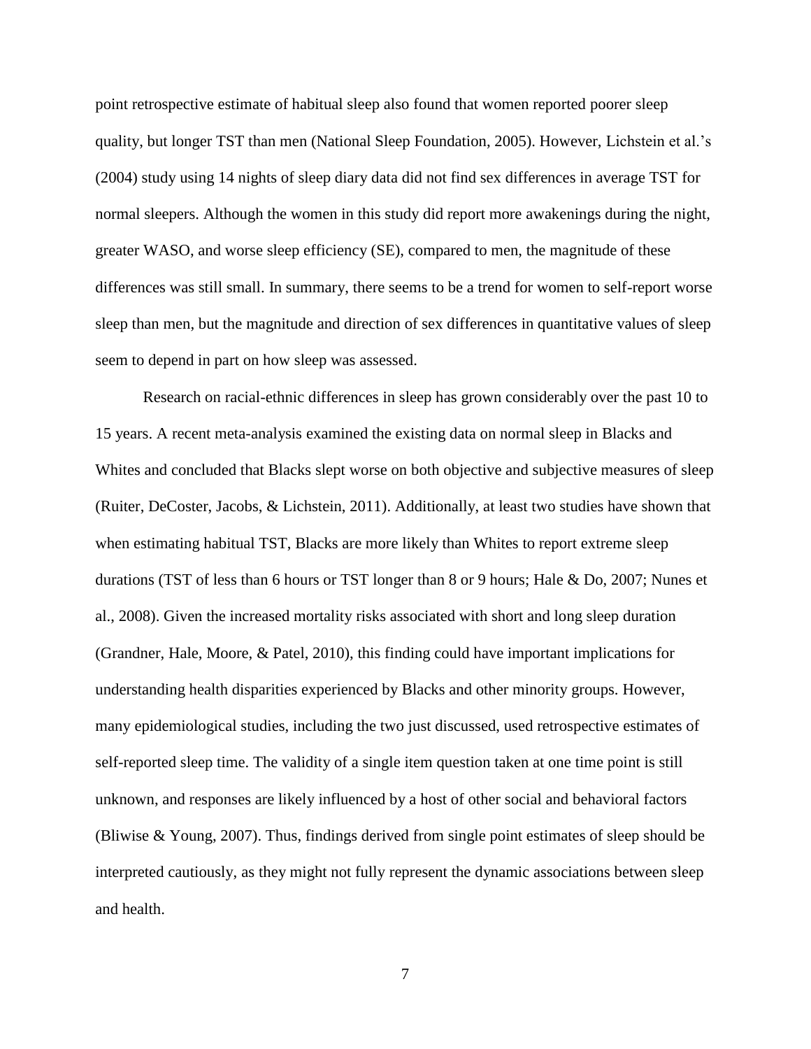point retrospective estimate of habitual sleep also found that women reported poorer sleep quality, but longer TST than men (National Sleep Foundation, 2005). However, Lichstein et al.'s (2004) study using 14 nights of sleep diary data did not find sex differences in average TST for normal sleepers. Although the women in this study did report more awakenings during the night, greater WASO, and worse sleep efficiency (SE), compared to men, the magnitude of these differences was still small. In summary, there seems to be a trend for women to self-report worse sleep than men, but the magnitude and direction of sex differences in quantitative values of sleep seem to depend in part on how sleep was assessed.

Research on racial-ethnic differences in sleep has grown considerably over the past 10 to 15 years. A recent meta-analysis examined the existing data on normal sleep in Blacks and Whites and concluded that Blacks slept worse on both objective and subjective measures of sleep (Ruiter, DeCoster, Jacobs, & Lichstein, 2011). Additionally, at least two studies have shown that when estimating habitual TST, Blacks are more likely than Whites to report extreme sleep durations (TST of less than 6 hours or TST longer than 8 or 9 hours; Hale & Do, 2007; Nunes et al., 2008). Given the increased mortality risks associated with short and long sleep duration (Grandner, Hale, Moore, & Patel, 2010), this finding could have important implications for understanding health disparities experienced by Blacks and other minority groups. However, many epidemiological studies, including the two just discussed, used retrospective estimates of self-reported sleep time. The validity of a single item question taken at one time point is still unknown, and responses are likely influenced by a host of other social and behavioral factors (Bliwise & Young, 2007). Thus, findings derived from single point estimates of sleep should be interpreted cautiously, as they might not fully represent the dynamic associations between sleep and health.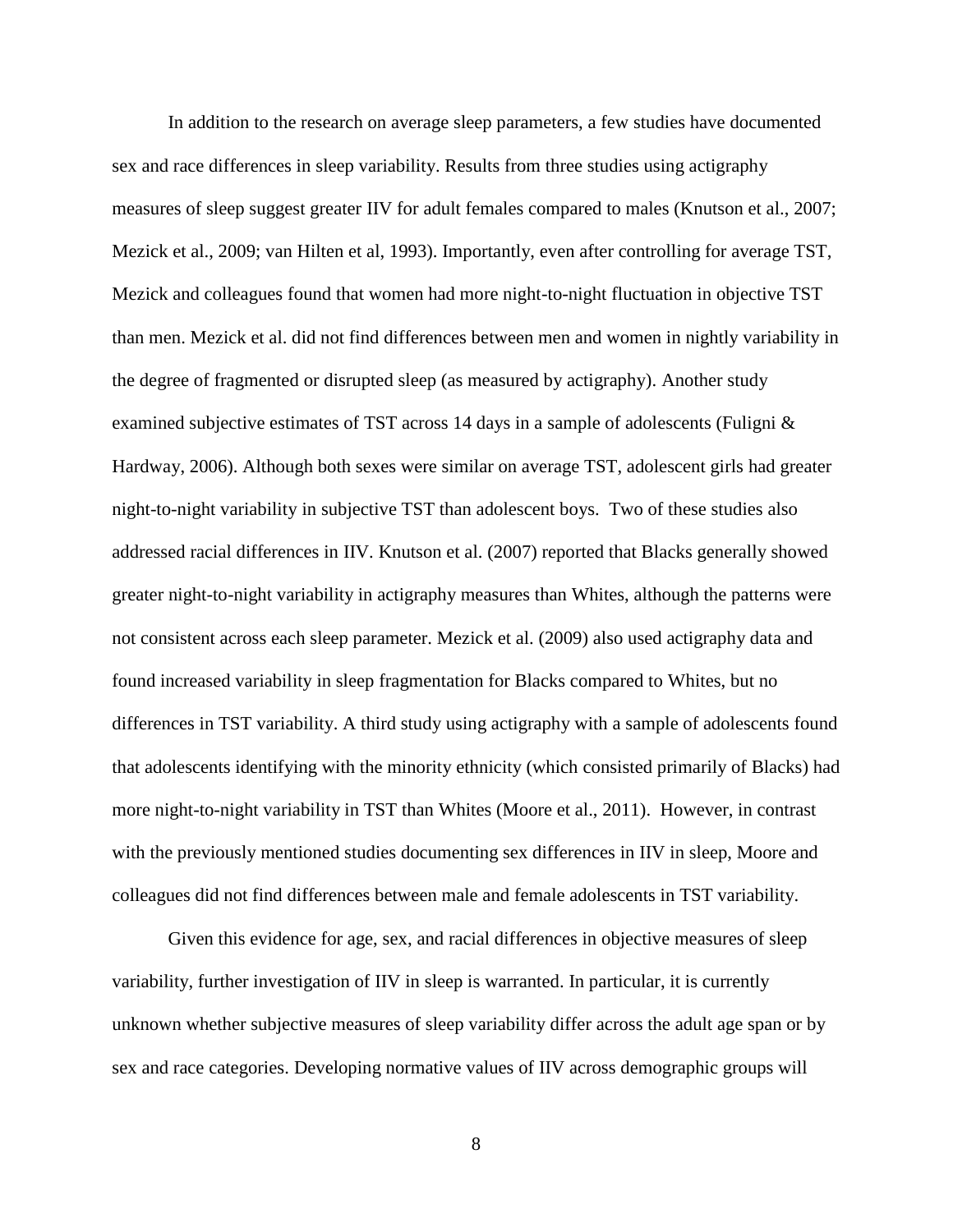In addition to the research on average sleep parameters, a few studies have documented sex and race differences in sleep variability. Results from three studies using actigraphy measures of sleep suggest greater IIV for adult females compared to males (Knutson et al., 2007; Mezick et al., 2009; van Hilten et al, 1993). Importantly, even after controlling for average TST, Mezick and colleagues found that women had more night-to-night fluctuation in objective TST than men. Mezick et al. did not find differences between men and women in nightly variability in the degree of fragmented or disrupted sleep (as measured by actigraphy). Another study examined subjective estimates of TST across 14 days in a sample of adolescents (Fuligni & Hardway, 2006). Although both sexes were similar on average TST, adolescent girls had greater night-to-night variability in subjective TST than adolescent boys. Two of these studies also addressed racial differences in IIV. Knutson et al. (2007) reported that Blacks generally showed greater night-to-night variability in actigraphy measures than Whites, although the patterns were not consistent across each sleep parameter. Mezick et al. (2009) also used actigraphy data and found increased variability in sleep fragmentation for Blacks compared to Whites, but no differences in TST variability. A third study using actigraphy with a sample of adolescents found that adolescents identifying with the minority ethnicity (which consisted primarily of Blacks) had more night-to-night variability in TST than Whites (Moore et al., 2011). However, in contrast with the previously mentioned studies documenting sex differences in IIV in sleep, Moore and colleagues did not find differences between male and female adolescents in TST variability.

Given this evidence for age, sex, and racial differences in objective measures of sleep variability, further investigation of IIV in sleep is warranted. In particular, it is currently unknown whether subjective measures of sleep variability differ across the adult age span or by sex and race categories. Developing normative values of IIV across demographic groups will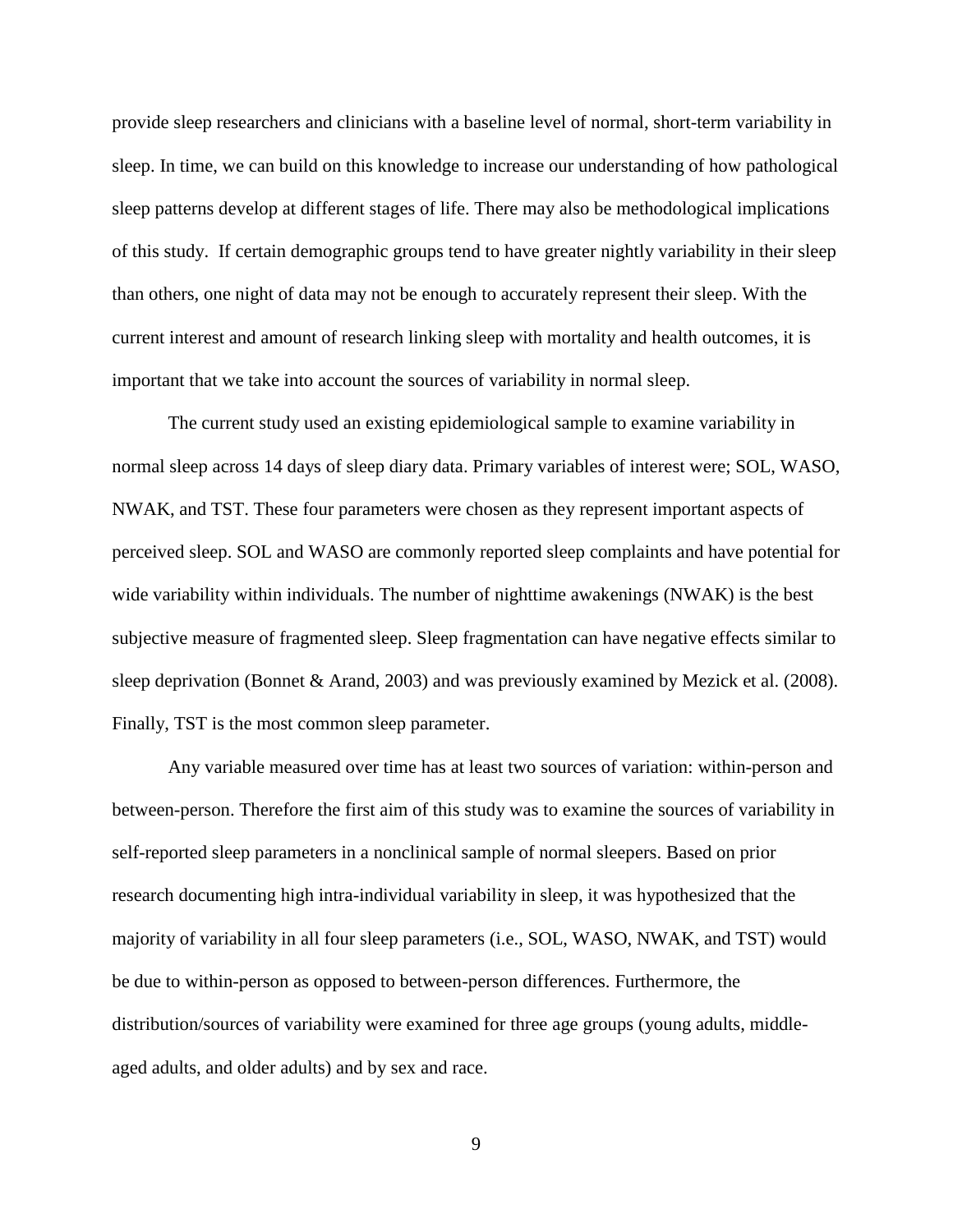provide sleep researchers and clinicians with a baseline level of normal, short-term variability in sleep. In time, we can build on this knowledge to increase our understanding of how pathological sleep patterns develop at different stages of life. There may also be methodological implications of this study. If certain demographic groups tend to have greater nightly variability in their sleep than others, one night of data may not be enough to accurately represent their sleep. With the current interest and amount of research linking sleep with mortality and health outcomes, it is important that we take into account the sources of variability in normal sleep.

The current study used an existing epidemiological sample to examine variability in normal sleep across 14 days of sleep diary data. Primary variables of interest were; SOL, WASO, NWAK, and TST. These four parameters were chosen as they represent important aspects of perceived sleep. SOL and WASO are commonly reported sleep complaints and have potential for wide variability within individuals. The number of nighttime awakenings (NWAK) is the best subjective measure of fragmented sleep. Sleep fragmentation can have negative effects similar to sleep deprivation (Bonnet & Arand, 2003) and was previously examined by Mezick et al. (2008). Finally, TST is the most common sleep parameter.

Any variable measured over time has at least two sources of variation: within-person and between-person. Therefore the first aim of this study was to examine the sources of variability in self-reported sleep parameters in a nonclinical sample of normal sleepers. Based on prior research documenting high intra-individual variability in sleep, it was hypothesized that the majority of variability in all four sleep parameters (i.e., SOL, WASO, NWAK, and TST) would be due to within-person as opposed to between-person differences. Furthermore, the distribution/sources of variability were examined for three age groups (young adults, middle-aged adults, and older adults) and by sex and race.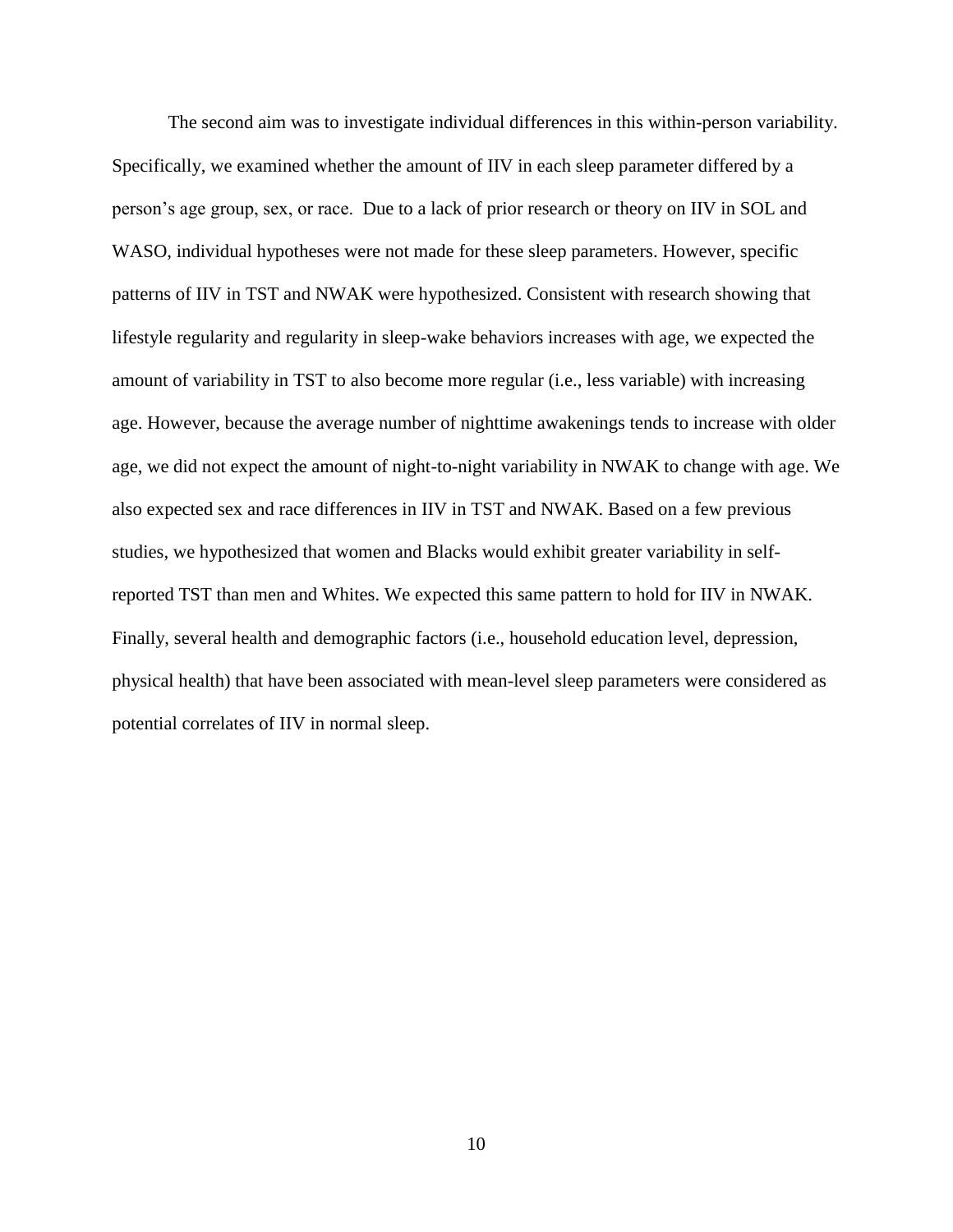The second aim was to investigate individual differences in this within-person variability. Specifically, we examined whether the amount of IIV in each sleep parameter differed by a person's age group, sex, or race. Due to a lack of prior research or theory on IIV in SOL and WASO, individual hypotheses were not made for these sleep parameters. However, specific patterns of IIV in TST and NWAK were hypothesized. Consistent with research showing that lifestyle regularity and regularity in sleep-wake behaviors increases with age, we expected the amount of variability in TST to also become more regular (i.e., less variable) with increasing age. However, because the average number of nighttime awakenings tends to increase with older age, we did not expect the amount of night-to-night variability in NWAK to change with age. We also expected sex and race differences in IIV in TST and NWAK. Based on a few previous studies, we hypothesized that women and Blacks would exhibit greater variability in self-reported TST than men and Whites. We expected this same pattern to hold for IIV in NWAK. Finally, several health and demographic factors (i.e., household education level, depression, physical health) that have been associated with mean-level sleep parameters were considered as potential correlates of IIV in normal sleep.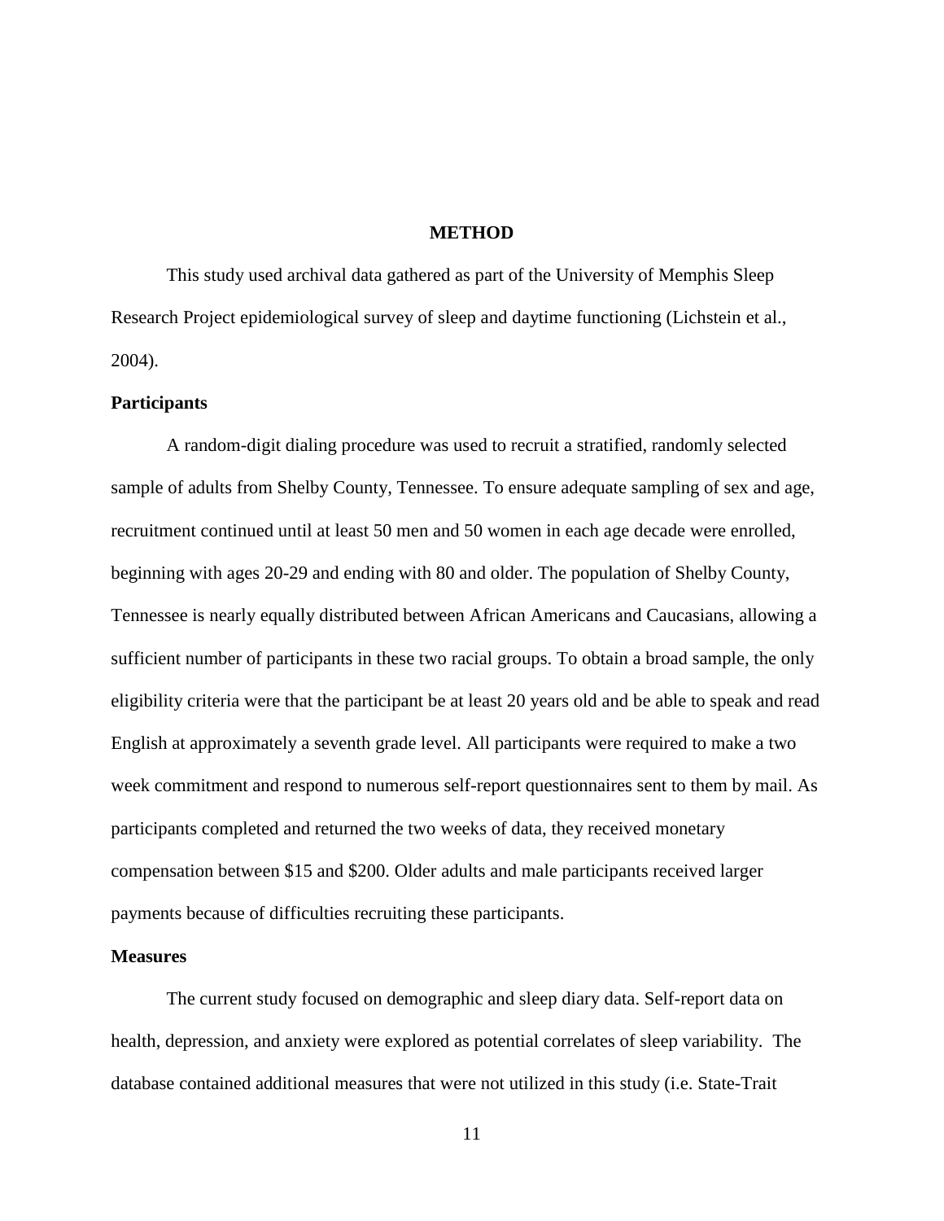# METHOD

This study used archival data gathered as part of the University of Memphis Sleep Research Project epidemiological survey of sleep and daytime functioning (Lichstein et al., 2004).

## Participants

A random-digit dialing procedure was used to recruit a stratified, randomly selected sample of adults from Shelby County, Tennessee. To ensure adequate sampling of sex and age, recruitment continued until at least 50 men and 50 women in each age decade were enrolled, beginning with ages 20-29 and ending with 80 and older. The population of Shelby County, Tennessee is nearly equally distributed between African Americans and Caucasians, allowing a sufficient number of participants in these two racial groups. To obtain a broad sample, the only eligibility criteria were that the participant be at least 20 years old and be able to speak and read English at approximately a seventh grade level. All participants were required to make a two week commitment and respond to numerous self-report questionnaires sent to them by mail. As participants completed and returned the two weeks of data, they received monetary compensation between $15 and $200. Older adults and male participants received larger payments because of difficulties recruiting these participants.

## Measures

The current study focused on demographic and sleep diary data. Self-report data on health, depression, and anxiety were explored as potential correlates of sleep variability. The database contained additional measures that were not utilized in this study (i.e. State-Trait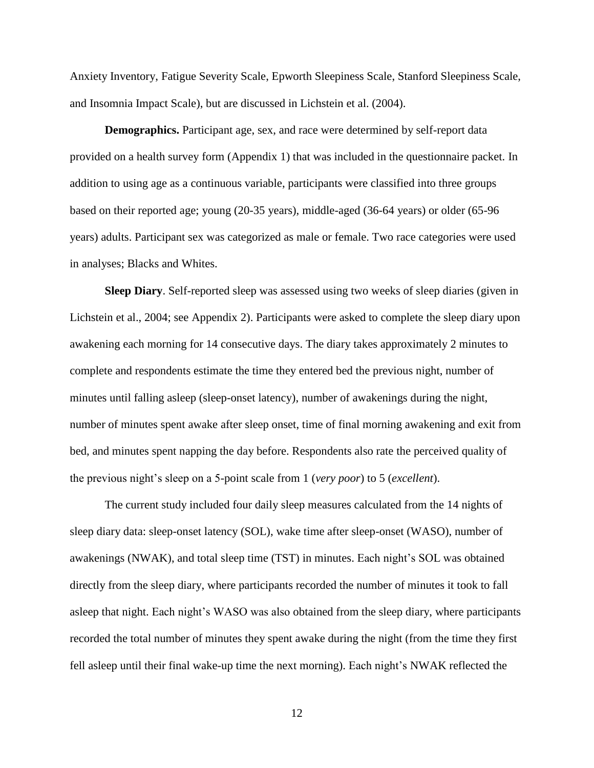Anxiety Inventory, Fatigue Severity Scale, Epworth Sleepiness Scale, Stanford Sleepiness Scale, and Insomnia Impact Scale), but are discussed in Lichstein et al. (2004).

**Demographics.** Participant age, sex, and race were determined by self-report data provided on a health survey form (Appendix 1) that was included in the questionnaire packet. In addition to using age as a continuous variable, participants were classified into three groups based on their reported age; young (20-35 years), middle-aged (36-64 years) or older (65-96 years) adults. Participant sex was categorized as male or female. Two race categories were used in analyses; Blacks and Whites.

**Sleep Diary**. Self-reported sleep was assessed using two weeks of sleep diaries (given in Lichstein et al., 2004; see Appendix 2). Participants were asked to complete the sleep diary upon awakening each morning for 14 consecutive days. The diary takes approximately 2 minutes to complete and respondents estimate the time they entered bed the previous night, number of minutes until falling asleep (sleep-onset latency), number of awakenings during the night, number of minutes spent awake after sleep onset, time of final morning awakening and exit from bed, and minutes spent napping the day before. Respondents also rate the perceived quality of the previous night's sleep on a 5-point scale from 1 (*very poor*) to 5 (*excellent*).

The current study included four daily sleep measures calculated from the 14 nights of sleep diary data: sleep-onset latency (SOL), wake time after sleep-onset (WASO), number of awakenings (NWAK), and total sleep time (TST) in minutes. Each night's SOL was obtained directly from the sleep diary, where participants recorded the number of minutes it took to fall asleep that night. Each night's WASO was also obtained from the sleep diary, where participants recorded the total number of minutes they spent awake during the night (from the time they first fell asleep until their final wake-up time the next morning). Each night's NWAK reflected the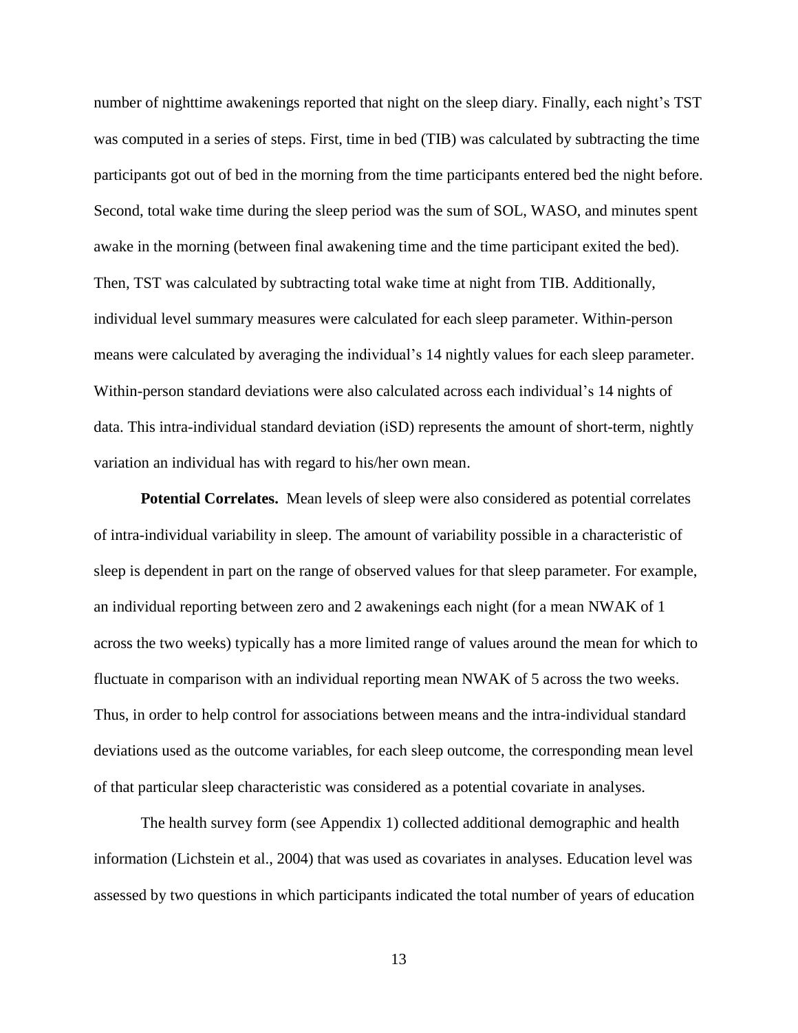number of nighttime awakenings reported that night on the sleep diary. Finally, each night's TST was computed in a series of steps. First, time in bed (TIB) was calculated by subtracting the time participants got out of bed in the morning from the time participants entered bed the night before. Second, total wake time during the sleep period was the sum of SOL, WASO, and minutes spent awake in the morning (between final awakening time and the time participant exited the bed). Then, TST was calculated by subtracting total wake time at night from TIB. Additionally, individual level summary measures were calculated for each sleep parameter. Within-person means were calculated by averaging the individual's 14 nightly values for each sleep parameter. Within-person standard deviations were also calculated across each individual's 14 nights of data. This intra-individual standard deviation (iSD) represents the amount of short-term, nightly variation an individual has with regard to his/her own mean.

**Potential Correlates.** Mean levels of sleep were also considered as potential correlates of intra-individual variability in sleep. The amount of variability possible in a characteristic of sleep is dependent in part on the range of observed values for that sleep parameter. For example, an individual reporting between zero and 2 awakenings each night (for a mean NWAK of 1 across the two weeks) typically has a more limited range of values around the mean for which to fluctuate in comparison with an individual reporting mean NWAK of 5 across the two weeks. Thus, in order to help control for associations between means and the intra-individual standard deviations used as the outcome variables, for each sleep outcome, the corresponding mean level of that particular sleep characteristic was considered as a potential covariate in analyses.

The health survey form (see Appendix 1) collected additional demographic and health information (Lichstein et al., 2004) that was used as covariates in analyses. Education level was assessed by two questions in which participants indicated the total number of years of education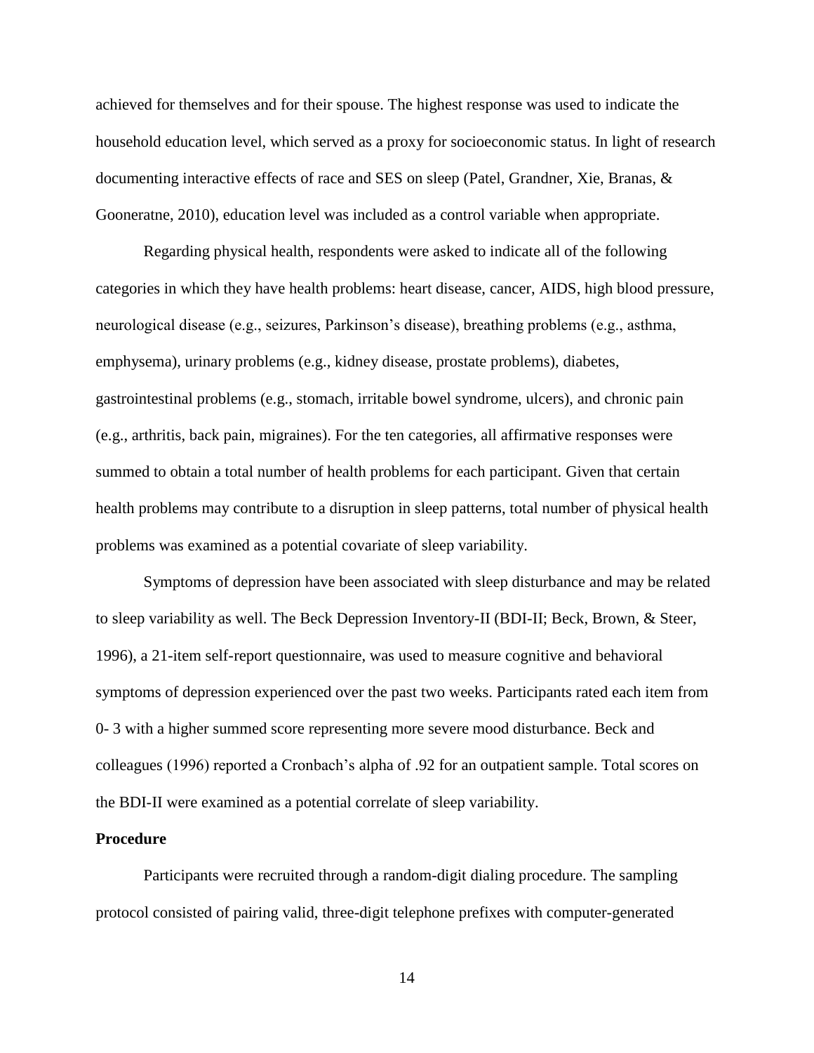achieved for themselves and for their spouse. The highest response was used to indicate the household education level, which served as a proxy for socioeconomic status. In light of research documenting interactive effects of race and SES on sleep (Patel, Grandner, Xie, Branas, & Gooneratne, 2010), education level was included as a control variable when appropriate.

Regarding physical health, respondents were asked to indicate all of the following categories in which they have health problems: heart disease, cancer, AIDS, high blood pressure, neurological disease (e.g., seizures, Parkinson's disease), breathing problems (e.g., asthma, emphysema), urinary problems (e.g., kidney disease, prostate problems), diabetes, gastrointestinal problems (e.g., stomach, irritable bowel syndrome, ulcers), and chronic pain (e.g., arthritis, back pain, migraines). For the ten categories, all affirmative responses were summed to obtain a total number of health problems for each participant. Given that certain health problems may contribute to a disruption in sleep patterns, total number of physical health problems was examined as a potential covariate of sleep variability.

Symptoms of depression have been associated with sleep disturbance and may be related to sleep variability as well. The Beck Depression Inventory-II (BDI-II; Beck, Brown, & Steer, 1996), a 21-item self-report questionnaire, was used to measure cognitive and behavioral symptoms of depression experienced over the past two weeks. Participants rated each item from 0- 3 with a higher summed score representing more severe mood disturbance. Beck and colleagues (1996) reported a Cronbach's alpha of .92 for an outpatient sample. Total scores on the BDI-II were examined as a potential correlate of sleep variability.

## Procedure

Participants were recruited through a random-digit dialing procedure. The sampling protocol consisted of pairing valid, three-digit telephone prefixes with computer-generated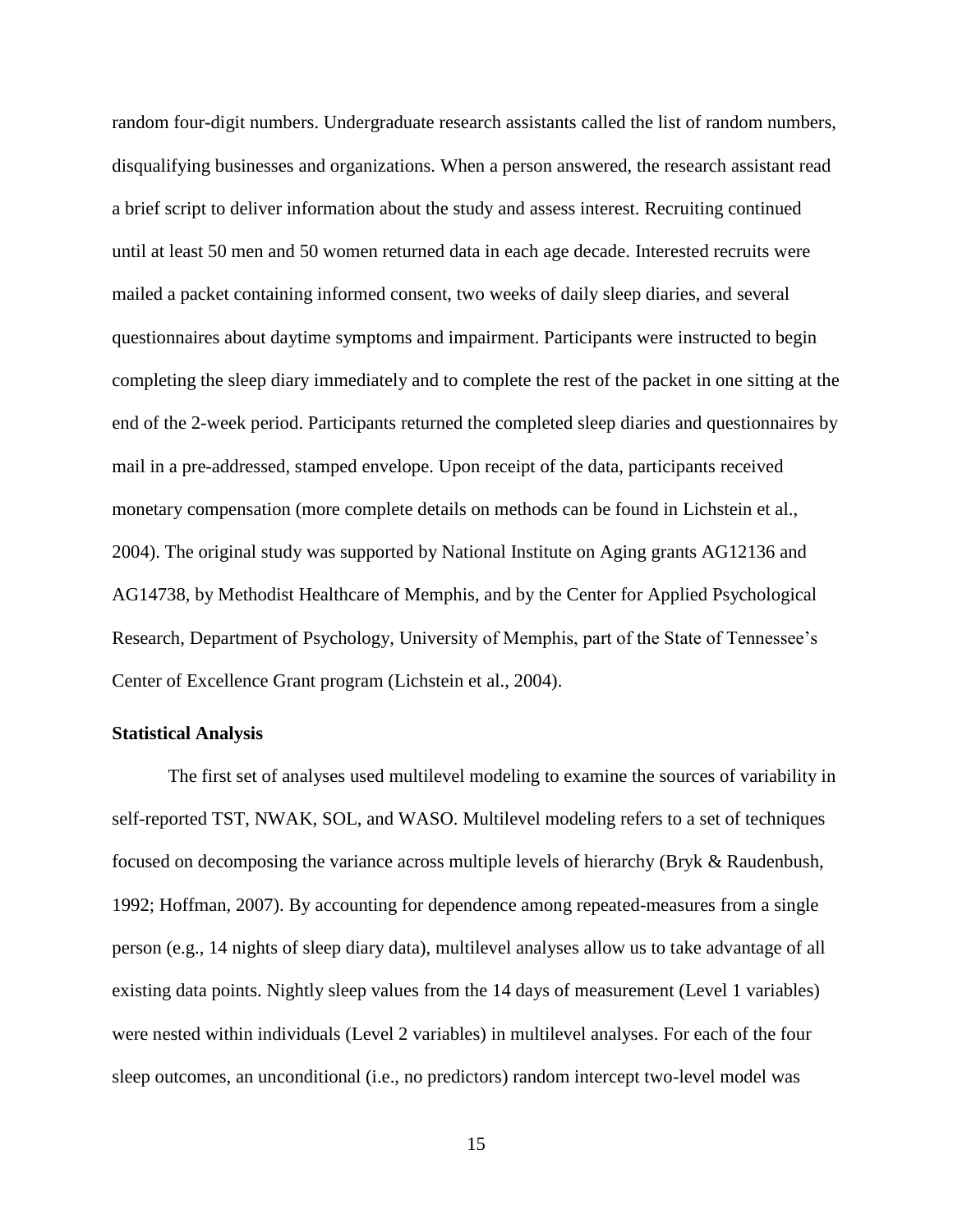random four-digit numbers. Undergraduate research assistants called the list of random numbers, disqualifying businesses and organizations. When a person answered, the research assistant read a brief script to deliver information about the study and assess interest. Recruiting continued until at least 50 men and 50 women returned data in each age decade. Interested recruits were mailed a packet containing informed consent, two weeks of daily sleep diaries, and several questionnaires about daytime symptoms and impairment. Participants were instructed to begin completing the sleep diary immediately and to complete the rest of the packet in one sitting at the end of the 2-week period. Participants returned the completed sleep diaries and questionnaires by mail in a pre-addressed, stamped envelope. Upon receipt of the data, participants received monetary compensation (more complete details on methods can be found in Lichstein et al., 2004). The original study was supported by National Institute on Aging grants AG12136 and AG14738, by Methodist Healthcare of Memphis, and by the Center for Applied Psychological Research, Department of Psychology, University of Memphis, part of the State of Tennessee's Center of Excellence Grant program (Lichstein et al., 2004).

**Statistical Analysis**

The first set of analyses used multilevel modeling to examine the sources of variability in self-reported TST, NWAK, SOL, and WASO. Multilevel modeling refers to a set of techniques focused on decomposing the variance across multiple levels of hierarchy (Bryk & Raudenbush, 1992; Hoffman, 2007). By accounting for dependence among repeated-measures from a single person (e.g., 14 nights of sleep diary data), multilevel analyses allow us to take advantage of all existing data points. Nightly sleep values from the 14 days of measurement (Level 1 variables) were nested within individuals (Level 2 variables) in multilevel analyses. For each of the four sleep outcomes, an unconditional (i.e., no predictors) random intercept two-level model was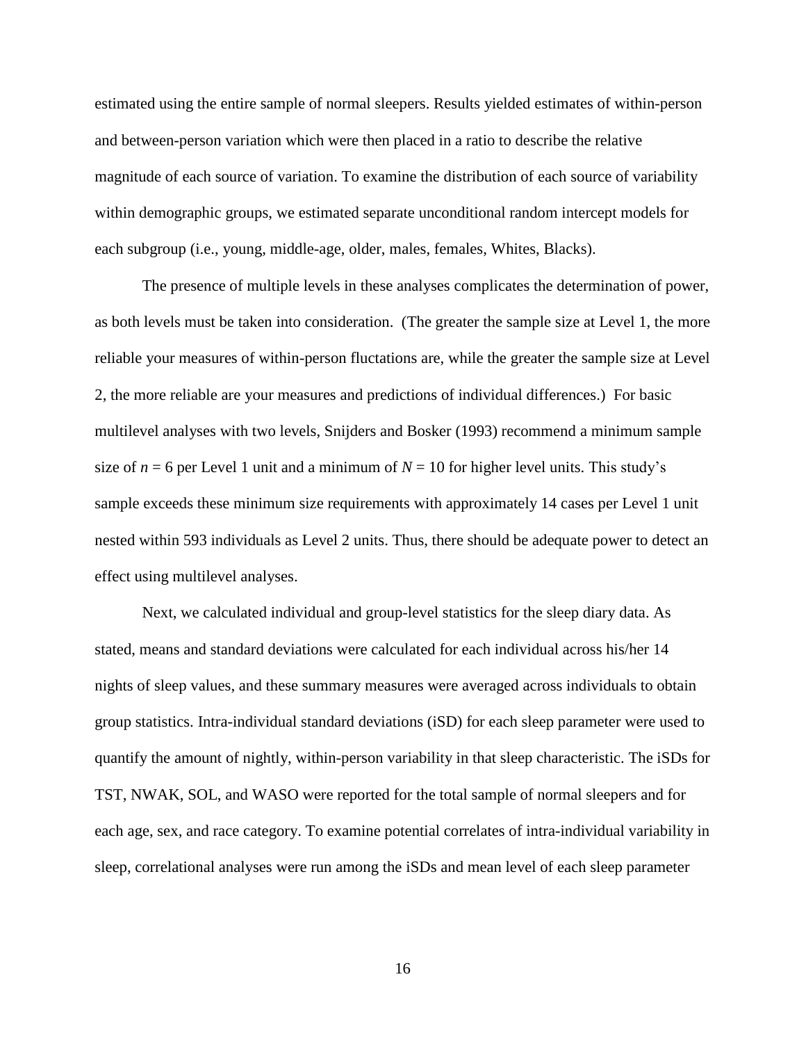estimated using the entire sample of normal sleepers. Results yielded estimates of within-person and between-person variation which were then placed in a ratio to describe the relative magnitude of each source of variation. To examine the distribution of each source of variability within demographic groups, we estimated separate unconditional random intercept models for each subgroup (i.e., young, middle-age, older, males, females, Whites, Blacks).

The presence of multiple levels in these analyses complicates the determination of power, as both levels must be taken into consideration. (The greater the sample size at Level 1, the more reliable your measures of within-person fluctuations are, while the greater the sample size at Level 2, the more reliable are your measures and predictions of individual differences.) For basic multilevel analyses with two levels, Snijders and Bosker (1993) recommend a minimum sample size of $n = 6$ per Level 1 unit and a minimum of $N = 10$ for higher level units. This study's sample exceeds these minimum size requirements with approximately 14 cases per Level 1 unit nested within 593 individuals as Level 2 units. Thus, there should be adequate power to detect an effect using multilevel analyses.

Next, we calculated individual and group-level statistics for the sleep diary data. As stated, means and standard deviations were calculated for each individual across his/her 14 nights of sleep values, and these summary measures were averaged across individuals to obtain group statistics. Intra-individual standard deviations (iSD) for each sleep parameter were used to quantify the amount of nightly, within-person variability in that sleep characteristic. The iSDs for TST, NWAK, SOL, and WASO were reported for the total sample of normal sleepers and for each age, sex, and race category. To examine potential correlates of intra-individual variability in sleep, correlational analyses were run among the iSDs and mean level of each sleep parameter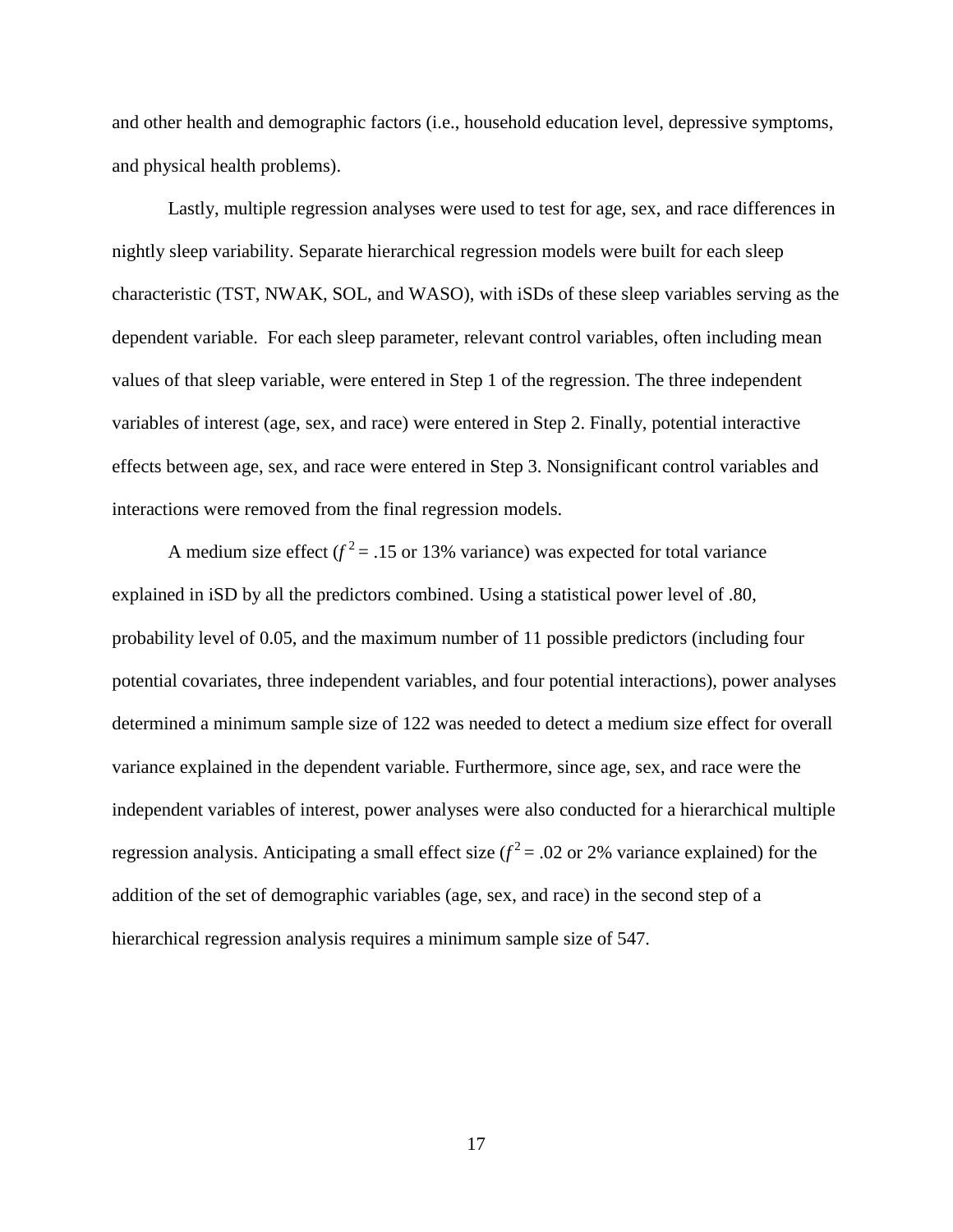and other health and demographic factors (i.e., household education level, depressive symptoms, and physical health problems).

Lastly, multiple regression analyses were used to test for age, sex, and race differences in nightly sleep variability. Separate hierarchical regression models were built for each sleep characteristic (TST, NWAK, SOL, and WASO), with iSDs of these sleep variables serving as the dependent variable. For each sleep parameter, relevant control variables, often including mean values of that sleep variable, were entered in Step 1 of the regression. The three independent variables of interest (age, sex, and race) were entered in Step 2. Finally, potential interactive effects between age, sex, and race were entered in Step 3. Nonsignificant control variables and interactions were removed from the final regression models.

A medium size effect ($f^2 = .15$ or 13% variance) was expected for total variance explained in iSD by all the predictors combined. Using a statistical power level of .80, probability level of 0.05, and the maximum number of 11 possible predictors (including four potential covariates, three independent variables, and four potential interactions), power analyses determined a minimum sample size of 122 was needed to detect a medium size effect for overall variance explained in the dependent variable. Furthermore, since age, sex, and race were the independent variables of interest, power analyses were also conducted for a hierarchical multiple regression analysis. Anticipating a small effect size ($f^2 = .02$ or 2% variance explained) for the addition of the set of demographic variables (age, sex, and race) in the second step of a hierarchical regression analysis requires a minimum sample size of 547.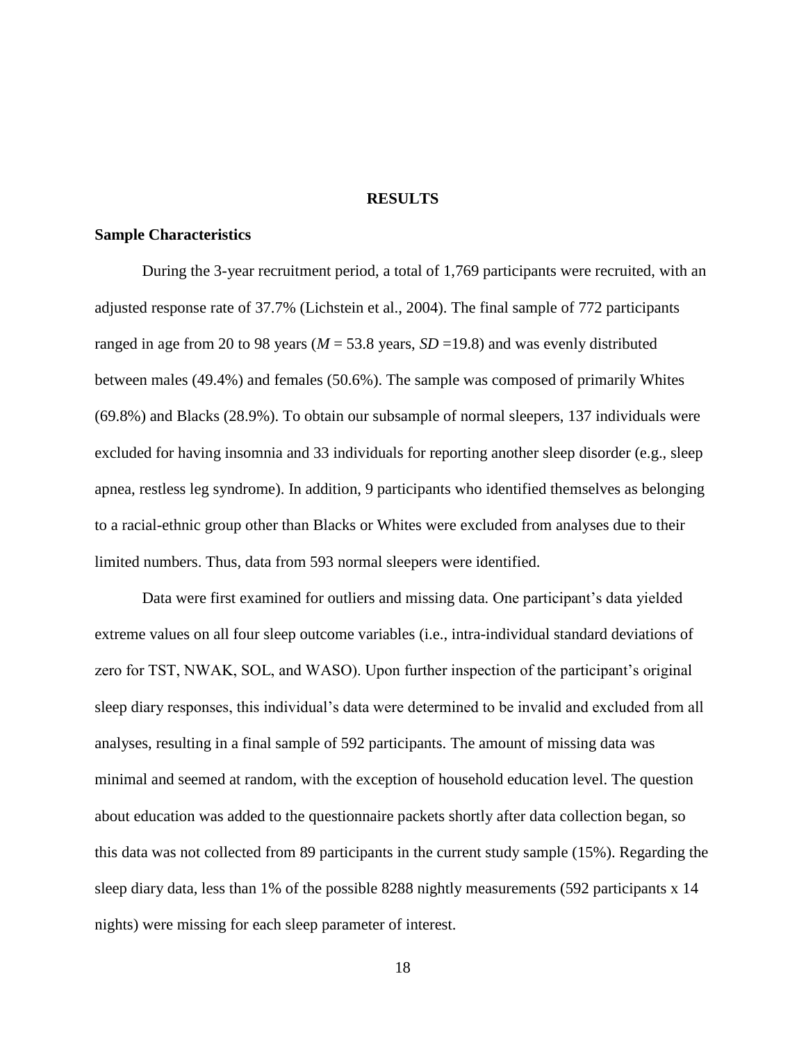# RESULTS

## Sample Characteristics

During the 3-year recruitment period, a total of 1,769 participants were recruited, with an adjusted response rate of 37.7% (Lichstein et al., 2004). The final sample of 772 participants ranged in age from 20 to 98 years (*M* = 53.8 years, *SD* =19.8) and was evenly distributed between males (49.4%) and females (50.6%). The sample was composed of primarily Whites (69.8%) and Blacks (28.9%). To obtain our subsample of normal sleepers, 137 individuals were excluded for having insomnia and 33 individuals for reporting another sleep disorder (e.g., sleep apnea, restless leg syndrome). In addition, 9 participants who identified themselves as belonging to a racial-ethnic group other than Blacks or Whites were excluded from analyses due to their limited numbers. Thus, data from 593 normal sleepers were identified.

Data were first examined for outliers and missing data. One participant's data yielded extreme values on all four sleep outcome variables (i.e., intra-individual standard deviations of zero for TST, NWAK, SOL, and WASO). Upon further inspection of the participant's original sleep diary responses, this individual's data were determined to be invalid and excluded from all analyses, resulting in a final sample of 592 participants. The amount of missing data was minimal and seemed at random, with the exception of household education level. The question about education was added to the questionnaire packets shortly after data collection began, so this data was not collected from 89 participants in the current study sample (15%). Regarding the sleep diary data, less than 1% of the possible 8288 nightly measurements (592 participants x 14 nights) were missing for each sleep parameter of interest.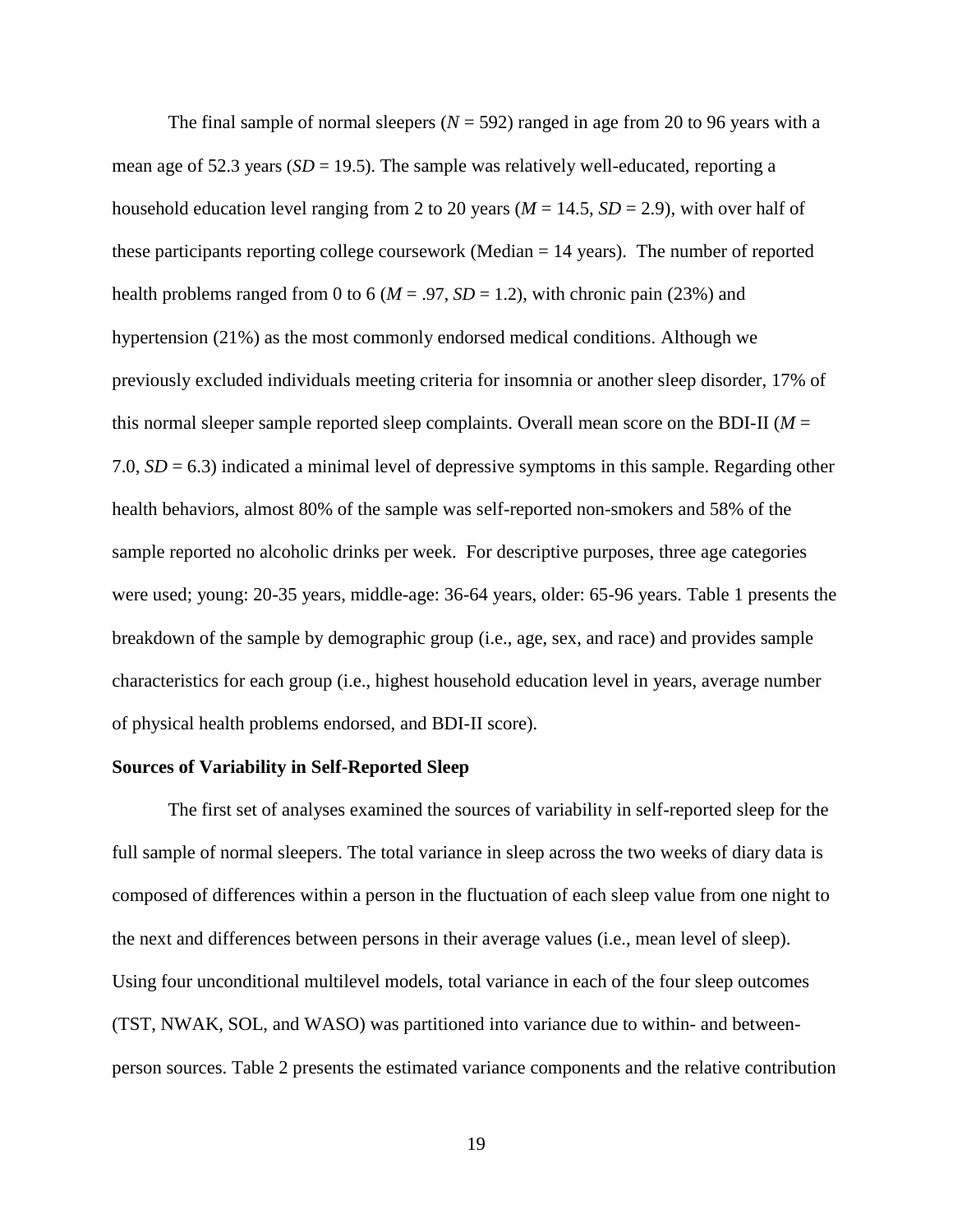The final sample of normal sleepers (*N* = 592) ranged in age from 20 to 96 years with a mean age of 52.3 years (*SD* = 19.5). The sample was relatively well-educated, reporting a household education level ranging from 2 to 20 years (*M* = 14.5, *SD* = 2.9), with over half of these participants reporting college coursework (Median = 14 years). The number of reported health problems ranged from 0 to 6 (*M* = .97, *SD* = 1.2), with chronic pain (23%) and hypertension (21%) as the most commonly endorsed medical conditions. Although we previously excluded individuals meeting criteria for insomnia or another sleep disorder, 17% of this normal sleeper sample reported sleep complaints. Overall mean score on the BDI-II (*M* = 7.0, *SD* = 6.3) indicated a minimal level of depressive symptoms in this sample. Regarding other health behaviors, almost 80% of the sample was self-reported non-smokers and 58% of the sample reported no alcoholic drinks per week. For descriptive purposes, three age categories were used; young: 20-35 years, middle-age: 36-64 years, older: 65-96 years. Table 1 presents the breakdown of the sample by demographic group (i.e., age, sex, and race) and provides sample characteristics for each group (i.e., highest household education level in years, average number of physical health problems endorsed, and BDI-II score).

**Sources of Variability in Self-Reported Sleep**

The first set of analyses examined the sources of variability in self-reported sleep for the full sample of normal sleepers. The total variance in sleep across the two weeks of diary data is composed of differences within a person in the fluctuation of each sleep value from one night to the next and differences between persons in their average values (i.e., mean level of sleep). Using four unconditional multilevel models, total variance in each of the four sleep outcomes (TST, NWAK, SOL, and WASO) was partitioned into variance due to within- and between-person sources. Table 2 presents the estimated variance components and the relative contribution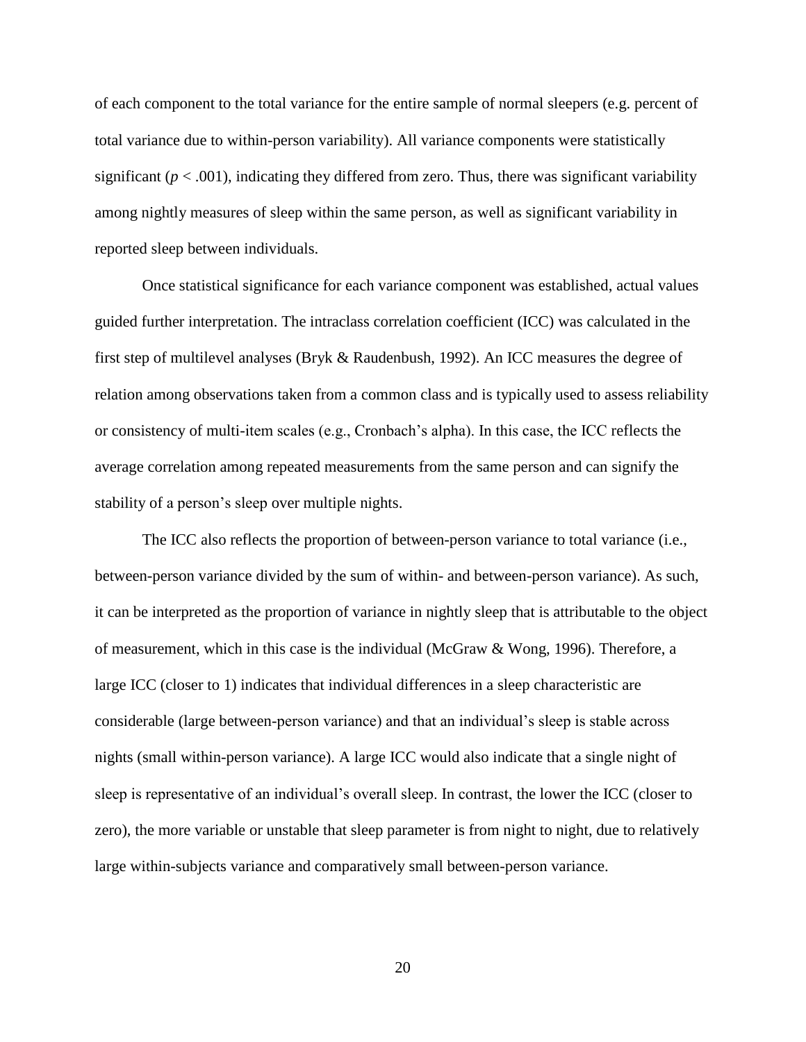of each component to the total variance for the entire sample of normal sleepers (e.g. percent of total variance due to within-person variability). All variance components were statistically significant ($p < .001$), indicating they differed from zero. Thus, there was significant variability among nightly measures of sleep within the same person, as well as significant variability in reported sleep between individuals.

Once statistical significance for each variance component was established, actual values guided further interpretation. The intraclass correlation coefficient (ICC) was calculated in the first step of multilevel analyses (Bryk & Raudenbush, 1992). An ICC measures the degree of relation among observations taken from a common class and is typically used to assess reliability or consistency of multi-item scales (e.g., Cronbach's alpha). In this case, the ICC reflects the average correlation among repeated measurements from the same person and can signify the stability of a person's sleep over multiple nights.

The ICC also reflects the proportion of between-person variance to total variance (i.e., between-person variance divided by the sum of within- and between-person variance). As such, it can be interpreted as the proportion of variance in nightly sleep that is attributable to the object of measurement, which in this case is the individual (McGraw & Wong, 1996). Therefore, a large ICC (closer to 1) indicates that individual differences in a sleep characteristic are considerable (large between-person variance) and that an individual's sleep is stable across nights (small within-person variance). A large ICC would also indicate that a single night of sleep is representative of an individual's overall sleep. In contrast, the lower the ICC (closer to zero), the more variable or unstable that sleep parameter is from night to night, due to relatively large within-subjects variance and comparatively small between-person variance.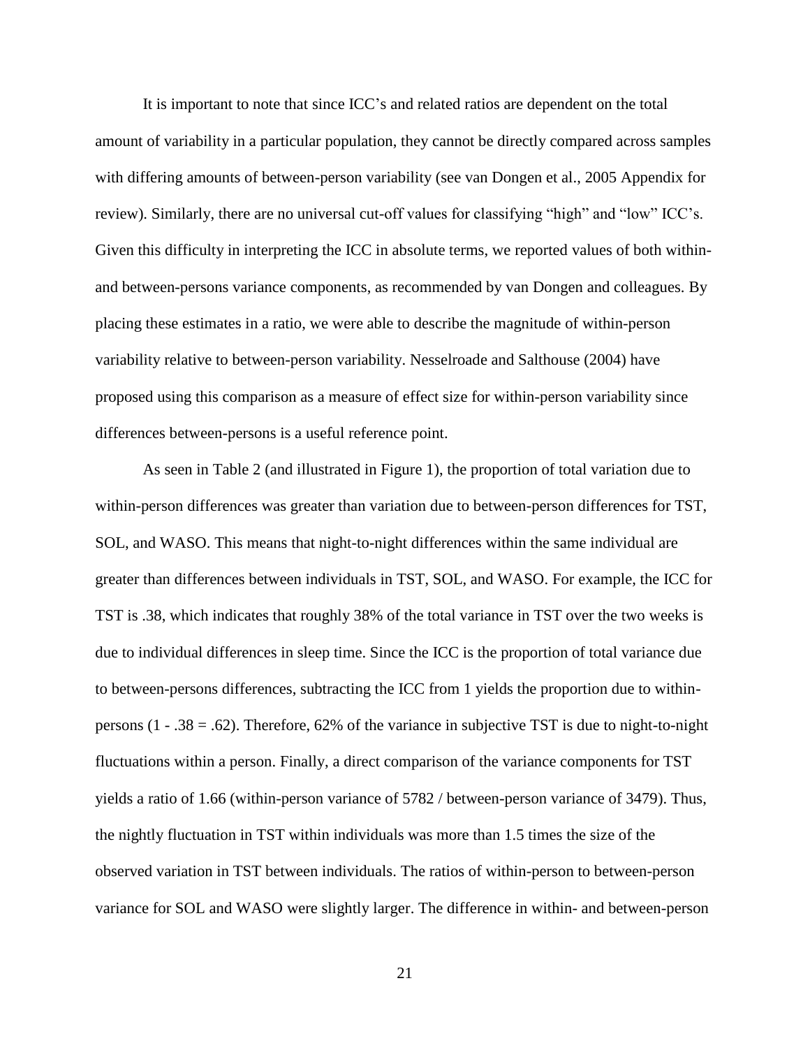It is important to note that since ICC's and related ratios are dependent on the total amount of variability in a particular population, they cannot be directly compared across samples with differing amounts of between-person variability (see van Dongen et al., 2005 Appendix for review). Similarly, there are no universal cut-off values for classifying "high" and "low" ICC's. Given this difficulty in interpreting the ICC in absolute terms, we reported values of both within- and between-persons variance components, as recommended by van Dongen and colleagues. By placing these estimates in a ratio, we were able to describe the magnitude of within-person variability relative to between-person variability. Nesselroade and Salthouse (2004) have proposed using this comparison as a measure of effect size for within-person variability since differences between-persons is a useful reference point.

As seen in Table 2 (and illustrated in Figure 1), the proportion of total variation due to within-person differences was greater than variation due to between-person differences for TST, SOL, and WASO. This means that night-to-night differences within the same individual are greater than differences between individuals in TST, SOL, and WASO. For example, the ICC for TST is .38, which indicates that roughly 38% of the total variance in TST over the two weeks is due to individual differences in sleep time. Since the ICC is the proportion of total variance due to between-persons differences, subtracting the ICC from 1 yields the proportion due to within-persons (1 - .38 = .62). Therefore, 62% of the variance in subjective TST is due to night-to-night fluctuations within a person. Finally, a direct comparison of the variance components for TST yields a ratio of 1.66 (within-person variance of 5782 / between-person variance of 3479). Thus, the nightly fluctuation in TST within individuals was more than 1.5 times the size of the observed variation in TST between individuals. The ratios of within-person to between-person variance for SOL and WASO were slightly larger. The difference in within- and between-person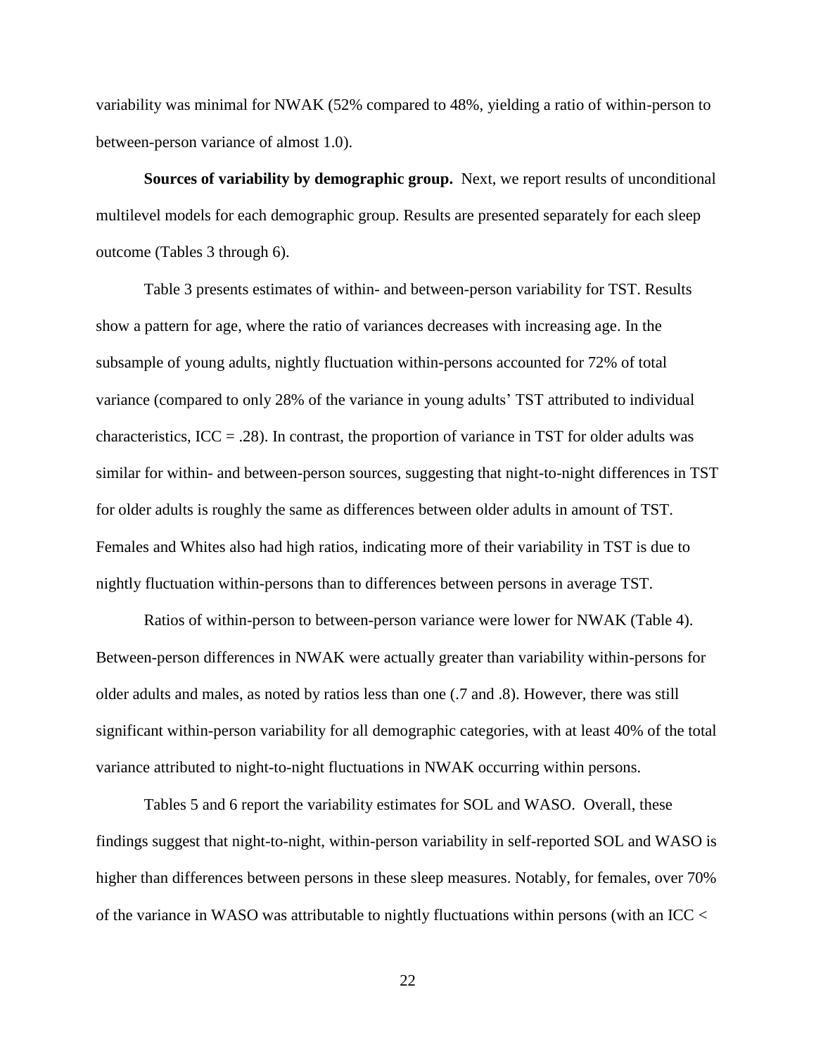variability was minimal for NWAK (52% compared to 48%, yielding a ratio of within-person to between-person variance of almost 1.0).

**Sources of variability by demographic group.** Next, we report results of unconditional multilevel models for each demographic group. Results are presented separately for each sleep outcome (Tables 3 through 6).

Table 3 presents estimates of within- and between-person variability for TST. Results show a pattern for age, where the ratio of variances decreases with increasing age. In the subsample of young adults, nightly fluctuation within-persons accounted for 72% of total variance (compared to only 28% of the variance in young adults' TST attributed to individual characteristics, ICC = .28). In contrast, the proportion of variance in TST for older adults was similar for within- and between-person sources, suggesting that night-to-night differences in TST for older adults is roughly the same as differences between older adults in amount of TST. Females and Whites also had high ratios, indicating more of their variability in TST is due to nightly fluctuation within-persons than to differences between persons in average TST.

Ratios of within-person to between-person variance were lower for NWAK (Table 4). Between-person differences in NWAK were actually greater than variability within-persons for older adults and males, as noted by ratios less than one (.7 and .8). However, there was still significant within-person variability for all demographic categories, with at least 40% of the total variance attributed to night-to-night fluctuations in NWAK occurring within persons.

Tables 5 and 6 report the variability estimates for SOL and WASO. Overall, these findings suggest that night-to-night, within-person variability in self-reported SOL and WASO is higher than differences between persons in these sleep measures. Notably, for females, over 70% of the variance in WASO was attributable to nightly fluctuations within persons (with an ICC <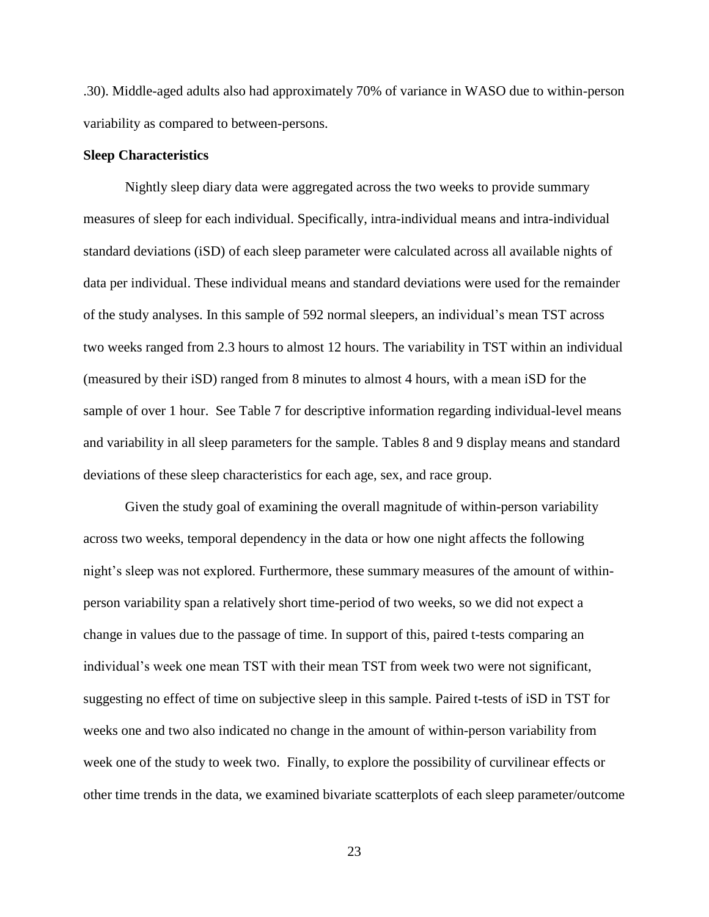.30). Middle-aged adults also had approximately 70% of variance in WASO due to within-person variability as compared to between-persons.

**Sleep Characteristics**

Nightly sleep diary data were aggregated across the two weeks to provide summary measures of sleep for each individual. Specifically, intra-individual means and intra-individual standard deviations (iSD) of each sleep parameter were calculated across all available nights of data per individual. These individual means and standard deviations were used for the remainder of the study analyses. In this sample of 592 normal sleepers, an individual's mean TST across two weeks ranged from 2.3 hours to almost 12 hours. The variability in TST within an individual (measured by their iSD) ranged from 8 minutes to almost 4 hours, with a mean iSD for the sample of over 1 hour. See Table 7 for descriptive information regarding individual-level means and variability in all sleep parameters for the sample. Tables 8 and 9 display means and standard deviations of these sleep characteristics for each age, sex, and race group.

Given the study goal of examining the overall magnitude of within-person variability across two weeks, temporal dependency in the data or how one night affects the following night's sleep was not explored. Furthermore, these summary measures of the amount of within-person variability span a relatively short time-period of two weeks, so we did not expect a change in values due to the passage of time. In support of this, paired t-tests comparing an individual's week one mean TST with their mean TST from week two were not significant, suggesting no effect of time on subjective sleep in this sample. Paired t-tests of iSD in TST for weeks one and two also indicated no change in the amount of within-person variability from week one of the study to week two. Finally, to explore the possibility of curvilinear effects or other time trends in the data, we examined bivariate scatterplots of each sleep parameter/outcome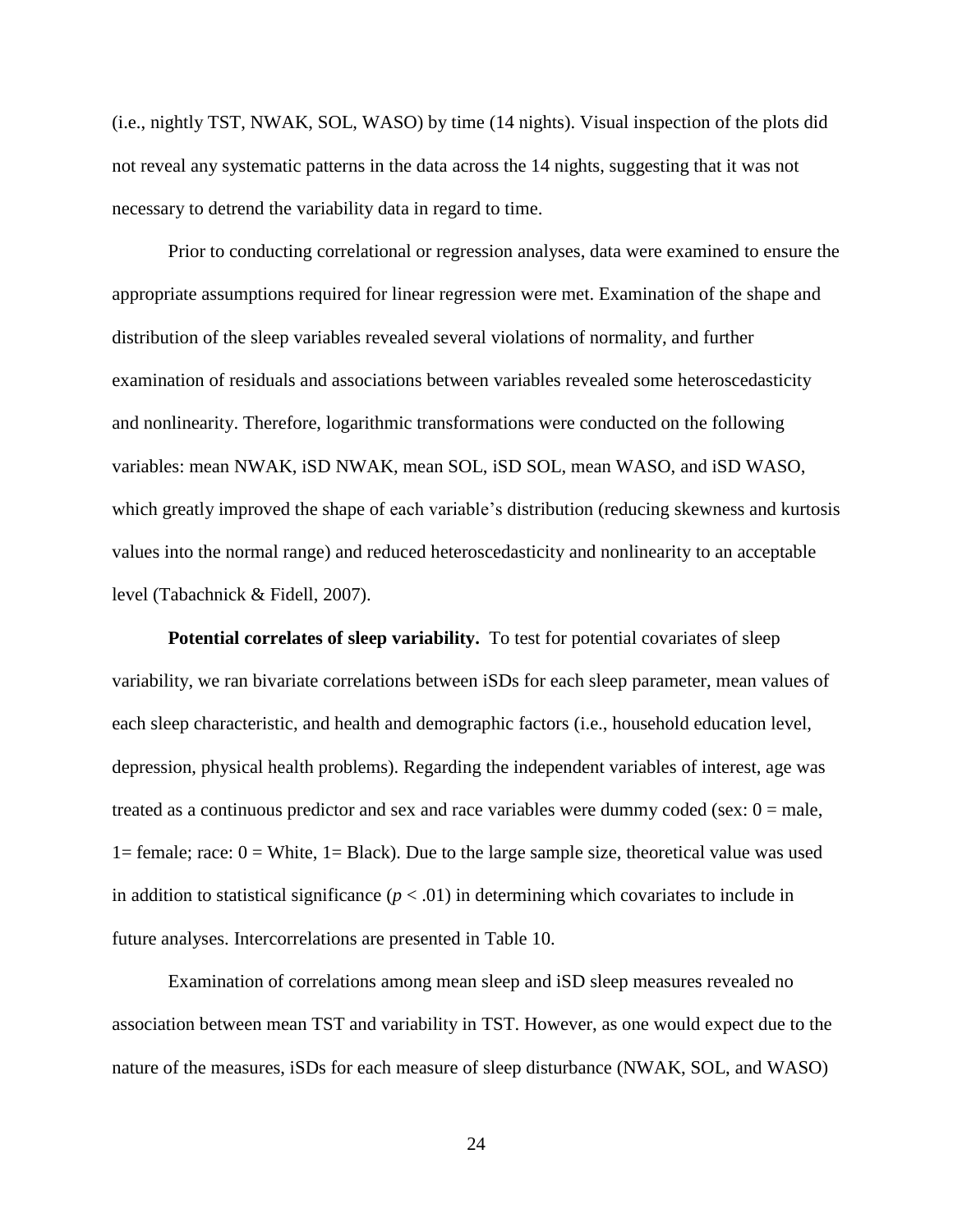(i.e., nightly TST, NWAK, SOL, WASO) by time (14 nights). Visual inspection of the plots did not reveal any systematic patterns in the data across the 14 nights, suggesting that it was not necessary to detrend the variability data in regard to time.

Prior to conducting correlational or regression analyses, data were examined to ensure the appropriate assumptions required for linear regression were met. Examination of the shape and distribution of the sleep variables revealed several violations of normality, and further examination of residuals and associations between variables revealed some heteroscedasticity and nonlinearity. Therefore, logarithmic transformations were conducted on the following variables: mean NWAK, iSD NWAK, mean SOL, iSD SOL, mean WASO, and iSD WASO, which greatly improved the shape of each variable's distribution (reducing skewness and kurtosis values into the normal range) and reduced heteroscedasticity and nonlinearity to an acceptable level (Tabachnick & Fidell, 2007).

**Potential correlates of sleep variability.** To test for potential covariates of sleep variability, we ran bivariate correlations between iSDs for each sleep parameter, mean values of each sleep characteristic, and health and demographic factors (i.e., household education level, depression, physical health problems). Regarding the independent variables of interest, age was treated as a continuous predictor and sex and race variables were dummy coded (sex: 0 = male, 1= female; race: 0 = White, 1= Black). Due to the large sample size, theoretical value was used in addition to statistical significance ($p < .01$) in determining which covariates to include in future analyses. Intercorrelations are presented in Table 10.

Examination of correlations among mean sleep and iSD sleep measures revealed no association between mean TST and variability in TST. However, as one would expect due to the nature of the measures, iSDs for each measure of sleep disturbance (NWAK, SOL, and WASO)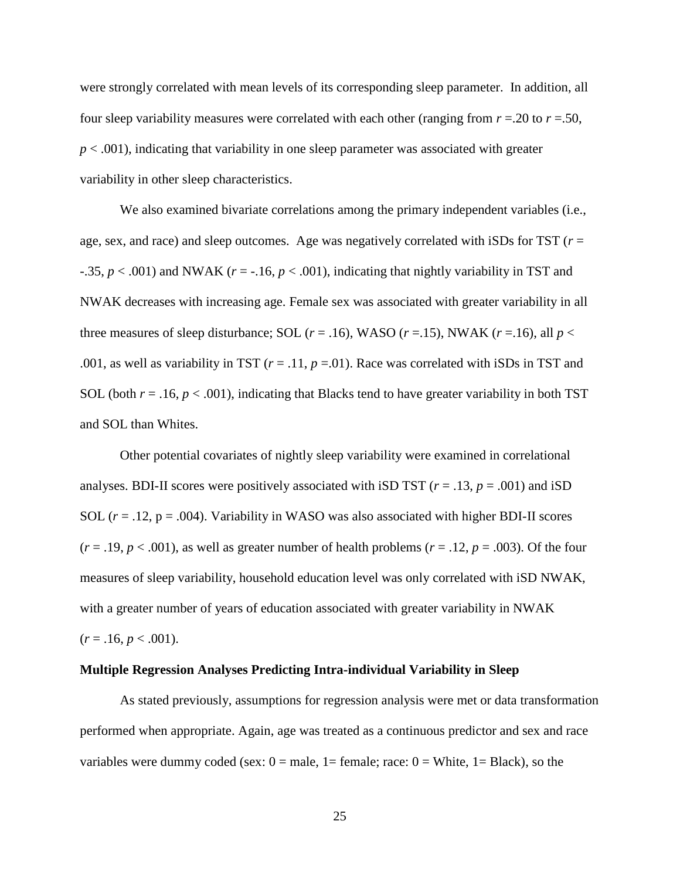were strongly correlated with mean levels of its corresponding sleep parameter. In addition, all four sleep variability measures were correlated with each other (ranging from $r$ =.20 to $r$ =.50, $p < .001$), indicating that variability in one sleep parameter was associated with greater variability in other sleep characteristics.

We also examined bivariate correlations among the primary independent variables (i.e., age, sex, and race) and sleep outcomes. Age was negatively correlated with iSDs for TST ($r$ = -.35, $p < .001$) and NWAK ($r$ = -.16, $p < .001$), indicating that nightly variability in TST and NWAK decreases with increasing age. Female sex was associated with greater variability in all three measures of sleep disturbance; SOL ($r$ = .16), WASO ($r$ =.15), NWAK ($r$ =.16), all $p <$ .001, as well as variability in TST ($r$ = .11, $p$ =.01). Race was correlated with iSDs in TST and SOL (both $r$ = .16, $p < .001$), indicating that Blacks tend to have greater variability in both TST and SOL than Whites.

Other potential covariates of nightly sleep variability were examined in correlational analyses. BDI-II scores were positively associated with iSD TST ($r$ = .13, $p$ = .001) and iSD SOL ($r$ = .12, p = .004). Variability in WASO was also associated with higher BDI-II scores ($r$ = .19, $p < .001$), as well as greater number of health problems ($r$ = .12, $p$ = .003). Of the four measures of sleep variability, household education level was only correlated with iSD NWAK, with a greater number of years of education associated with greater variability in NWAK ($r$ = .16, $p < .001$).

**Multiple Regression Analyses Predicting Intra-individual Variability in Sleep**

As stated previously, assumptions for regression analysis were met or data transformation performed when appropriate. Again, age was treated as a continuous predictor and sex and race variables were dummy coded (sex: 0 = male, 1= female; race: 0 = White, 1= Black), so the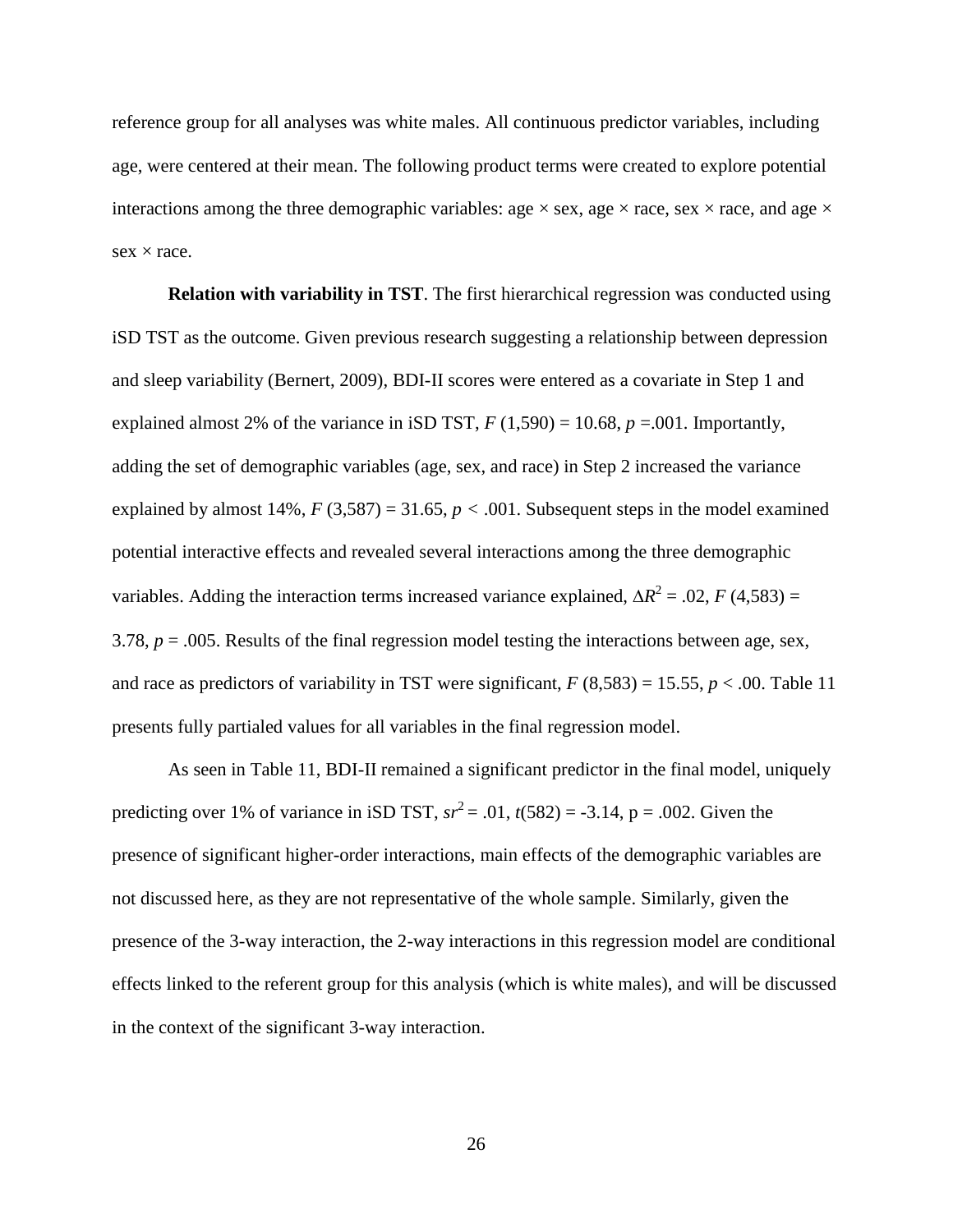reference group for all analyses was white males. All continuous predictor variables, including age, were centered at their mean. The following product terms were created to explore potential interactions among the three demographic variables: age × sex, age × race, sex × race, and age × sex × race.

**Relation with variability in TST**. The first hierarchical regression was conducted using iSD TST as the outcome. Given previous research suggesting a relationship between depression and sleep variability (Bernert, 2009), BDI-II scores were entered as a covariate in Step 1 and explained almost 2% of the variance in iSD TST, $F$ (1,590) = 10.68, $p$ =.001. Importantly, adding the set of demographic variables (age, sex, and race) in Step 2 increased the variance explained by almost 14%, $F$ (3,587) = 31.65, $p$ < .001. Subsequent steps in the model examined potential interactive effects and revealed several interactions among the three demographic variables. Adding the interaction terms increased variance explained, $\Delta R^2$ = .02, $F$ (4,583) = 3.78, $p$ = .005. Results of the final regression model testing the interactions between age, sex, and race as predictors of variability in TST were significant, $F$ (8,583) = 15.55, $p$ < .00. Table 11 presents fully partialed values for all variables in the final regression model.

As seen in Table 11, BDI-II remained a significant predictor in the final model, uniquely predicting over 1% of variance in iSD TST, $sr^2$ = .01, $t$(582) = -3.14, p = .002. Given the presence of significant higher-order interactions, main effects of the demographic variables are not discussed here, as they are not representative of the whole sample. Similarly, given the presence of the 3-way interaction, the 2-way interactions in this regression model are conditional effects linked to the referent group for this analysis (which is white males), and will be discussed in the context of the significant 3-way interaction.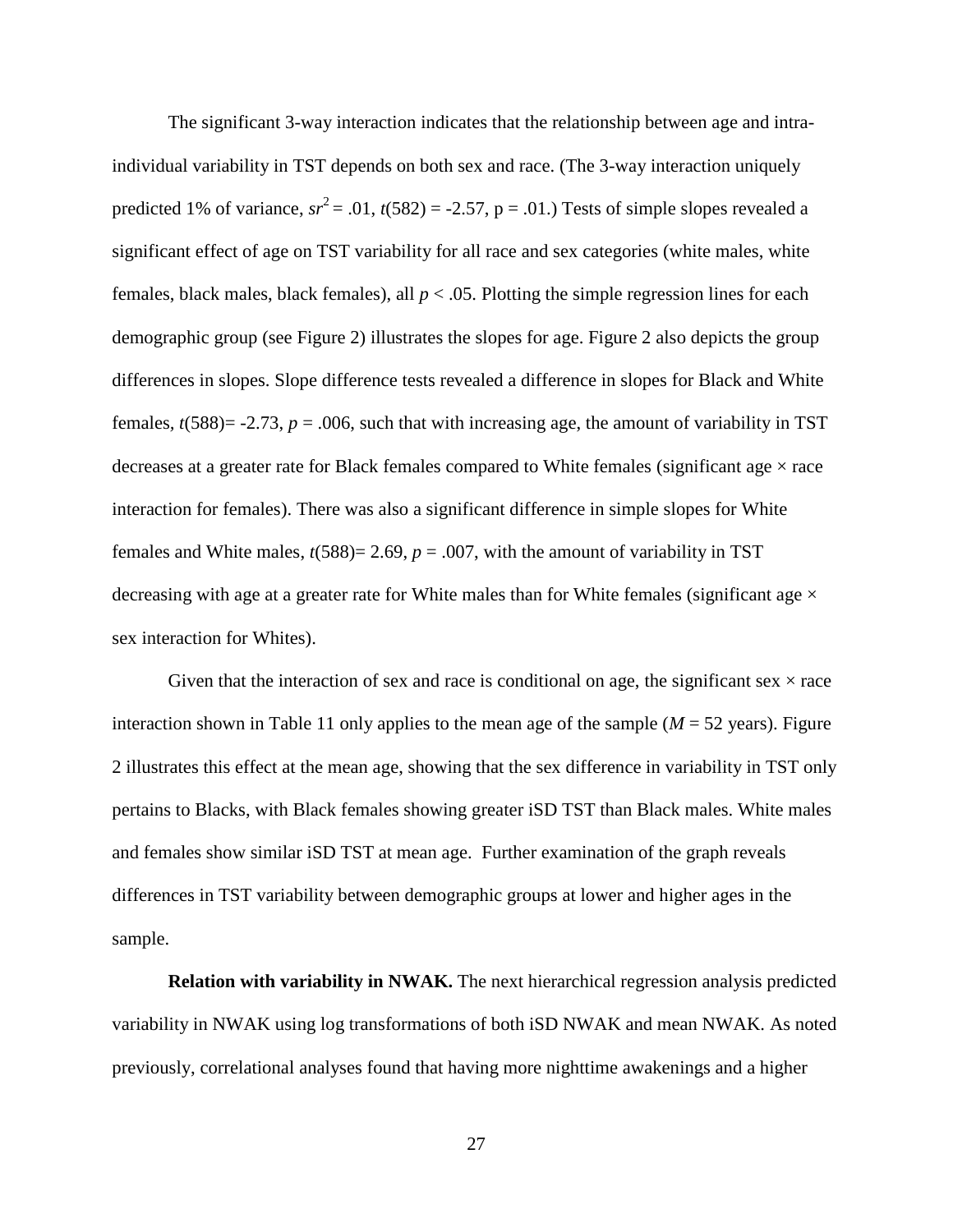The significant 3-way interaction indicates that the relationship between age and intra-individual variability in TST depends on both sex and race. (The 3-way interaction uniquely predicted 1% of variance, $sr^2 = .01$, $t(582) = -2.57$, p = .01.) Tests of simple slopes revealed a significant effect of age on TST variability for all race and sex categories (white males, white females, black males, black females), all $p < .05$. Plotting the simple regression lines for each demographic group (see Figure 2) illustrates the slopes for age. Figure 2 also depicts the group differences in slopes. Slope difference tests revealed a difference in slopes for Black and White females, $t(588) = -2.73$, $p = .006$, such that with increasing age, the amount of variability in TST decreases at a greater rate for Black females compared to White females (significant age × race interaction for females). There was also a significant difference in simple slopes for White females and White males, $t(588) = 2.69$, $p = .007$, with the amount of variability in TST decreasing with age at a greater rate for White males than for White females (significant age × sex interaction for Whites).

Given that the interaction of sex and race is conditional on age, the significant sex × race interaction shown in Table 11 only applies to the mean age of the sample ($M = 52$ years). Figure 2 illustrates this effect at the mean age, showing that the sex difference in variability in TST only pertains to Blacks, with Black females showing greater iSD TST than Black males. White males and females show similar iSD TST at mean age. Further examination of the graph reveals differences in TST variability between demographic groups at lower and higher ages in the sample.

**Relation with variability in NWAK.** The next hierarchical regression analysis predicted variability in NWAK using log transformations of both iSD NWAK and mean NWAK. As noted previously, correlational analyses found that having more nighttime awakenings and a higher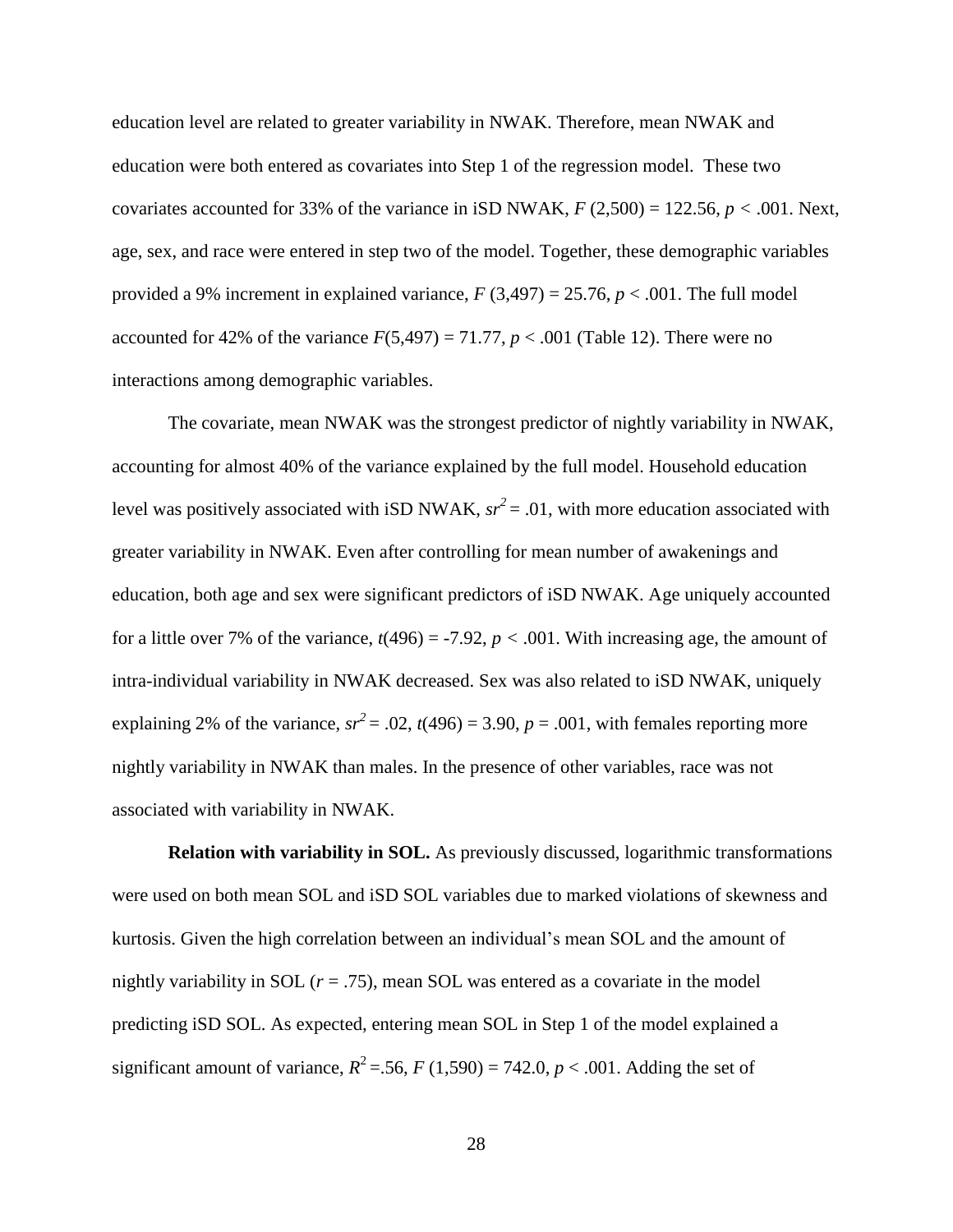education level are related to greater variability in NWAK. Therefore, mean NWAK and education were both entered as covariates into Step 1 of the regression model. These two covariates accounted for 33% of the variance in iSD NWAK, $F$ (2,500) = 122.56, $p < .001$. Next, age, sex, and race were entered in step two of the model. Together, these demographic variables provided a 9% increment in explained variance, $F$ (3,497) = 25.76, $p < .001$. The full model accounted for 42% of the variance $F(5,497) = 71.77$, $p < .001$ (Table 12). There were no interactions among demographic variables.

The covariate, mean NWAK was the strongest predictor of nightly variability in NWAK, accounting for almost 40% of the variance explained by the full model. Household education level was positively associated with iSD NWAK, $sr^2 = .01$, with more education associated with greater variability in NWAK. Even after controlling for mean number of awakenings and education, both age and sex were significant predictors of iSD NWAK. Age uniquely accounted for a little over 7% of the variance, $t(496) = -7.92$, $p < .001$. With increasing age, the amount of intra-individual variability in NWAK decreased. Sex was also related to iSD NWAK, uniquely explaining 2% of the variance, $sr^2 = .02$, $t(496) = 3.90$, $p = .001$, with females reporting more nightly variability in NWAK than males. In the presence of other variables, race was not associated with variability in NWAK.

**Relation with variability in SOL.** As previously discussed, logarithmic transformations were used on both mean SOL and iSD SOL variables due to marked violations of skewness and kurtosis. Given the high correlation between an individual's mean SOL and the amount of nightly variability in SOL ($r = .75$), mean SOL was entered as a covariate in the model predicting iSD SOL. As expected, entering mean SOL in Step 1 of the model explained a significant amount of variance, $R^2 = .56$, $F$ (1,590) = 742.0, $p < .001$. Adding the set of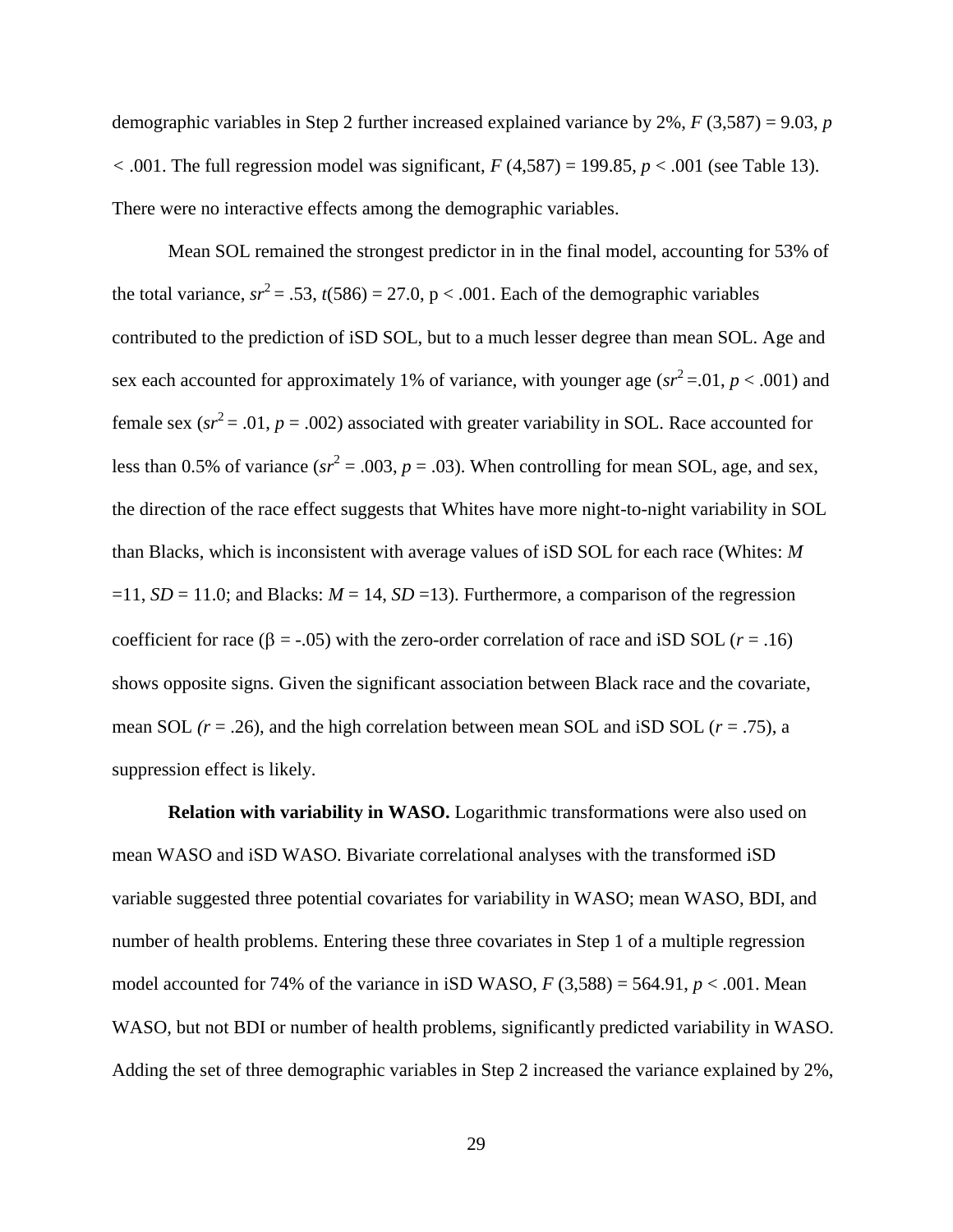demographic variables in Step 2 further increased explained variance by 2%, $F$ (3,587) = 9.03, $p$ < .001. The full regression model was significant, $F$ (4,587) = 199.85, $p$ < .001 (see Table 13). There were no interactive effects among the demographic variables.

Mean SOL remained the strongest predictor in in the final model, accounting for 53% of the total variance, $sr^2$ = .53, $t$(586) = 27.0, p < .001. Each of the demographic variables contributed to the prediction of iSD SOL, but to a much lesser degree than mean SOL. Age and sex each accounted for approximately 1% of variance, with younger age ($sr^2$ =.01, $p$ < .001) and female sex ($sr^2$ = .01, $p$ = .002) associated with greater variability in SOL. Race accounted for less than 0.5% of variance ($sr^2$ = .003, $p$ = .03). When controlling for mean SOL, age, and sex, the direction of the race effect suggests that Whites have more night-to-night variability in SOL than Blacks, which is inconsistent with average values of iSD SOL for each race (Whites: $M$ =11, $SD$ = 11.0; and Blacks: $M$ = 14, $SD$ =13). Furthermore, a comparison of the regression coefficient for race ($\beta$ = -.05) with the zero-order correlation of race and iSD SOL ($r$ = .16) shows opposite signs. Given the significant association between Black race and the covariate, mean SOL ($r$ = .26), and the high correlation between mean SOL and iSD SOL ($r$ = .75), a suppression effect is likely.

**Relation with variability in WASO.** Logarithmic transformations were also used on mean WASO and iSD WASO. Bivariate correlational analyses with the transformed iSD variable suggested three potential covariates for variability in WASO; mean WASO, BDI, and number of health problems. Entering these three covariates in Step 1 of a multiple regression model accounted for 74% of the variance in iSD WASO, $F$ (3,588) = 564.91, $p$ < .001. Mean WASO, but not BDI or number of health problems, significantly predicted variability in WASO. Adding the set of three demographic variables in Step 2 increased the variance explained by 2%,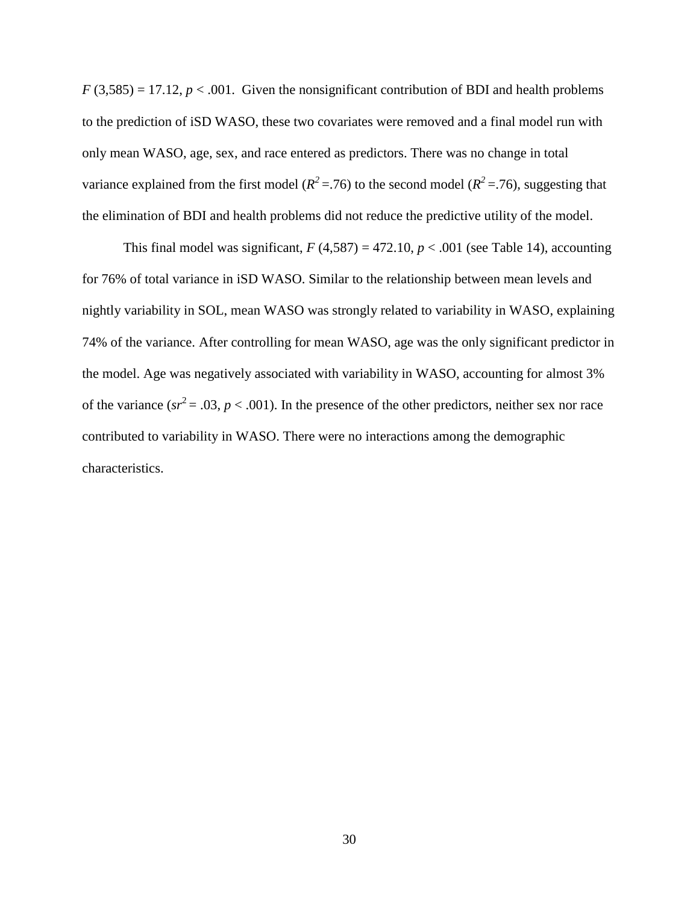$F\ (3{,}585) = 17.12$, $p < .001$. Given the nonsignificant contribution of BDI and health problems to the prediction of iSD WASO, these two covariates were removed and a final model run with only mean WASO, age, sex, and race entered as predictors. There was no change in total variance explained from the first model ($R^2$ =.76) to the second model ($R^2$ =.76), suggesting that the elimination of BDI and health problems did not reduce the predictive utility of the model.

This final model was significant, $F\ (4{,}587) = 472.10$, $p < .001$ (see Table 14), accounting for 76% of total variance in iSD WASO. Similar to the relationship between mean levels and nightly variability in SOL, mean WASO was strongly related to variability in WASO, explaining 74% of the variance. After controlling for mean WASO, age was the only significant predictor in the model. Age was negatively associated with variability in WASO, accounting for almost 3% of the variance ($sr^2 = .03$, $p < .001$). In the presence of the other predictors, neither sex nor race contributed to variability in WASO. There were no interactions among the demographic characteristics.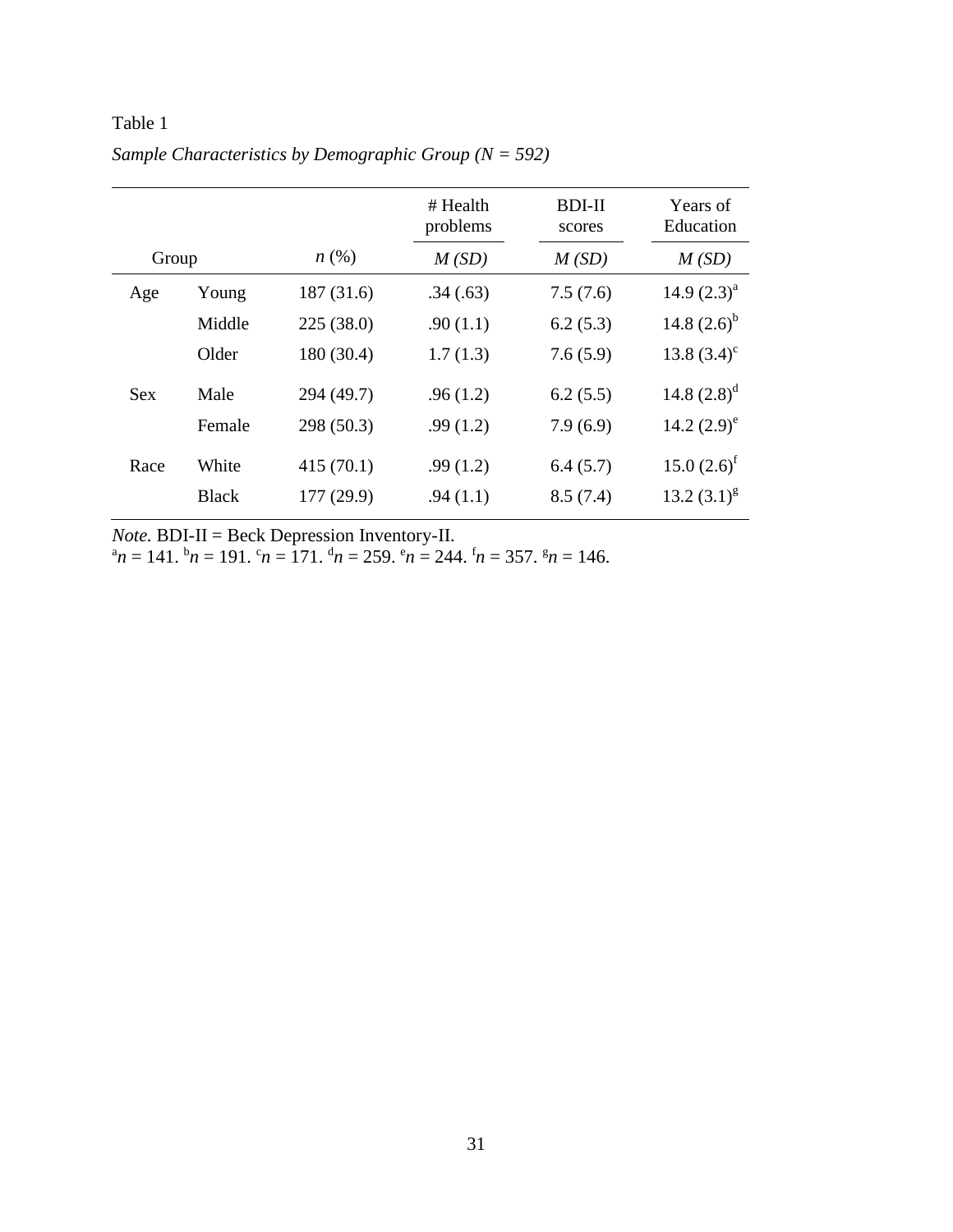Table 1

*Sample Characteristics by Demographic Group (N = 592)*

| Group | | *n* (%) | # Health problems | BDI-II scores | Years of Education |
|---|---|---|---|---|---|
| | | | *M (SD)* | *M (SD)* | *M (SD)* |
| Age | Young | 187 (31.6) | .34 (.63) | 7.5 (7.6) | 14.9 (2.3)[a] |
| | Middle | 225 (38.0) | .90 (1.1) | 6.2 (5.3) | 14.8 (2.6)[b] |
| | Older | 180 (30.4) | 1.7 (1.3) | 7.6 (5.9) | 13.8 (3.4)[c] |
| Sex | Male | 294 (49.7) | .96 (1.2) | 6.2 (5.5) | 14.8 (2.8)[d] |
| | Female | 298 (50.3) | .99 (1.2) | 7.9 (6.9) | 14.2 (2.9)[e] |
| Race | White | 415 (70.1) | .99 (1.2) | 6.4 (5.7) | 15.0 (2.6)[f] |
| | Black | 177 (29.9) | .94 (1.1) | 8.5 (7.4) | 13.2 (3.1)[g] |

*Note.* BDI-II = Beck Depression Inventory-II.
[a]*n* = 141. [b]*n* = 191. [c]*n* = 171. [d]*n* = 259. [e]*n* = 244. [f]*n* = 357. [g]*n* = 146.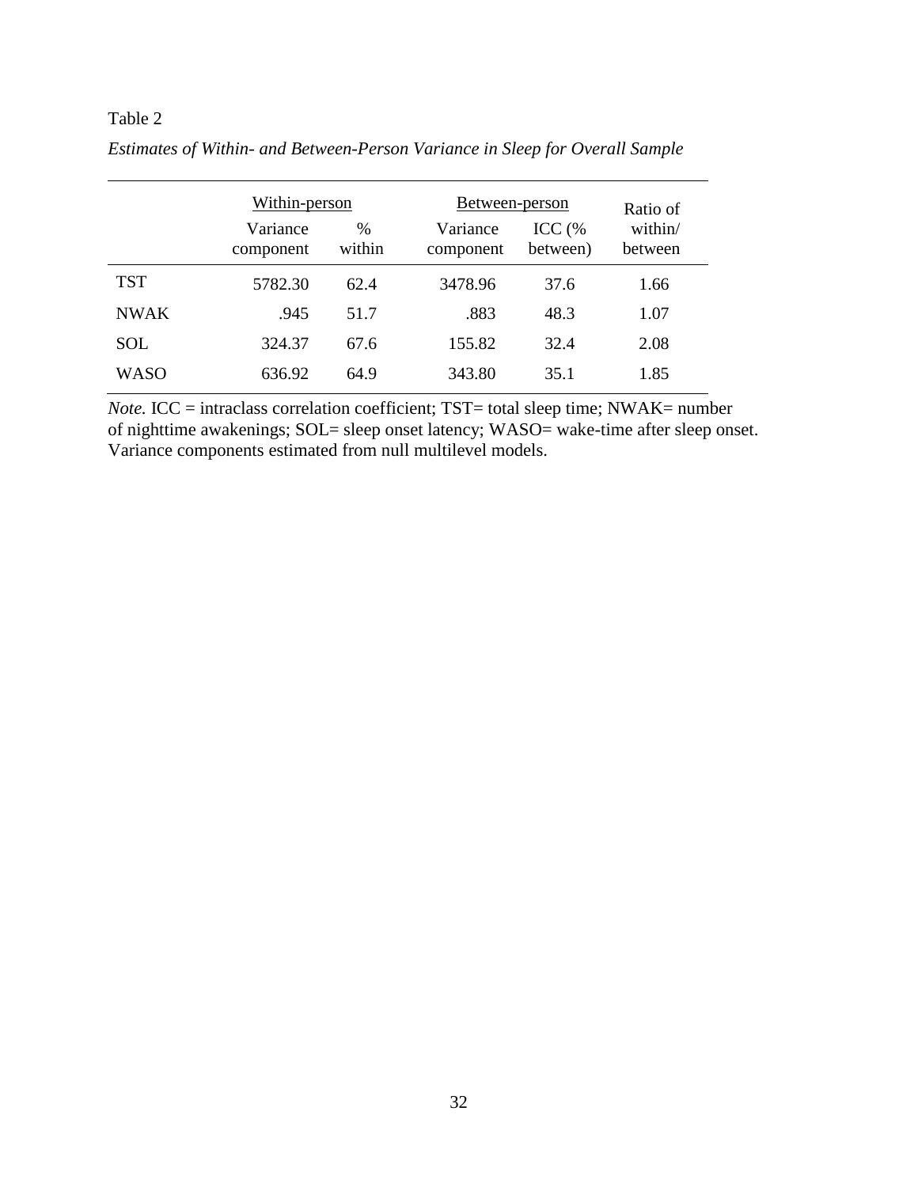Table 2

*Estimates of Within- and Between-Person Variance in Sleep for Overall Sample*

| | Within-person | | Between-person | | Ratio of |
|---|---|---|---|---|---|
| | Variance component | % within | Variance component | ICC (% between) | within/ between |
| TST | 5782.30 | 62.4 | 3478.96 | 37.6 | 1.66 |
| NWAK | .945 | 51.7 | .883 | 48.3 | 1.07 |
| SOL | 324.37 | 67.6 | 155.82 | 32.4 | 2.08 |
| WASO | 636.92 | 64.9 | 343.80 | 35.1 | 1.85 |

*Note.* ICC = intraclass correlation coefficient; TST= total sleep time; NWAK= number of nighttime awakenings; SOL= sleep onset latency; WASO= wake-time after sleep onset. Variance components estimated from null multilevel models.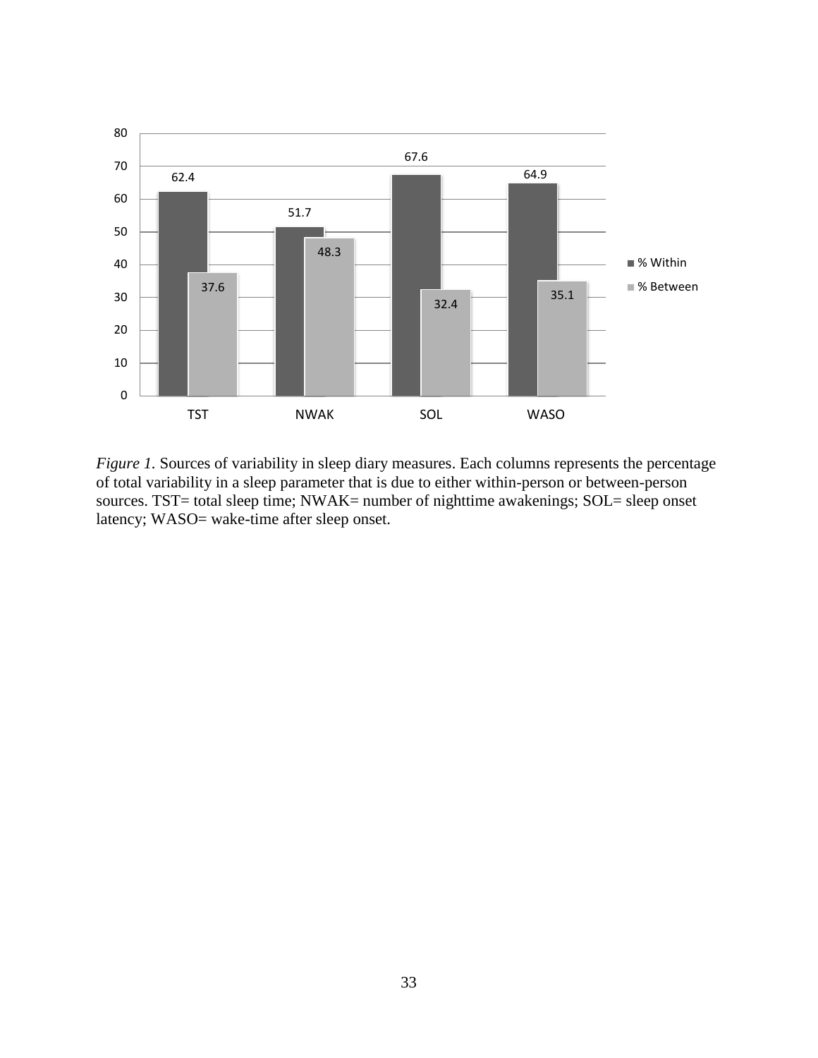| | TST | NWAK | SOL | WASO |
|---|---|---|---|---|
| % Within | 62.4 | 51.7 | 67.6 | 64.9 |
| % Between | 37.6 | 48.3 | 32.4 | 35.1 |

*Figure 1.* Sources of variability in sleep diary measures. Each columns represents the percentage of total variability in a sleep parameter that is due to either within-person or between-person sources. TST= total sleep time; NWAK= number of nighttime awakenings; SOL= sleep onset latency; WASO= wake-time after sleep onset.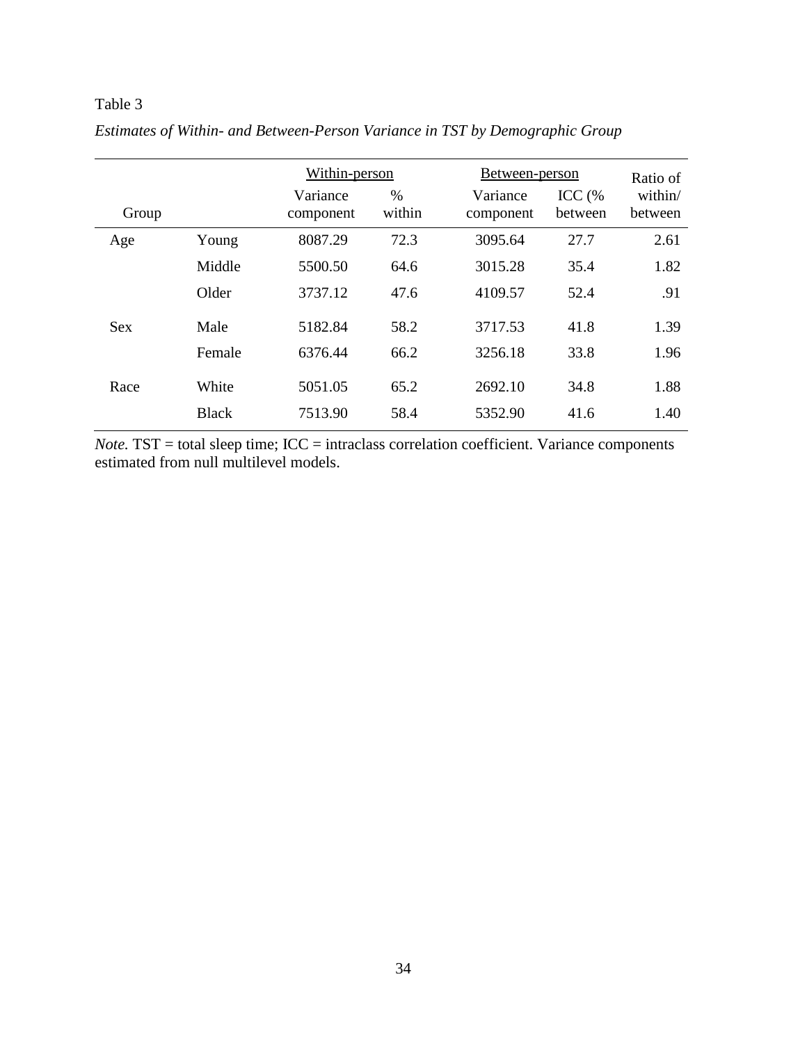Table 3

*Estimates of Within- and Between-Person Variance in TST by Demographic Group*

| Group | | Within-person | | Between-person | | Ratio of |
|---|---|---|---|---|---|---|
| | | Variance component | % within | Variance component | ICC (% between | within/ between |
| Age | Young | 8087.29 | 72.3 | 3095.64 | 27.7 | 2.61 |
| | Middle | 5500.50 | 64.6 | 3015.28 | 35.4 | 1.82 |
| | Older | 3737.12 | 47.6 | 4109.57 | 52.4 | .91 |
| Sex | Male | 5182.84 | 58.2 | 3717.53 | 41.8 | 1.39 |
| | Female | 6376.44 | 66.2 | 3256.18 | 33.8 | 1.96 |
| Race | White | 5051.05 | 65.2 | 2692.10 | 34.8 | 1.88 |
| | Black | 7513.90 | 58.4 | 5352.90 | 41.6 | 1.40 |

*Note.* TST = total sleep time; ICC = intraclass correlation coefficient. Variance components estimated from null multilevel models.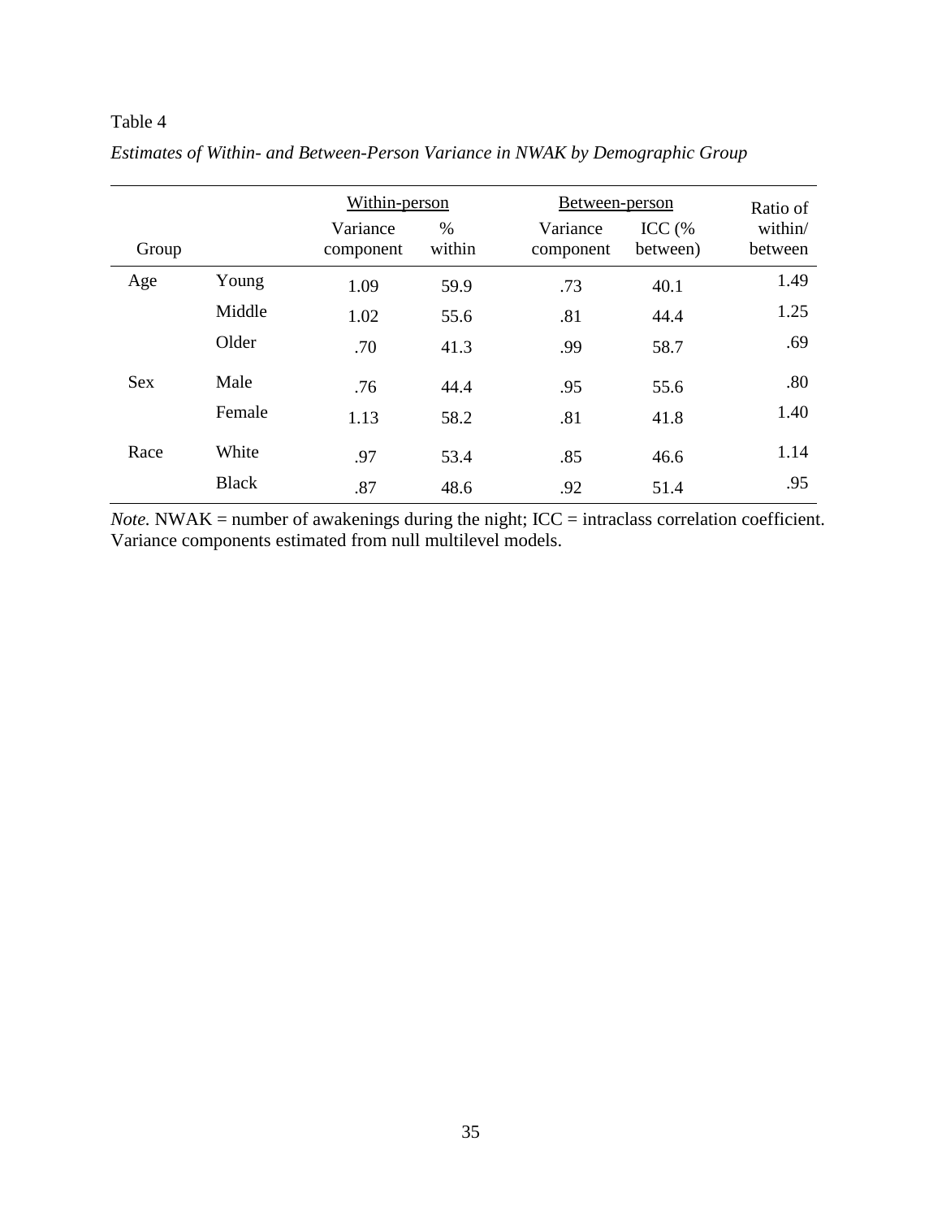Table 4

*Estimates of Within- and Between-Person Variance in NWAK by Demographic Group*

| Group | | Within-person | | Between-person | | Ratio of within/ between |
|---|---|---|---|---|---|---|
| | | Variance component | % within | Variance component | ICC (% between) | |
| Age | Young | 1.09 | 59.9 | .73 | 40.1 | 1.49 |
| | Middle | 1.02 | 55.6 | .81 | 44.4 | 1.25 |
| | Older | .70 | 41.3 | .99 | 58.7 | .69 |
| Sex | Male | .76 | 44.4 | .95 | 55.6 | .80 |
| | Female | 1.13 | 58.2 | .81 | 41.8 | 1.40 |
| Race | White | .97 | 53.4 | .85 | 46.6 | 1.14 |
| | Black | .87 | 48.6 | .92 | 51.4 | .95 |

*Note.* NWAK = number of awakenings during the night; ICC = intraclass correlation coefficient. Variance components estimated from null multilevel models.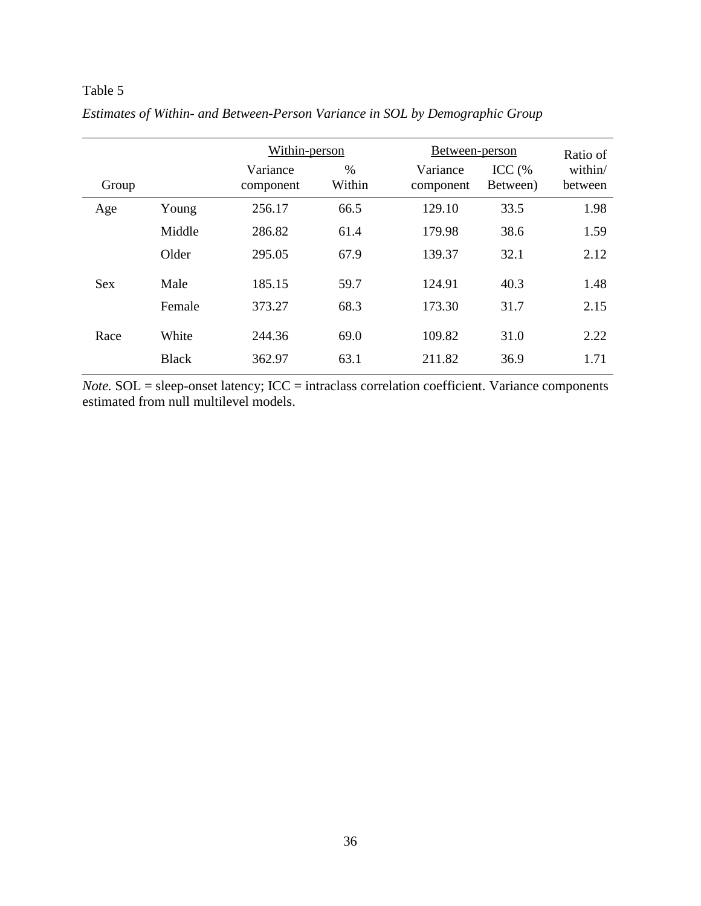Table 5

*Estimates of Within- and Between-Person Variance in SOL by Demographic Group*

| Group | | Within-person | | Between-person | | Ratio of |
|---|---|---|---|---|---|---|
| | | Variance component | % Within | Variance component | ICC (% Between) | within/ between |
| Age | Young | 256.17 | 66.5 | 129.10 | 33.5 | 1.98 |
| | Middle | 286.82 | 61.4 | 179.98 | 38.6 | 1.59 |
| | Older | 295.05 | 67.9 | 139.37 | 32.1 | 2.12 |
| Sex | Male | 185.15 | 59.7 | 124.91 | 40.3 | 1.48 |
| | Female | 373.27 | 68.3 | 173.30 | 31.7 | 2.15 |
| Race | White | 244.36 | 69.0 | 109.82 | 31.0 | 2.22 |
| | Black | 362.97 | 63.1 | 211.82 | 36.9 | 1.71 |

*Note.* SOL = sleep-onset latency; ICC = intraclass correlation coefficient. Variance components estimated from null multilevel models.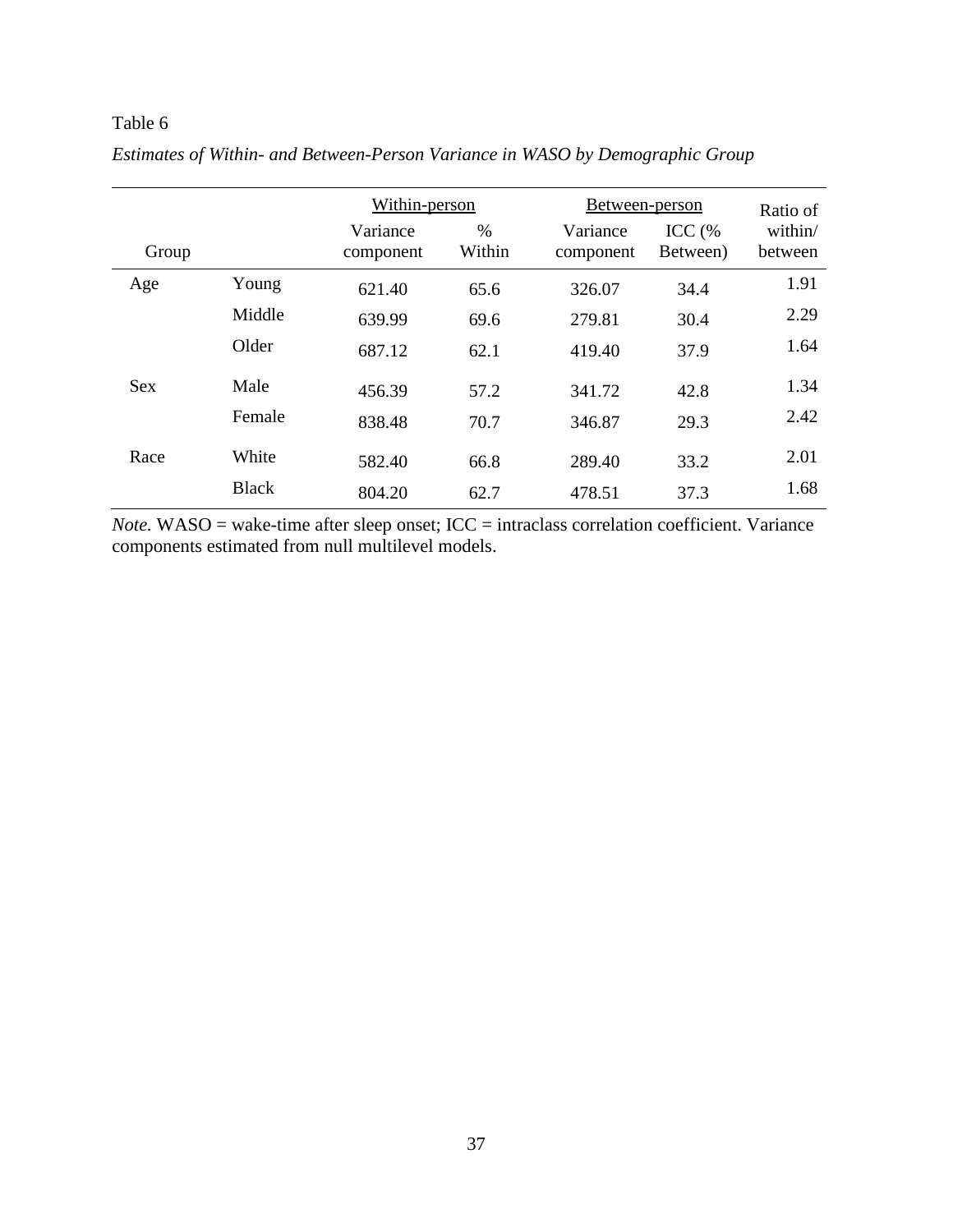Table 6

*Estimates of Within- and Between-Person Variance in WASO by Demographic Group*

| Group | | Within-person | | Between-person | | Ratio of within/ between |
|---|---|---|---|---|---|---|
| | | Variance component | % Within | Variance component | ICC (% Between) | |
| Age | Young | 621.40 | 65.6 | 326.07 | 34.4 | 1.91 |
| | Middle | 639.99 | 69.6 | 279.81 | 30.4 | 2.29 |
| | Older | 687.12 | 62.1 | 419.40 | 37.9 | 1.64 |
| Sex | Male | 456.39 | 57.2 | 341.72 | 42.8 | 1.34 |
| | Female | 838.48 | 70.7 | 346.87 | 29.3 | 2.42 |
| Race | White | 582.40 | 66.8 | 289.40 | 33.2 | 2.01 |
| | Black | 804.20 | 62.7 | 478.51 | 37.3 | 1.68 |

*Note.* WASO = wake-time after sleep onset; ICC = intraclass correlation coefficient. Variance components estimated from null multilevel models.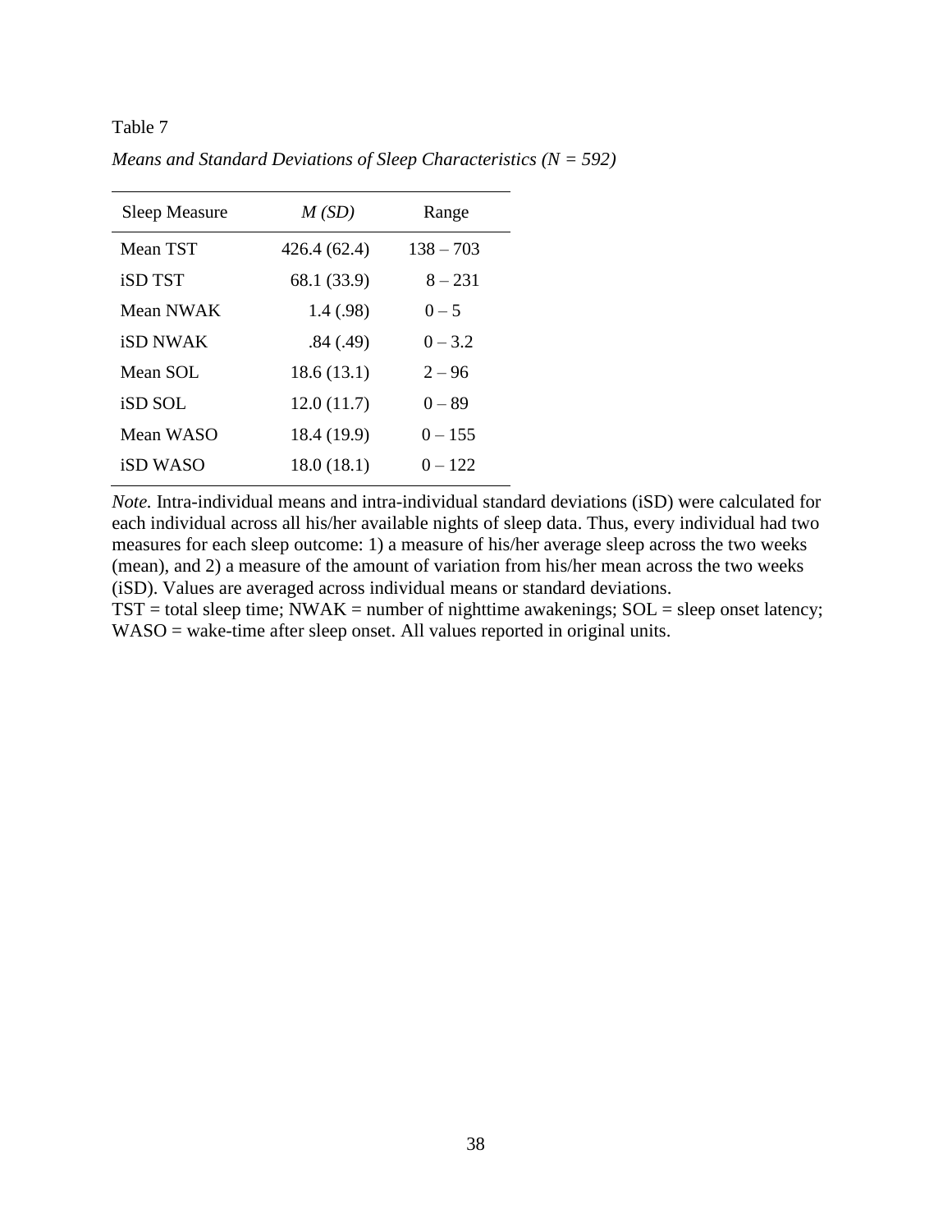Table 7

*Means and Standard Deviations of Sleep Characteristics (N = 592)*

| Sleep Measure | *M (SD)* | Range |
|---|---|---|
| Mean TST | 426.4 (62.4) | 138 – 703 |
| iSD TST | 68.1 (33.9) | 8 – 231 |
| Mean NWAK | 1.4 (.98) | 0 – 5 |
| iSD NWAK | .84 (.49) | 0 – 3.2 |
| Mean SOL | 18.6 (13.1) | 2 – 96 |
| iSD SOL | 12.0 (11.7) | 0 – 89 |
| Mean WASO | 18.4 (19.9) | 0 – 155 |
| iSD WASO | 18.0 (18.1) | 0 – 122 |

*Note.* Intra-individual means and intra-individual standard deviations (iSD) were calculated for each individual across all his/her available nights of sleep data. Thus, every individual had two measures for each sleep outcome: 1) a measure of his/her average sleep across the two weeks (mean), and 2) a measure of the amount of variation from his/her mean across the two weeks (iSD). Values are averaged across individual means or standard deviations.
TST = total sleep time; NWAK = number of nighttime awakenings; SOL = sleep onset latency; WASO = wake-time after sleep onset. All values reported in original units.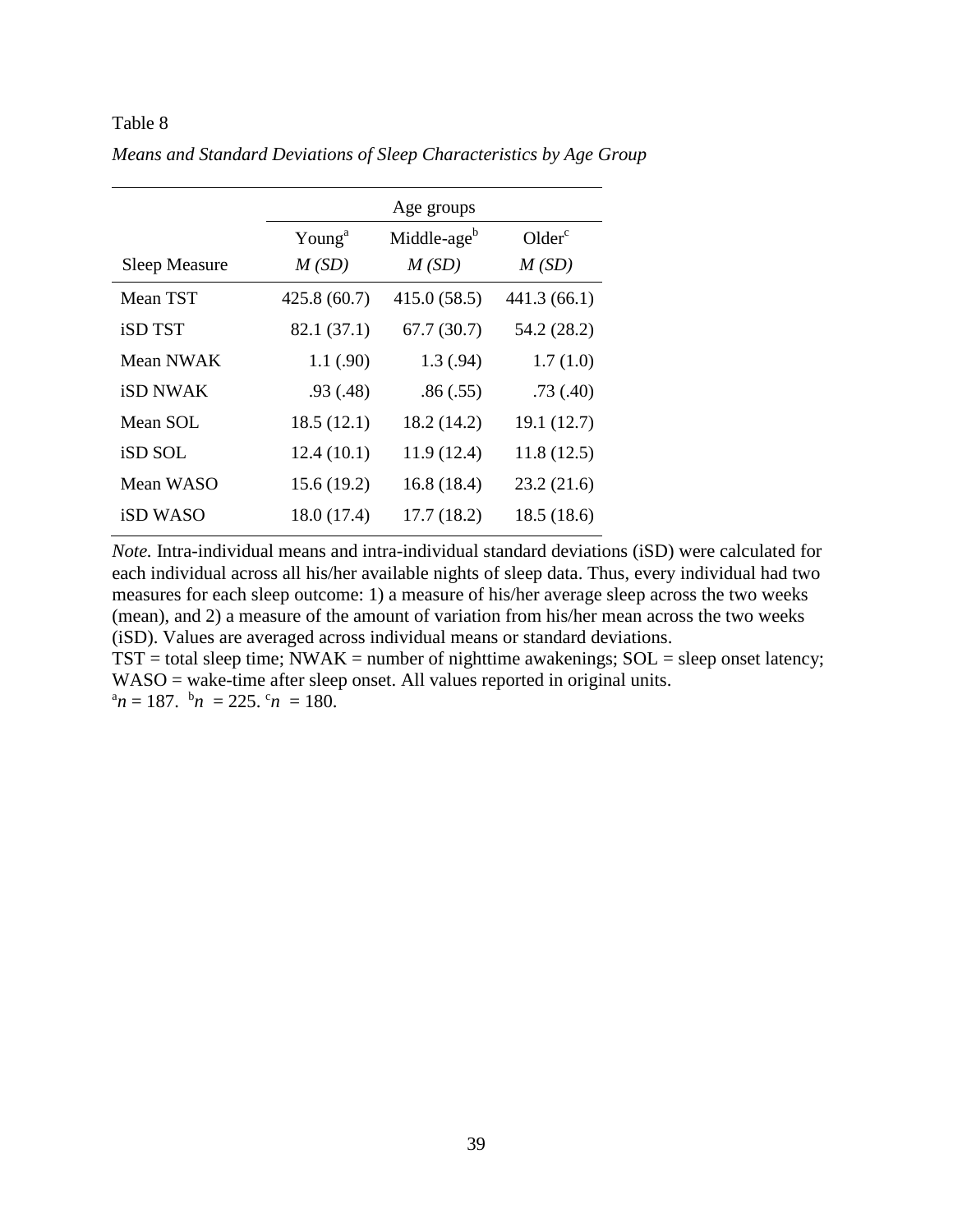Table 8

*Means and Standard Deviations of Sleep Characteristics by Age Group*

| | Age groups | | |
|---|---|---|---|
| | Young[a] | Middle-age[b] | Older[c] |
| Sleep Measure | *M (SD)* | *M (SD)* | *M (SD)* |
| Mean TST | 425.8 (60.7) | 415.0 (58.5) | 441.3 (66.1) |
| iSD TST | 82.1 (37.1) | 67.7 (30.7) | 54.2 (28.2) |
| Mean NWAK | 1.1 (.90) | 1.3 (.94) | 1.7 (1.0) |
| iSD NWAK | .93 (.48) | .86 (.55) | .73 (.40) |
| Mean SOL | 18.5 (12.1) | 18.2 (14.2) | 19.1 (12.7) |
| iSD SOL | 12.4 (10.1) | 11.9 (12.4) | 11.8 (12.5) |
| Mean WASO | 15.6 (19.2) | 16.8 (18.4) | 23.2 (21.6) |
| iSD WASO | 18.0 (17.4) | 17.7 (18.2) | 18.5 (18.6) |

*Note.* Intra-individual means and intra-individual standard deviations (iSD) were calculated for each individual across all his/her available nights of sleep data. Thus, every individual had two measures for each sleep outcome: 1) a measure of his/her average sleep across the two weeks (mean), and 2) a measure of the amount of variation from his/her mean across the two weeks (iSD). Values are averaged across individual means or standard deviations.
TST = total sleep time; NWAK = number of nighttime awakenings; SOL = sleep onset latency; WASO = wake-time after sleep onset. All values reported in original units.
[a]*n* = 187. [b]*n* = 225. [c]*n* = 180.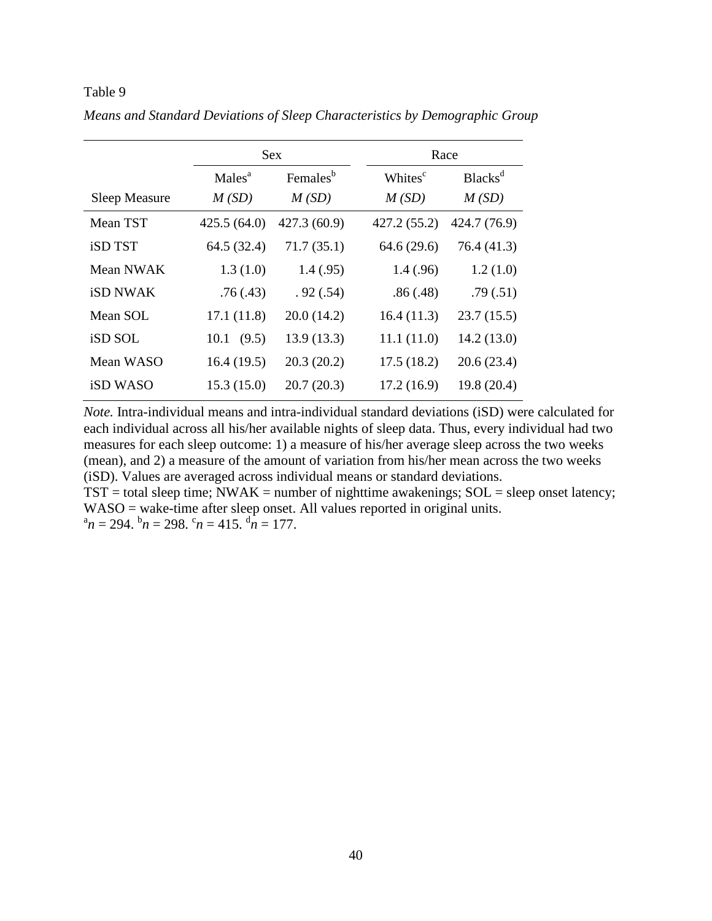Table 9

*Means and Standard Deviations of Sleep Characteristics by Demographic Group*

| | Sex | | Race | |
|---|---|---|---|---|
| | Males[a] | Females[b] | Whites[c] | Blacks[d] |
| Sleep Measure | *M (SD)* | *M (SD)* | *M (SD)* | *M (SD)* |
| Mean TST | 425.5 (64.0) | 427.3 (60.9) | 427.2 (55.2) | 424.7 (76.9) |
| iSD TST | 64.5 (32.4) | 71.7 (35.1) | 64.6 (29.6) | 76.4 (41.3) |
| Mean NWAK | 1.3 (1.0) | 1.4 (.95) | 1.4 (.96) | 1.2 (1.0) |
| iSD NWAK | .76 (.43) | . 92 (.54) | .86 (.48) | .79 (.51) |
| Mean SOL | 17.1 (11.8) | 20.0 (14.2) | 16.4 (11.3) | 23.7 (15.5) |
| iSD SOL | 10.1 (9.5) | 13.9 (13.3) | 11.1 (11.0) | 14.2 (13.0) |
| Mean WASO | 16.4 (19.5) | 20.3 (20.2) | 17.5 (18.2) | 20.6 (23.4) |
| iSD WASO | 15.3 (15.0) | 20.7 (20.3) | 17.2 (16.9) | 19.8 (20.4) |

*Note.* Intra-individual means and intra-individual standard deviations (iSD) were calculated for each individual across all his/her available nights of sleep data. Thus, every individual had two measures for each sleep outcome: 1) a measure of his/her average sleep across the two weeks (mean), and 2) a measure of the amount of variation from his/her mean across the two weeks (iSD). Values are averaged across individual means or standard deviations.
TST = total sleep time; NWAK = number of nighttime awakenings; SOL = sleep onset latency; WASO = wake-time after sleep onset. All values reported in original units.
[a]*n* = 294. [b]*n* = 298. [c]*n* = 415. [d]*n* = 177.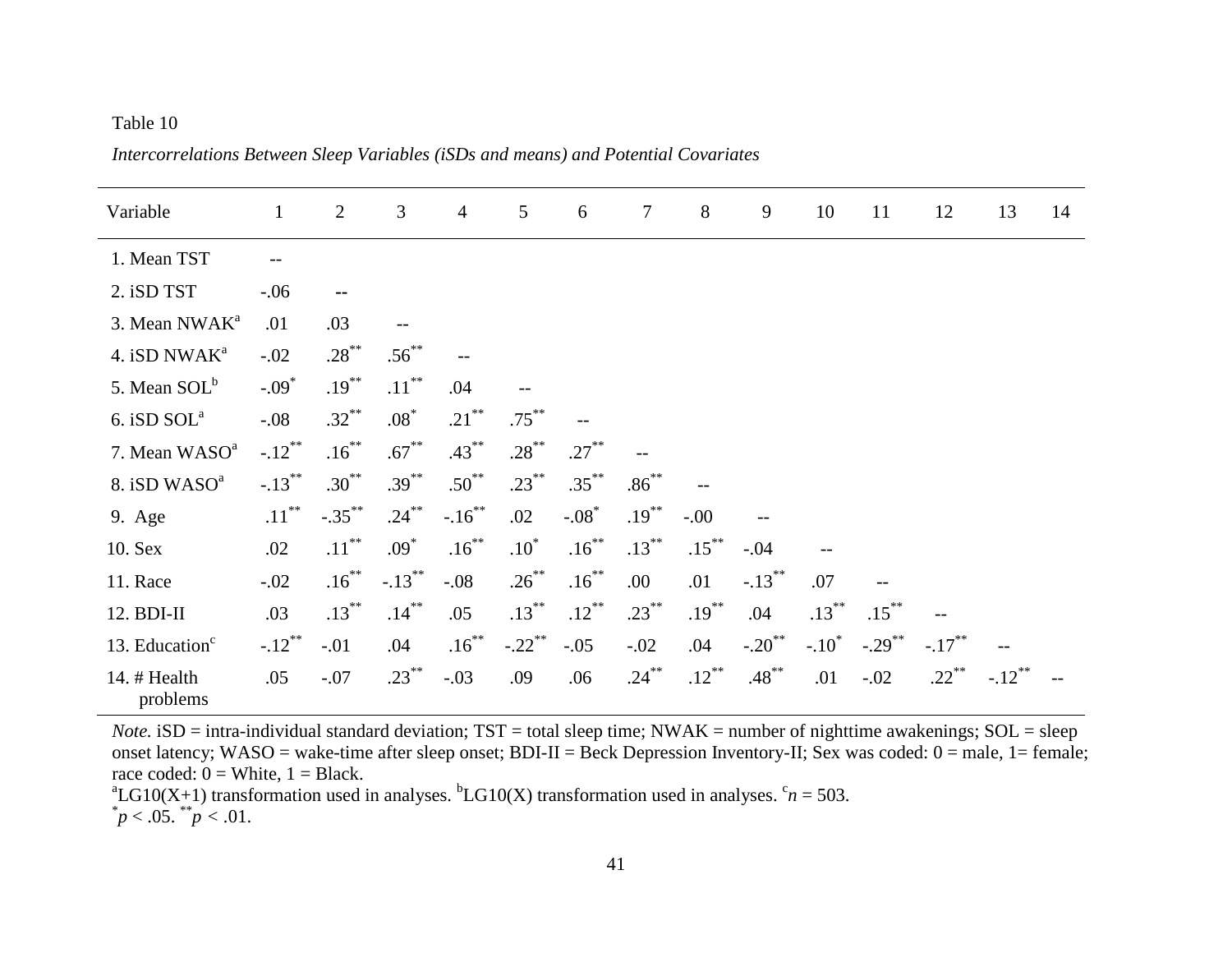Table 10

*Intercorrelations Between Sleep Variables (iSDs and means) and Potential Covariates*

| Variable | 1 | 2 | 3 | 4 | 5 | 6 | 7 | 8 | 9 | 10 | 11 | 12 | 13 | 14 |
|---|---|---|---|---|---|---|---|---|---|---|---|---|---|---|
| 1. Mean TST | -- | | | | | | | | | | | | | |
| 2. iSD TST | -.06 | -- | | | | | | | | | | | | |
| 3. Mean NWAK[a] | .01 | .03 | -- | | | | | | | | | | | |
| 4. iSD NWAK[a] | -.02 | .28** | .56** | -- | | | | | | | | | | |
| 5. Mean SOL[b] | -.09* | .19** | .11** | .04 | -- | | | | | | | | | |
| 6. iSD SOL[a] | -.08 | .32** | .08* | .21** | .75** | -- | | | | | | | | |
| 7. Mean WASO[a] | -.12** | .16** | .67** | .43** | .28** | .27** | -- | | | | | | | |
| 8. iSD WASO[a] | -.13** | .30** | .39** | .50** | .23** | .35** | .86** | -- | | | | | | |
| 9. Age | .11** | -.35** | .24** | -.16** | .02 | -.08* | .19** | -.00 | -- | | | | | |
| 10. Sex | .02 | .11** | .09* | .16** | .10* | .16** | .13** | .15** | -.04 | -- | | | | |
| 11. Race | -.02 | .16** | -.13** | -.08 | .26** | .16** | .00 | .01 | -.13** | .07 | -- | | | |
| 12. BDI-II | .03 | .13** | .14** | .05 | .13** | .12** | .23** | .19** | .04 | .13** | .15** | -- | | |
| 13. Education[c] | -.12** | -.01 | .04 | .16** | -.22** | -.05 | -.02 | .04 | -.20** | -.10* | -.29** | -.17** | -- | |
| 14. # Health problems | .05 | -.07 | .23** | -.03 | .09 | .06 | .24** | .12** | .48** | .01 | -.02 | .22** | -.12** | -- |

*Note.* iSD = intra-individual standard deviation; TST = total sleep time; NWAK = number of nighttime awakenings; SOL = sleep onset latency; WASO = wake-time after sleep onset; BDI-II = Beck Depression Inventory-II; Sex was coded: 0 = male, 1= female; race coded: 0 = White, 1 = Black.

[a]LG10(X+1) transformation used in analyses. [b]LG10(X) transformation used in analyses. [c]$n = 503$.

*$p < .05$. **$p < .01$.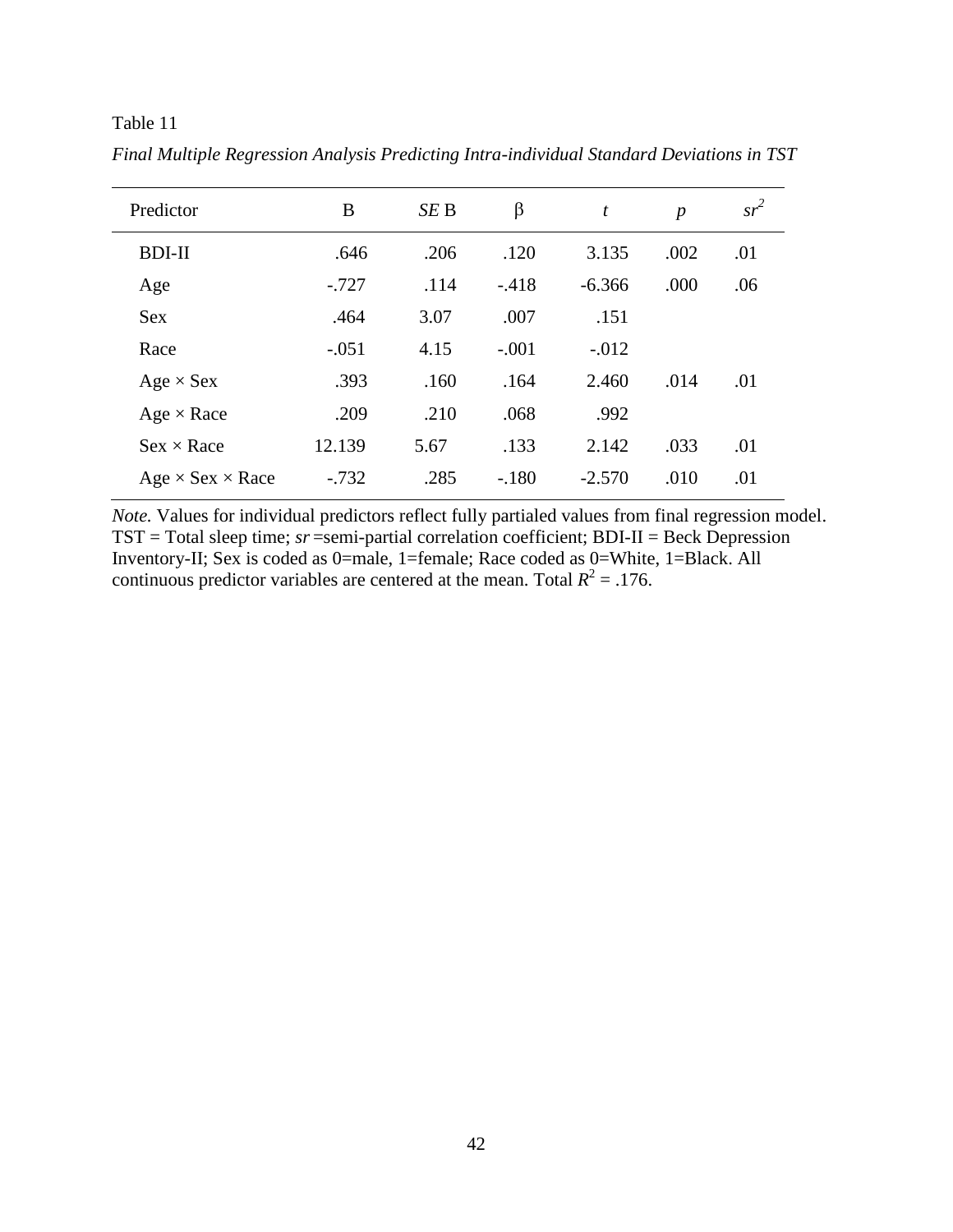Table 11

*Final Multiple Regression Analysis Predicting Intra-individual Standard Deviations in TST*

| Predictor | B | *SE* B | β | *t* | *p* | $sr^2$ |
|---|---|---|---|---|---|---|
| BDI-II | .646 | .206 | .120 | 3.135 | .002 | .01 |
| Age | -.727 | .114 | -.418 | -6.366 | .000 | .06 |
| Sex | .464 | 3.07 | .007 | .151 | | |
| Race | -.051 | 4.15 | -.001 | -.012 | | |
| Age × Sex | .393 | .160 | .164 | 2.460 | .014 | .01 |
| Age × Race | .209 | .210 | .068 | .992 | | |
| Sex × Race | 12.139 | 5.67 | .133 | 2.142 | .033 | .01 |
| Age × Sex × Race | -.732 | .285 | -.180 | -2.570 | .010 | .01 |

*Note.* Values for individual predictors reflect fully partialed values from final regression model. TST = Total sleep time; *sr* =semi-partial correlation coefficient; BDI-II = Beck Depression Inventory-II; Sex is coded as 0=male, 1=female; Race coded as 0=White, 1=Black. All continuous predictor variables are centered at the mean. Total $R^2 = .176$.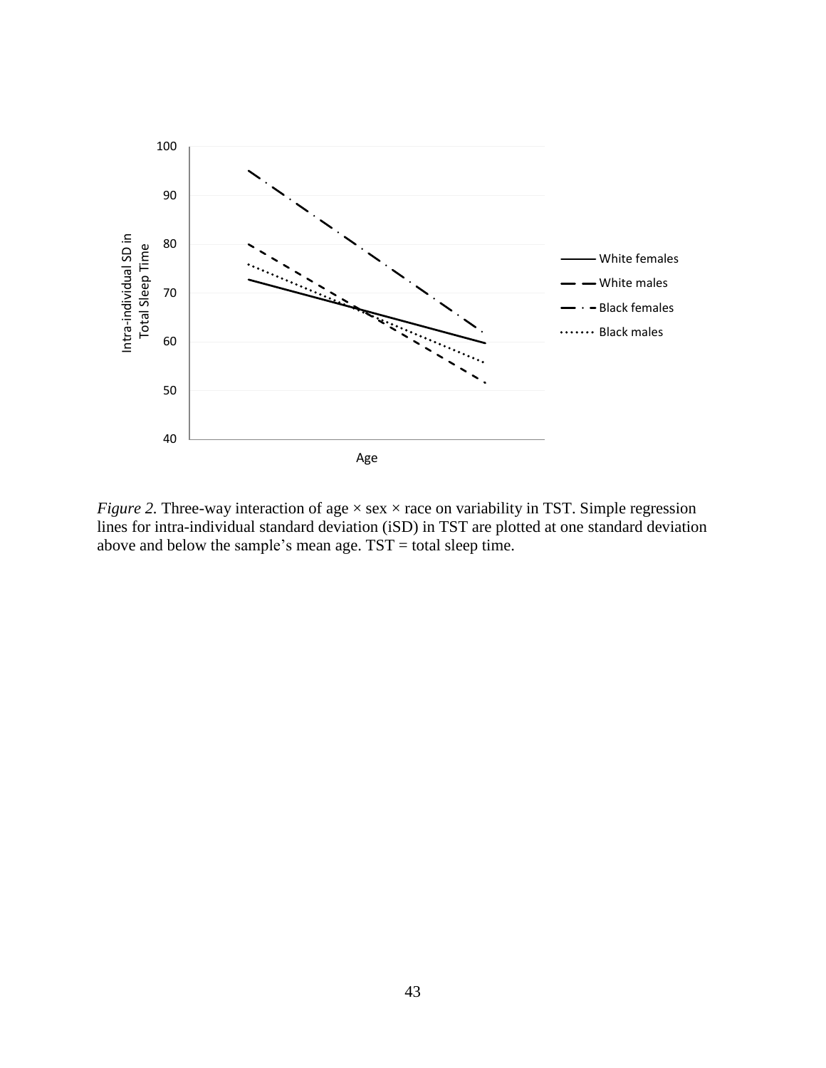*Figure 2.* Three-way interaction of age × sex × race on variability in TST. Simple regression lines for intra-individual standard deviation (iSD) in TST are plotted at one standard deviation above and below the sample's mean age. TST = total sleep time.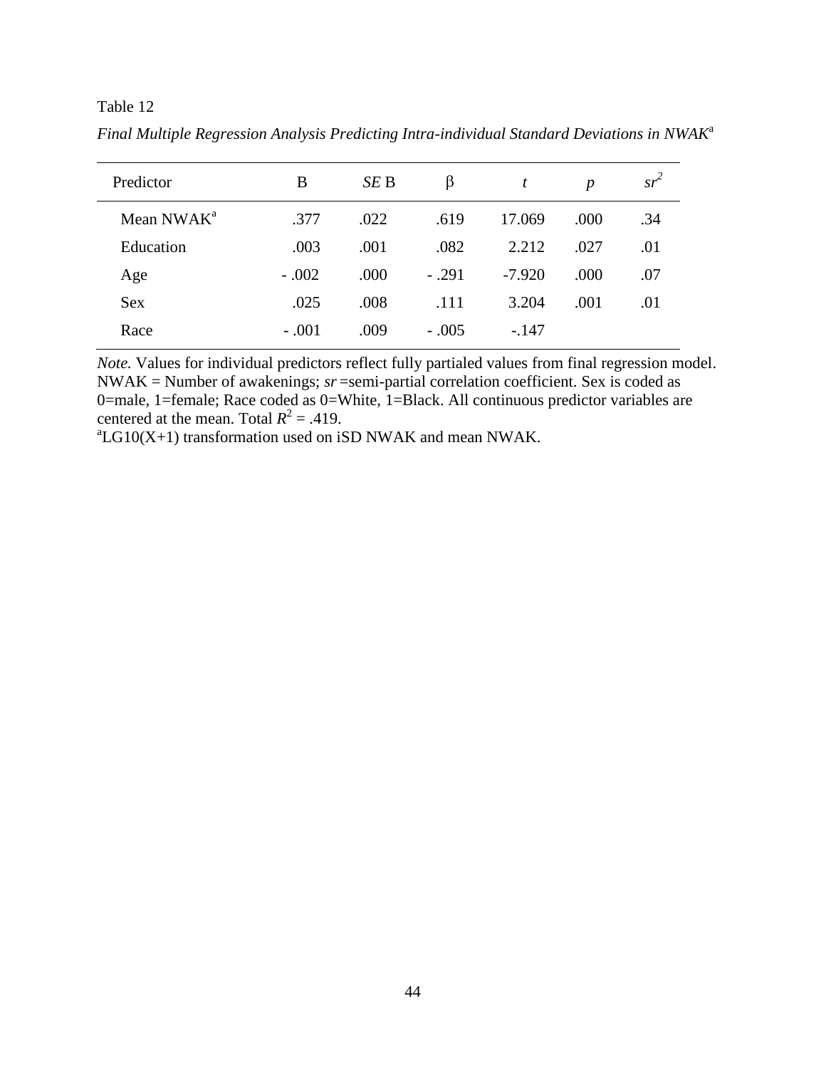Table 12

*Final Multiple Regression Analysis Predicting Intra-individual Standard Deviations in NWAK*[a]

| Predictor | B | *SE* B | β | *t* | *p* | $sr^2$ |
|---|---|---|---|---|---|---|
| Mean NWAK[a] | .377 | .022 | .619 | 17.069 | .000 | .34 |
| Education | .003 | .001 | .082 | 2.212 | .027 | .01 |
| Age | - .002 | .000 | - .291 | -7.920 | .000 | .07 |
| Sex | .025 | .008 | .111 | 3.204 | .001 | .01 |
| Race | - .001 | .009 | - .005 | -.147 | | |

*Note.* Values for individual predictors reflect fully partialed values from final regression model. NWAK = Number of awakenings; *sr* =semi-partial correlation coefficient. Sex is coded as 0=male, 1=female; Race coded as 0=White, 1=Black. All continuous predictor variables are centered at the mean. Total $R^2$ = .419.
[a]LG10(X+1) transformation used on iSD NWAK and mean NWAK.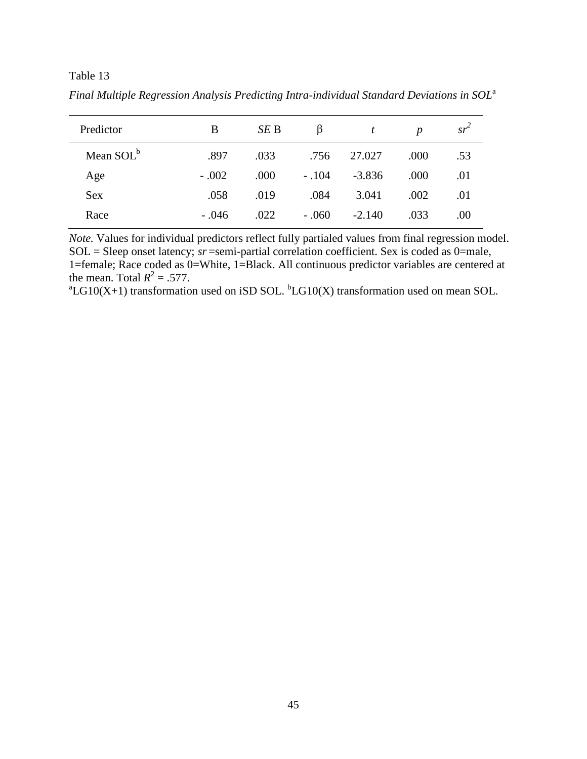Table 13

*Final Multiple Regression Analysis Predicting Intra-individual Standard Deviations in SOL*[a]

| Predictor | B | *SE* B | β | *t* | *p* | $sr^2$ |
|---|---|---|---|---|---|---|
| Mean SOL[b] | .897 | .033 | .756 | 27.027 | .000 | .53 |
| Age | - .002 | .000 | - .104 | -3.836 | .000 | .01 |
| Sex | .058 | .019 | .084 | 3.041 | .002 | .01 |
| Race | - .046 | .022 | - .060 | -2.140 | .033 | .00 |

*Note.* Values for individual predictors reflect fully partialed values from final regression model. SOL = Sleep onset latency; *sr* =semi-partial correlation coefficient. Sex is coded as 0=male, 1=female; Race coded as 0=White, 1=Black. All continuous predictor variables are centered at the mean. Total $R^2$ = .577.

[a]LG10(X+1) transformation used on iSD SOL. [b]LG10(X) transformation used on mean SOL.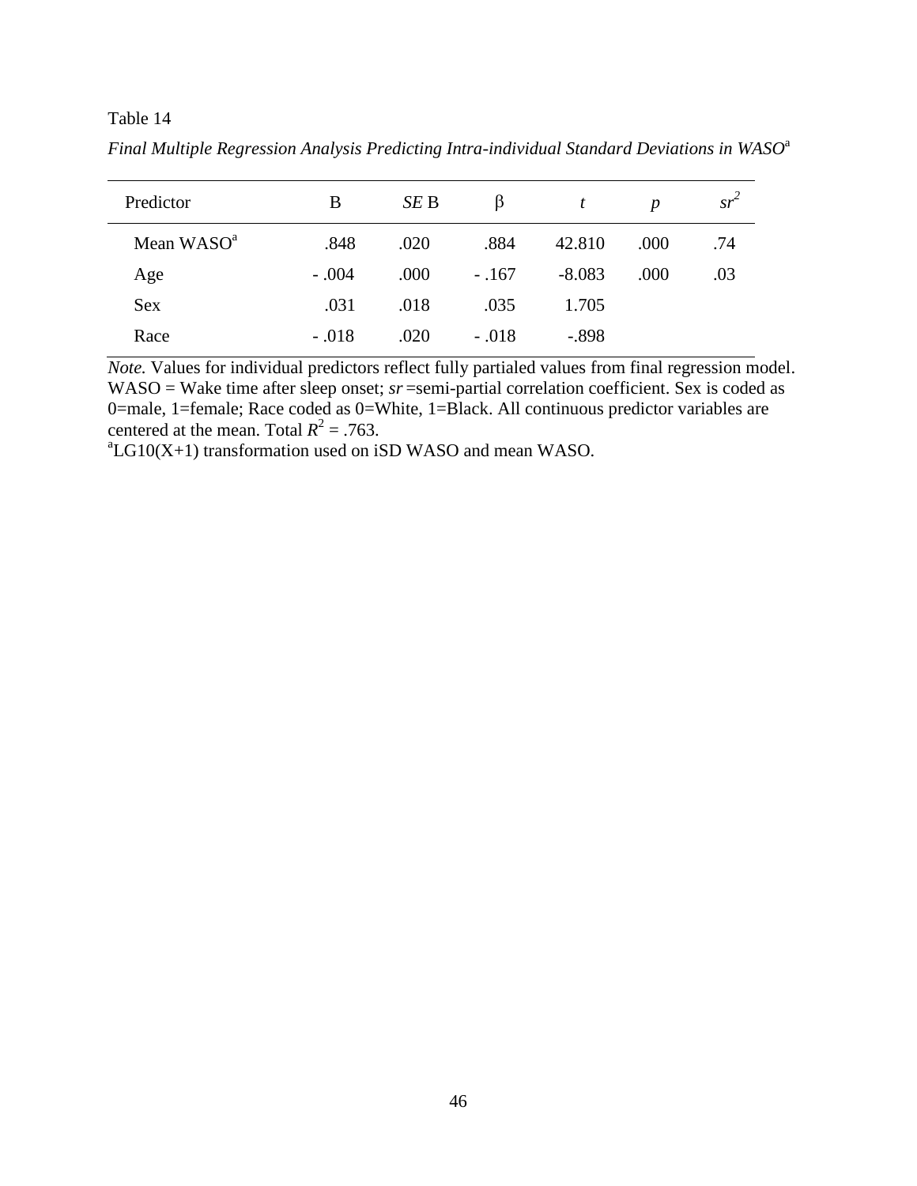Table 14

*Final Multiple Regression Analysis Predicting Intra-individual Standard Deviations in WASO*[a]

| Predictor | B | *SE* B | β | *t* | *p* | $sr^2$ |
|---|---|---|---|---|---|---|
| Mean WASO[a] | .848 | .020 | .884 | 42.810 | .000 | .74 |
| Age | - .004 | .000 | - .167 | -8.083 | .000 | .03 |
| Sex | .031 | .018 | .035 | 1.705 | | |
| Race | - .018 | .020 | - .018 | -.898 | | |

*Note.* Values for individual predictors reflect fully partialed values from final regression model. WASO = Wake time after sleep onset; *sr* =semi-partial correlation coefficient. Sex is coded as 0=male, 1=female; Race coded as 0=White, 1=Black. All continuous predictor variables are centered at the mean. Total $R^2$ = .763.

[a]LG10(X+1) transformation used on iSD WASO and mean WASO.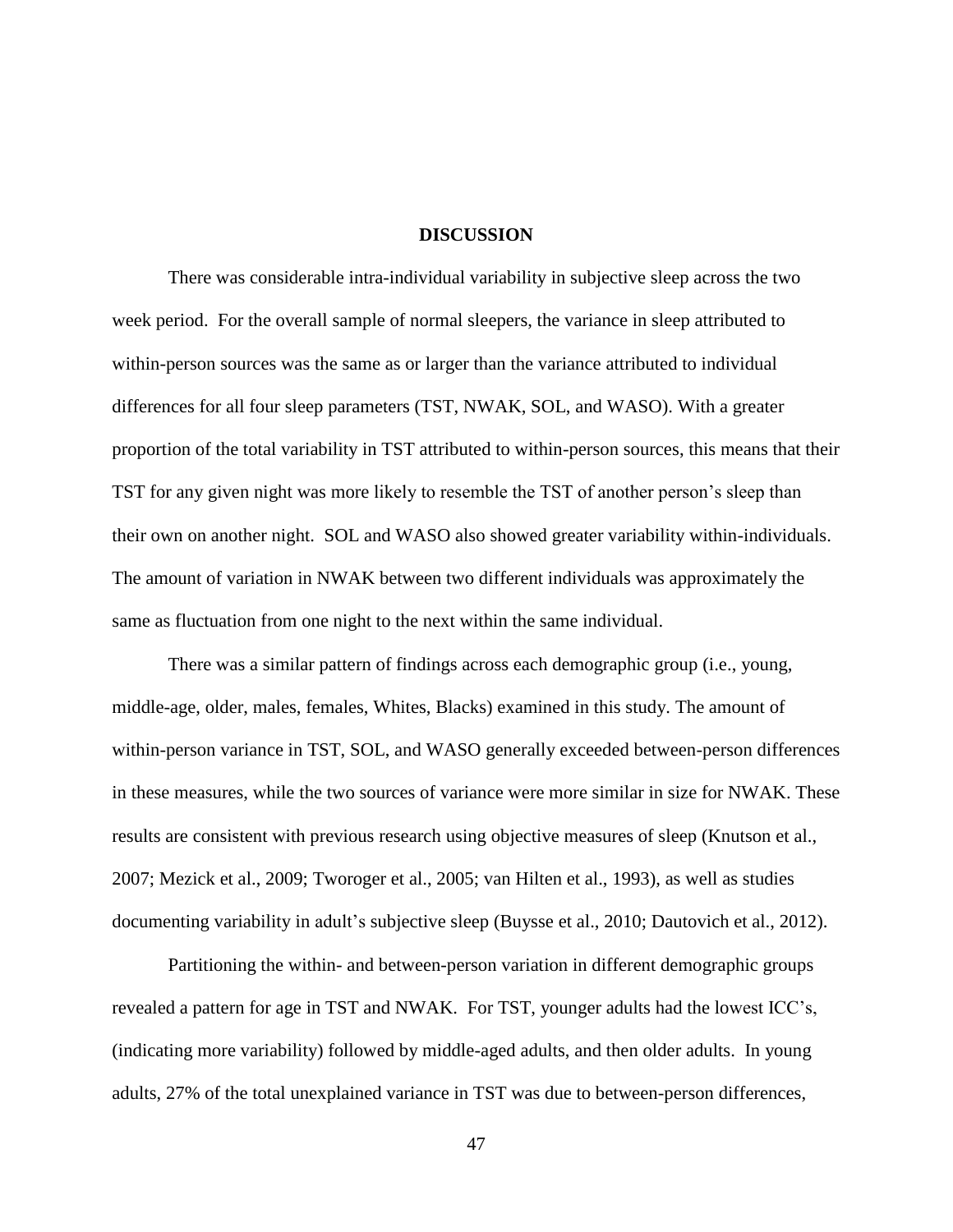# DISCUSSION

There was considerable intra-individual variability in subjective sleep across the two week period. For the overall sample of normal sleepers, the variance in sleep attributed to within-person sources was the same as or larger than the variance attributed to individual differences for all four sleep parameters (TST, NWAK, SOL, and WASO). With a greater proportion of the total variability in TST attributed to within-person sources, this means that their TST for any given night was more likely to resemble the TST of another person's sleep than their own on another night. SOL and WASO also showed greater variability within-individuals. The amount of variation in NWAK between two different individuals was approximately the same as fluctuation from one night to the next within the same individual.

There was a similar pattern of findings across each demographic group (i.e., young, middle-age, older, males, females, Whites, Blacks) examined in this study. The amount of within-person variance in TST, SOL, and WASO generally exceeded between-person differences in these measures, while the two sources of variance were more similar in size for NWAK. These results are consistent with previous research using objective measures of sleep (Knutson et al., 2007; Mezick et al., 2009; Tworoger et al., 2005; van Hilten et al., 1993), as well as studies documenting variability in adult's subjective sleep (Buysse et al., 2010; Dautovich et al., 2012).

Partitioning the within- and between-person variation in different demographic groups revealed a pattern for age in TST and NWAK. For TST, younger adults had the lowest ICC's, (indicating more variability) followed by middle-aged adults, and then older adults. In young adults, 27% of the total unexplained variance in TST was due to between-person differences,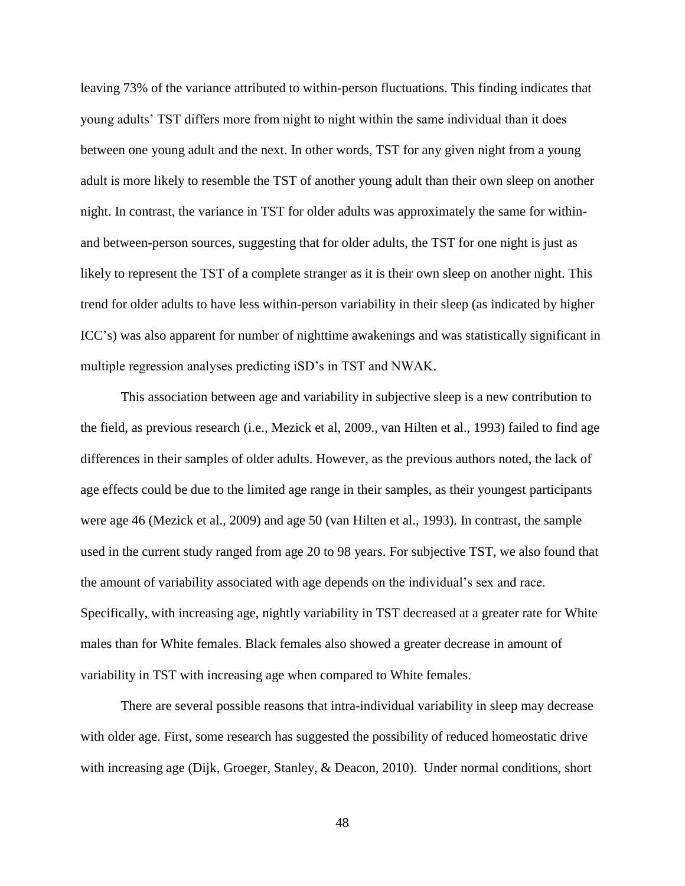leaving 73% of the variance attributed to within-person fluctuations. This finding indicates that young adults' TST differs more from night to night within the same individual than it does between one young adult and the next. In other words, TST for any given night from a young adult is more likely to resemble the TST of another young adult than their own sleep on another night. In contrast, the variance in TST for older adults was approximately the same for within- and between-person sources, suggesting that for older adults, the TST for one night is just as likely to represent the TST of a complete stranger as it is their own sleep on another night. This trend for older adults to have less within-person variability in their sleep (as indicated by higher ICC's) was also apparent for number of nighttime awakenings and was statistically significant in multiple regression analyses predicting iSD's in TST and NWAK.

This association between age and variability in subjective sleep is a new contribution to the field, as previous research (i.e., Mezick et al, 2009., van Hilten et al., 1993) failed to find age differences in their samples of older adults. However, as the previous authors noted, the lack of age effects could be due to the limited age range in their samples, as their youngest participants were age 46 (Mezick et al., 2009) and age 50 (van Hilten et al., 1993). In contrast, the sample used in the current study ranged from age 20 to 98 years. For subjective TST, we also found that the amount of variability associated with age depends on the individual's sex and race. Specifically, with increasing age, nightly variability in TST decreased at a greater rate for White males than for White females. Black females also showed a greater decrease in amount of variability in TST with increasing age when compared to White females.

There are several possible reasons that intra-individual variability in sleep may decrease with older age. First, some research has suggested the possibility of reduced homeostatic drive with increasing age (Dijk, Groeger, Stanley, & Deacon, 2010). Under normal conditions, short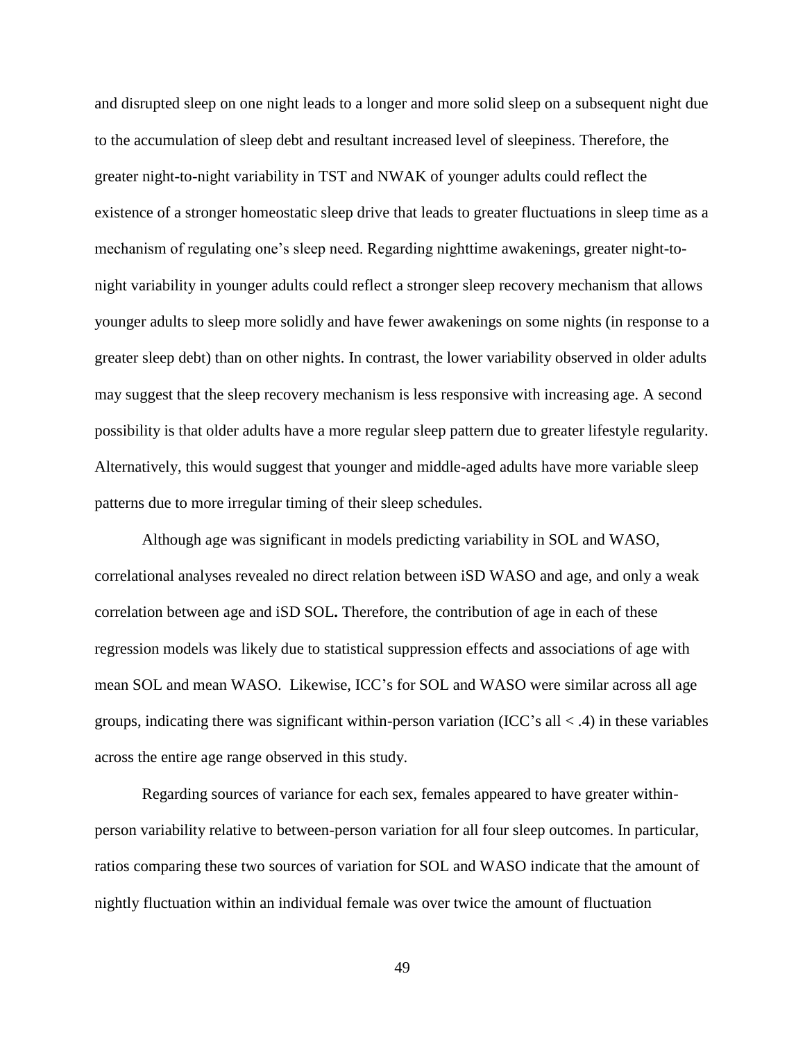and disrupted sleep on one night leads to a longer and more solid sleep on a subsequent night due to the accumulation of sleep debt and resultant increased level of sleepiness. Therefore, the greater night-to-night variability in TST and NWAK of younger adults could reflect the existence of a stronger homeostatic sleep drive that leads to greater fluctuations in sleep time as a mechanism of regulating one's sleep need. Regarding nighttime awakenings, greater night-to-night variability in younger adults could reflect a stronger sleep recovery mechanism that allows younger adults to sleep more solidly and have fewer awakenings on some nights (in response to a greater sleep debt) than on other nights. In contrast, the lower variability observed in older adults may suggest that the sleep recovery mechanism is less responsive with increasing age. A second possibility is that older adults have a more regular sleep pattern due to greater lifestyle regularity. Alternatively, this would suggest that younger and middle-aged adults have more variable sleep patterns due to more irregular timing of their sleep schedules.

Although age was significant in models predicting variability in SOL and WASO, correlational analyses revealed no direct relation between iSD WASO and age, and only a weak correlation between age and iSD SOL**.** Therefore, the contribution of age in each of these regression models was likely due to statistical suppression effects and associations of age with mean SOL and mean WASO. Likewise, ICC's for SOL and WASO were similar across all age groups, indicating there was significant within-person variation (ICC's all $< .4$) in these variables across the entire age range observed in this study.

Regarding sources of variance for each sex, females appeared to have greater within-person variability relative to between-person variation for all four sleep outcomes. In particular, ratios comparing these two sources of variation for SOL and WASO indicate that the amount of nightly fluctuation within an individual female was over twice the amount of fluctuation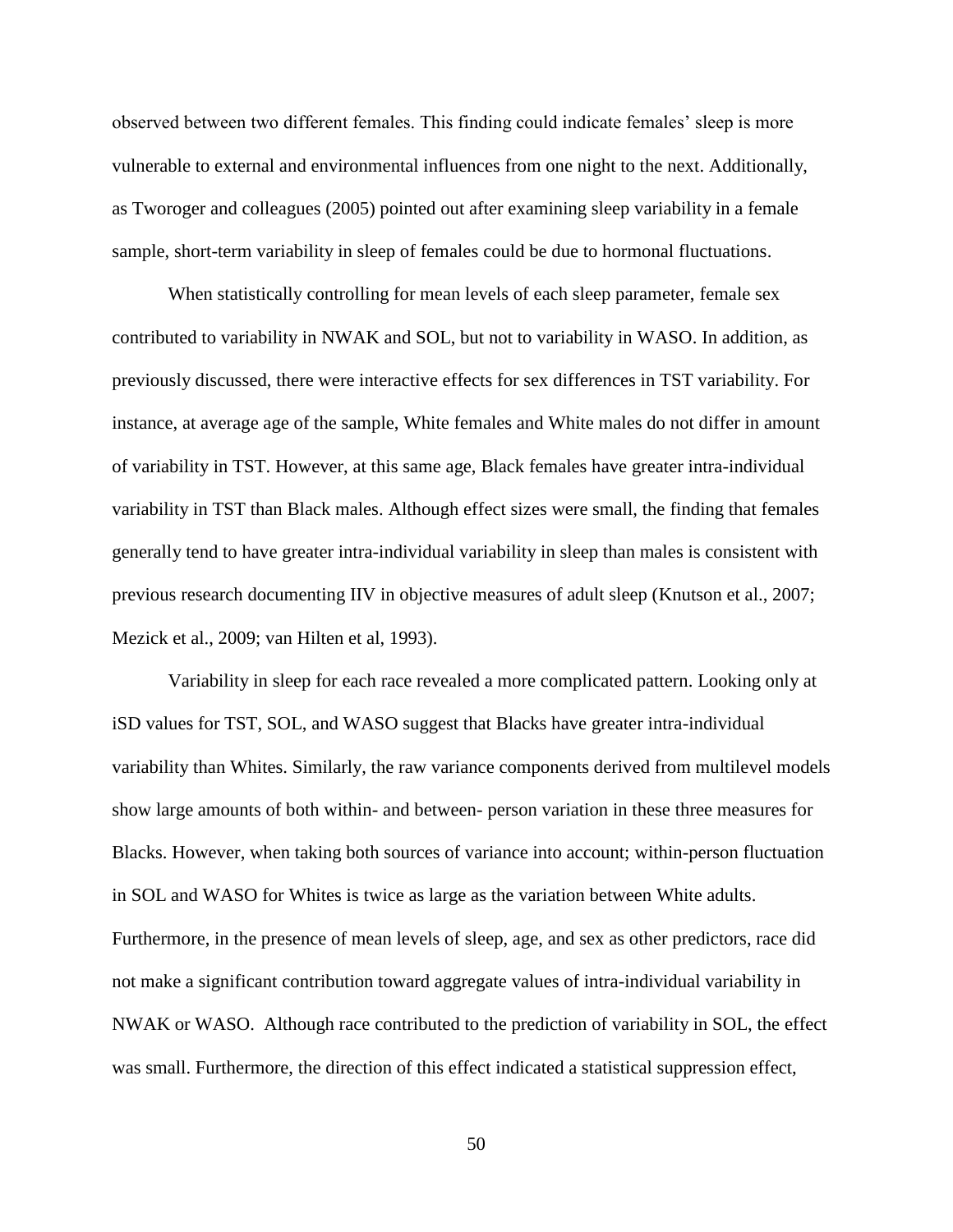observed between two different females. This finding could indicate females' sleep is more vulnerable to external and environmental influences from one night to the next. Additionally, as Tworoger and colleagues (2005) pointed out after examining sleep variability in a female sample, short-term variability in sleep of females could be due to hormonal fluctuations.

When statistically controlling for mean levels of each sleep parameter, female sex contributed to variability in NWAK and SOL, but not to variability in WASO. In addition, as previously discussed, there were interactive effects for sex differences in TST variability. For instance, at average age of the sample, White females and White males do not differ in amount of variability in TST. However, at this same age, Black females have greater intra-individual variability in TST than Black males. Although effect sizes were small, the finding that females generally tend to have greater intra-individual variability in sleep than males is consistent with previous research documenting IIV in objective measures of adult sleep (Knutson et al., 2007; Mezick et al., 2009; van Hilten et al, 1993).

Variability in sleep for each race revealed a more complicated pattern. Looking only at iSD values for TST, SOL, and WASO suggest that Blacks have greater intra-individual variability than Whites. Similarly, the raw variance components derived from multilevel models show large amounts of both within- and between- person variation in these three measures for Blacks. However, when taking both sources of variance into account; within-person fluctuation in SOL and WASO for Whites is twice as large as the variation between White adults. Furthermore, in the presence of mean levels of sleep, age, and sex as other predictors, race did not make a significant contribution toward aggregate values of intra-individual variability in NWAK or WASO. Although race contributed to the prediction of variability in SOL, the effect was small. Furthermore, the direction of this effect indicated a statistical suppression effect,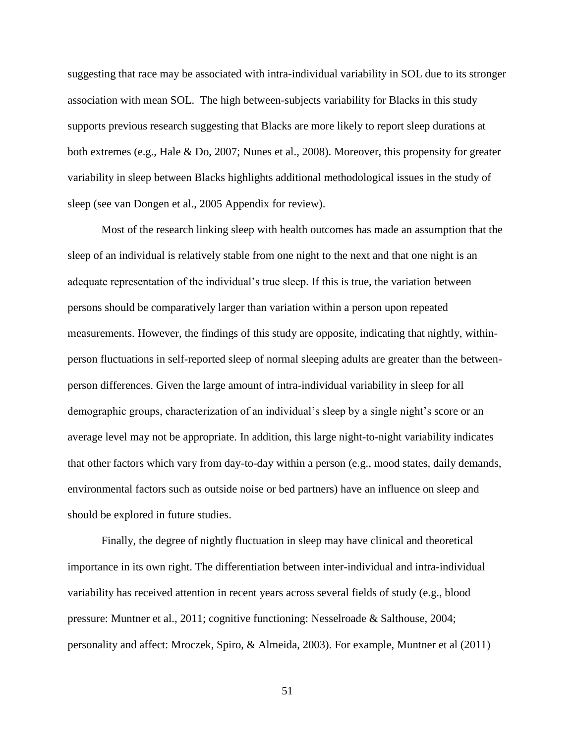suggesting that race may be associated with intra-individual variability in SOL due to its stronger association with mean SOL. The high between-subjects variability for Blacks in this study supports previous research suggesting that Blacks are more likely to report sleep durations at both extremes (e.g., Hale & Do, 2007; Nunes et al., 2008). Moreover, this propensity for greater variability in sleep between Blacks highlights additional methodological issues in the study of sleep (see van Dongen et al., 2005 Appendix for review).

Most of the research linking sleep with health outcomes has made an assumption that the sleep of an individual is relatively stable from one night to the next and that one night is an adequate representation of the individual's true sleep. If this is true, the variation between persons should be comparatively larger than variation within a person upon repeated measurements. However, the findings of this study are opposite, indicating that nightly, within-person fluctuations in self-reported sleep of normal sleeping adults are greater than the between-person differences. Given the large amount of intra-individual variability in sleep for all demographic groups, characterization of an individual's sleep by a single night's score or an average level may not be appropriate. In addition, this large night-to-night variability indicates that other factors which vary from day-to-day within a person (e.g., mood states, daily demands, environmental factors such as outside noise or bed partners) have an influence on sleep and should be explored in future studies.

Finally, the degree of nightly fluctuation in sleep may have clinical and theoretical importance in its own right. The differentiation between inter-individual and intra-individual variability has received attention in recent years across several fields of study (e.g., blood pressure: Muntner et al., 2011; cognitive functioning: Nesselroade & Salthouse, 2004; personality and affect: Mroczek, Spiro, & Almeida, 2003). For example, Muntner et al (2011)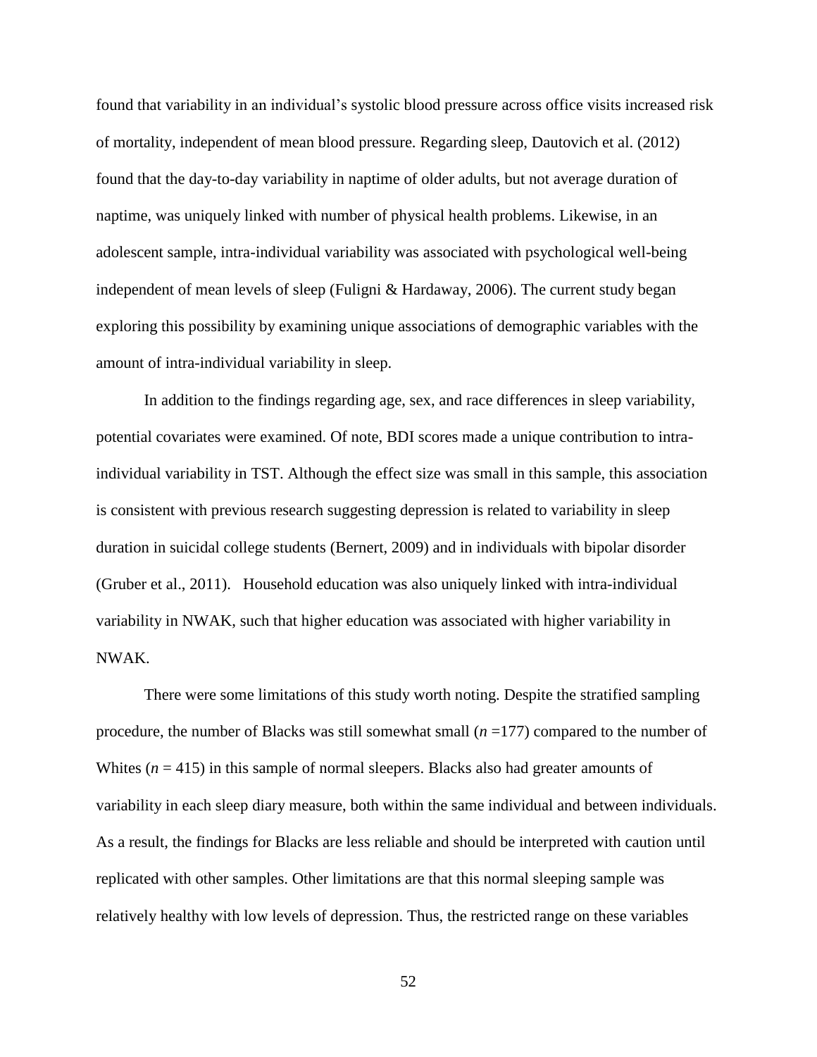found that variability in an individual's systolic blood pressure across office visits increased risk of mortality, independent of mean blood pressure. Regarding sleep, Dautovich et al. (2012) found that the day-to-day variability in naptime of older adults, but not average duration of naptime, was uniquely linked with number of physical health problems. Likewise, in an adolescent sample, intra-individual variability was associated with psychological well-being independent of mean levels of sleep (Fuligni & Hardaway, 2006). The current study began exploring this possibility by examining unique associations of demographic variables with the amount of intra-individual variability in sleep.

In addition to the findings regarding age, sex, and race differences in sleep variability, potential covariates were examined. Of note, BDI scores made a unique contribution to intra-individual variability in TST. Although the effect size was small in this sample, this association is consistent with previous research suggesting depression is related to variability in sleep duration in suicidal college students (Bernert, 2009) and in individuals with bipolar disorder (Gruber et al., 2011). Household education was also uniquely linked with intra-individual variability in NWAK, such that higher education was associated with higher variability in NWAK.

There were some limitations of this study worth noting. Despite the stratified sampling procedure, the number of Blacks was still somewhat small ($n$ =177) compared to the number of Whites ($n$ = 415) in this sample of normal sleepers. Blacks also had greater amounts of variability in each sleep diary measure, both within the same individual and between individuals. As a result, the findings for Blacks are less reliable and should be interpreted with caution until replicated with other samples. Other limitations are that this normal sleeping sample was relatively healthy with low levels of depression. Thus, the restricted range on these variables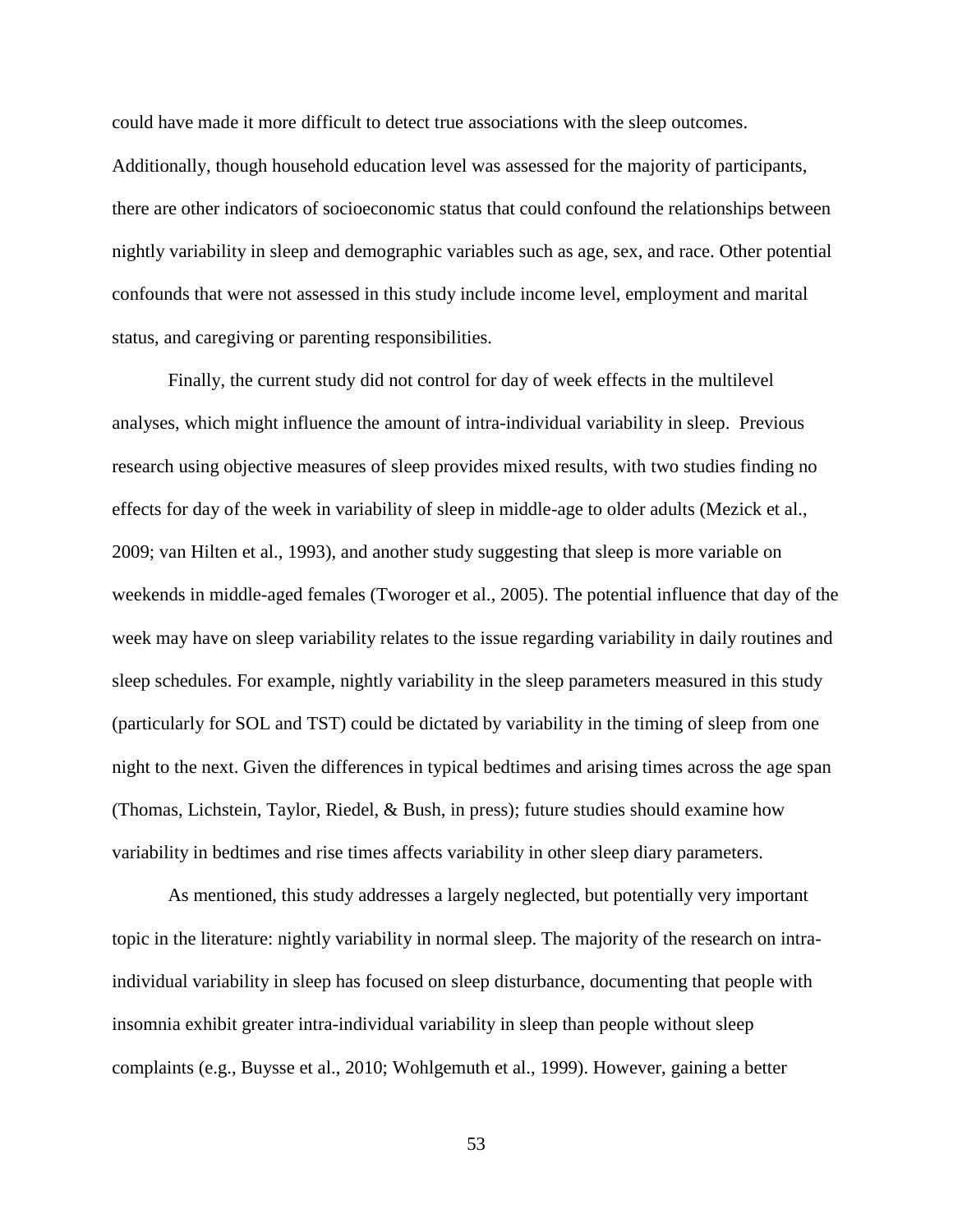could have made it more difficult to detect true associations with the sleep outcomes. Additionally, though household education level was assessed for the majority of participants, there are other indicators of socioeconomic status that could confound the relationships between nightly variability in sleep and demographic variables such as age, sex, and race. Other potential confounds that were not assessed in this study include income level, employment and marital status, and caregiving or parenting responsibilities.

Finally, the current study did not control for day of week effects in the multilevel analyses, which might influence the amount of intra-individual variability in sleep. Previous research using objective measures of sleep provides mixed results, with two studies finding no effects for day of the week in variability of sleep in middle-age to older adults (Mezick et al., 2009; van Hilten et al., 1993), and another study suggesting that sleep is more variable on weekends in middle-aged females (Tworoger et al., 2005). The potential influence that day of the week may have on sleep variability relates to the issue regarding variability in daily routines and sleep schedules. For example, nightly variability in the sleep parameters measured in this study (particularly for SOL and TST) could be dictated by variability in the timing of sleep from one night to the next. Given the differences in typical bedtimes and arising times across the age span (Thomas, Lichstein, Taylor, Riedel, & Bush, in press); future studies should examine how variability in bedtimes and rise times affects variability in other sleep diary parameters.

As mentioned, this study addresses a largely neglected, but potentially very important topic in the literature: nightly variability in normal sleep. The majority of the research on intra-individual variability in sleep has focused on sleep disturbance, documenting that people with insomnia exhibit greater intra-individual variability in sleep than people without sleep complaints (e.g., Buysse et al., 2010; Wohlgemuth et al., 1999). However, gaining a better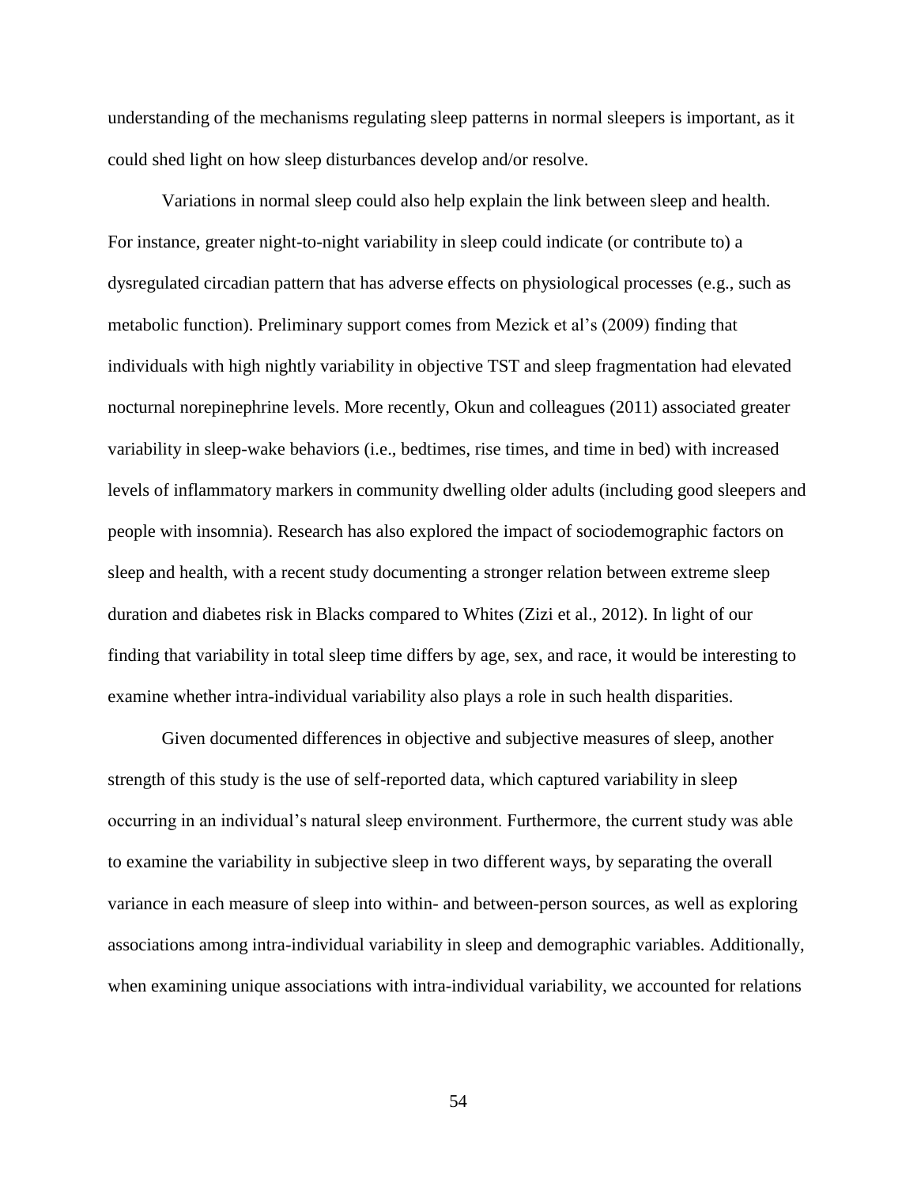understanding of the mechanisms regulating sleep patterns in normal sleepers is important, as it could shed light on how sleep disturbances develop and/or resolve.

Variations in normal sleep could also help explain the link between sleep and health. For instance, greater night-to-night variability in sleep could indicate (or contribute to) a dysregulated circadian pattern that has adverse effects on physiological processes (e.g., such as metabolic function). Preliminary support comes from Mezick et al's (2009) finding that individuals with high nightly variability in objective TST and sleep fragmentation had elevated nocturnal norepinephrine levels. More recently, Okun and colleagues (2011) associated greater variability in sleep-wake behaviors (i.e., bedtimes, rise times, and time in bed) with increased levels of inflammatory markers in community dwelling older adults (including good sleepers and people with insomnia). Research has also explored the impact of sociodemographic factors on sleep and health, with a recent study documenting a stronger relation between extreme sleep duration and diabetes risk in Blacks compared to Whites (Zizi et al., 2012). In light of our finding that variability in total sleep time differs by age, sex, and race, it would be interesting to examine whether intra-individual variability also plays a role in such health disparities.

Given documented differences in objective and subjective measures of sleep, another strength of this study is the use of self-reported data, which captured variability in sleep occurring in an individual's natural sleep environment. Furthermore, the current study was able to examine the variability in subjective sleep in two different ways, by separating the overall variance in each measure of sleep into within- and between-person sources, as well as exploring associations among intra-individual variability in sleep and demographic variables. Additionally, when examining unique associations with intra-individual variability, we accounted for relations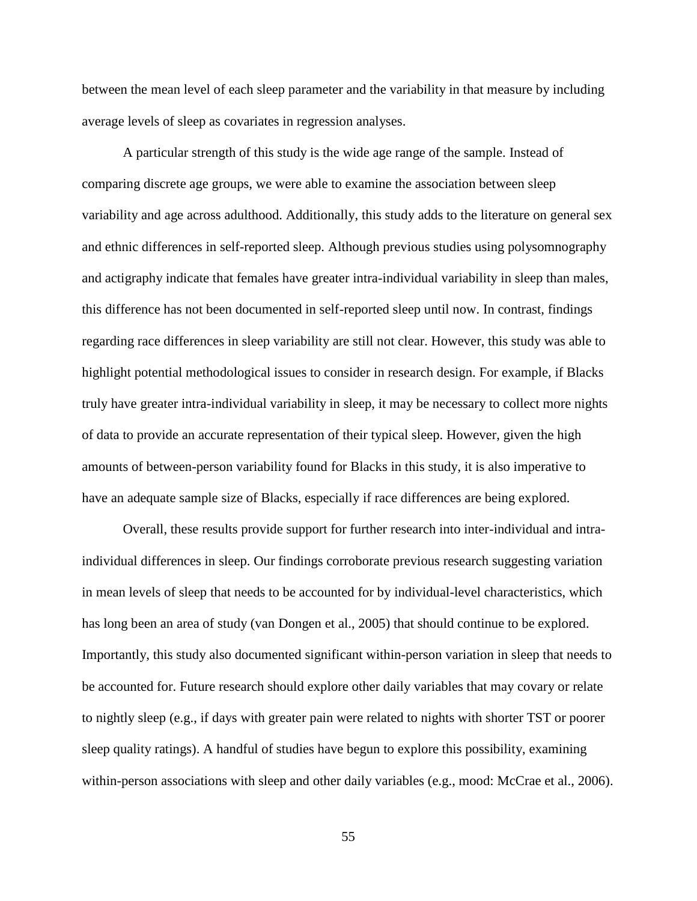between the mean level of each sleep parameter and the variability in that measure by including average levels of sleep as covariates in regression analyses.

A particular strength of this study is the wide age range of the sample. Instead of comparing discrete age groups, we were able to examine the association between sleep variability and age across adulthood. Additionally, this study adds to the literature on general sex and ethnic differences in self-reported sleep. Although previous studies using polysomnography and actigraphy indicate that females have greater intra-individual variability in sleep than males, this difference has not been documented in self-reported sleep until now. In contrast, findings regarding race differences in sleep variability are still not clear. However, this study was able to highlight potential methodological issues to consider in research design. For example, if Blacks truly have greater intra-individual variability in sleep, it may be necessary to collect more nights of data to provide an accurate representation of their typical sleep. However, given the high amounts of between-person variability found for Blacks in this study, it is also imperative to have an adequate sample size of Blacks, especially if race differences are being explored.

Overall, these results provide support for further research into inter-individual and intra-individual differences in sleep. Our findings corroborate previous research suggesting variation in mean levels of sleep that needs to be accounted for by individual-level characteristics, which has long been an area of study (van Dongen et al., 2005) that should continue to be explored. Importantly, this study also documented significant within-person variation in sleep that needs to be accounted for. Future research should explore other daily variables that may covary or relate to nightly sleep (e.g., if days with greater pain were related to nights with shorter TST or poorer sleep quality ratings). A handful of studies have begun to explore this possibility, examining within-person associations with sleep and other daily variables (e.g., mood: McCrae et al., 2006).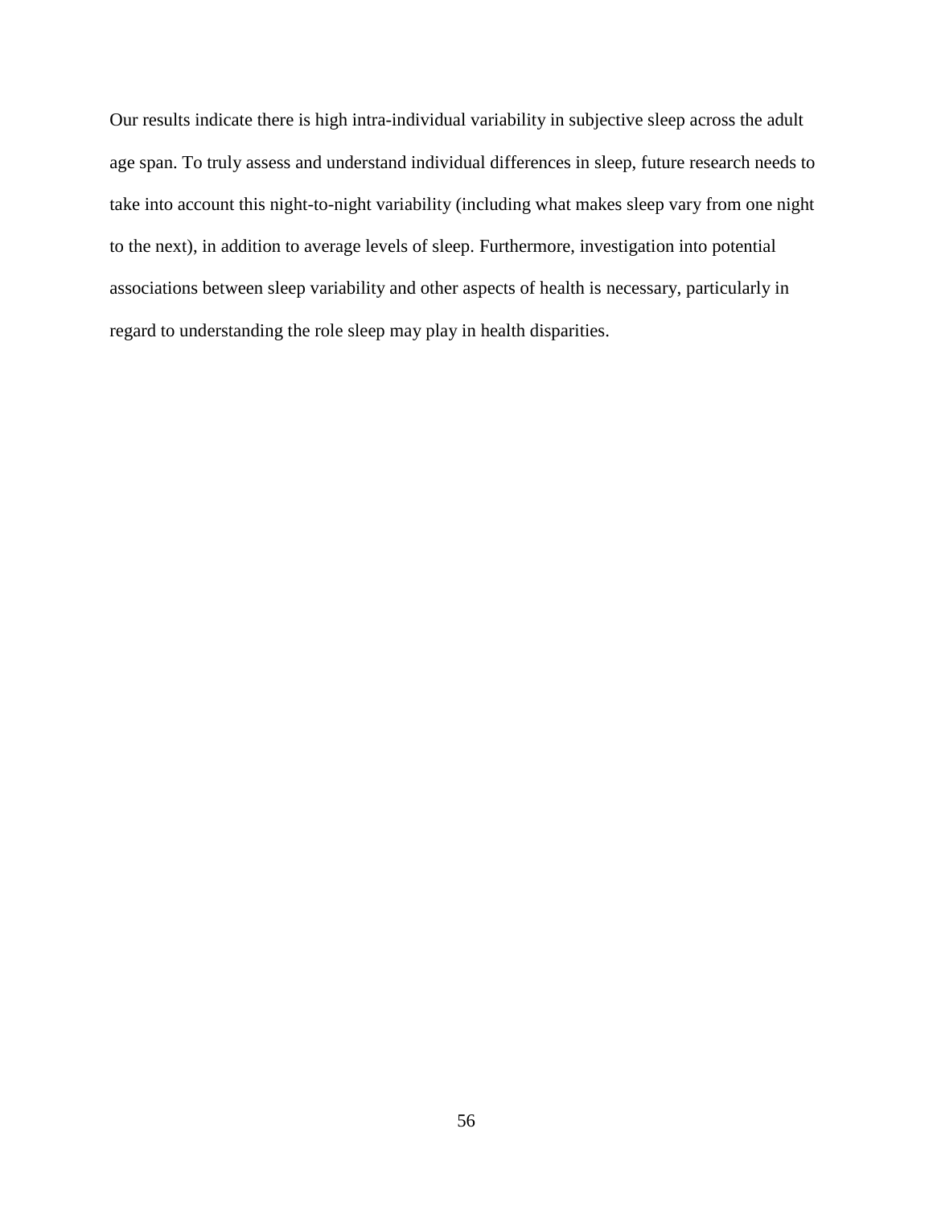Our results indicate there is high intra-individual variability in subjective sleep across the adult age span. To truly assess and understand individual differences in sleep, future research needs to take into account this night-to-night variability (including what makes sleep vary from one night to the next), in addition to average levels of sleep. Furthermore, investigation into potential associations between sleep variability and other aspects of health is necessary, particularly in regard to understanding the role sleep may play in health disparities.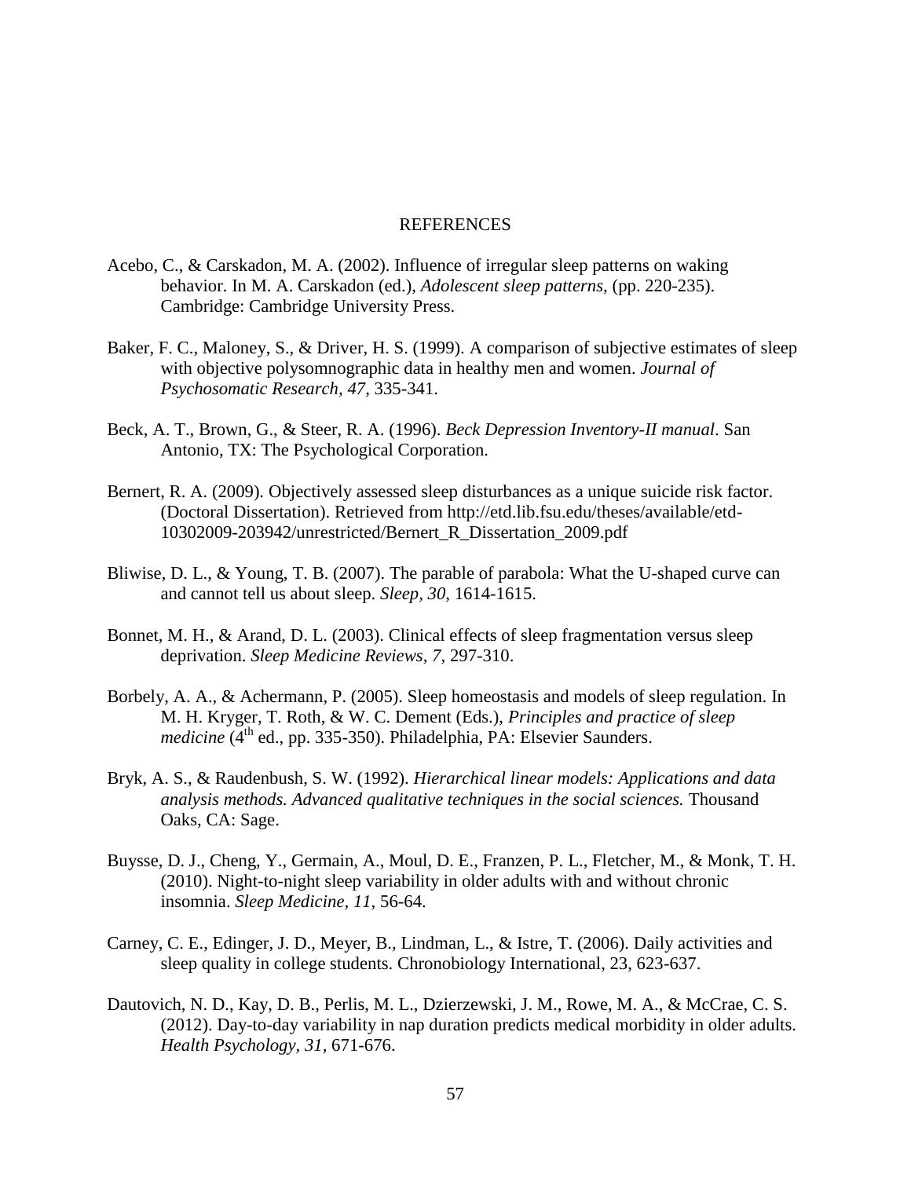# REFERENCES

Acebo, C., & Carskadon, M. A. (2002). Influence of irregular sleep patterns on waking behavior. In M. A. Carskadon (ed.), *Adolescent sleep patterns,* (pp. 220-235). Cambridge: Cambridge University Press.

Baker, F. C., Maloney, S., & Driver, H. S. (1999). A comparison of subjective estimates of sleep with objective polysomnographic data in healthy men and women. *Journal of Psychosomatic Research, 47,* 335-341.

Beck, A. T., Brown, G., & Steer, R. A. (1996). *Beck Depression Inventory-II manual*. San Antonio, TX: The Psychological Corporation.

Bernert, R. A. (2009). Objectively assessed sleep disturbances as a unique suicide risk factor. (Doctoral Dissertation). Retrieved from http://etd.lib.fsu.edu/theses/available/etd-10302009-203942/unrestricted/Bernert_R_Dissertation_2009.pdf

Bliwise, D. L., & Young, T. B. (2007). The parable of parabola: What the U-shaped curve can and cannot tell us about sleep. *Sleep, 30,* 1614-1615.

Bonnet, M. H., & Arand, D. L. (2003). Clinical effects of sleep fragmentation versus sleep deprivation. *Sleep Medicine Reviews, 7,* 297-310.

Borbely, A. A., & Achermann, P. (2005). Sleep homeostasis and models of sleep regulation. In M. H. Kryger, T. Roth, & W. C. Dement (Eds.), *Principles and practice of sleep medicine* (4th ed., pp. 335-350). Philadelphia, PA: Elsevier Saunders.

Bryk, A. S., & Raudenbush, S. W. (1992). *Hierarchical linear models: Applications and data analysis methods. Advanced qualitative techniques in the social sciences.* Thousand Oaks, CA: Sage.

Buysse, D. J., Cheng, Y., Germain, A., Moul, D. E., Franzen, P. L., Fletcher, M., & Monk, T. H. (2010). Night-to-night sleep variability in older adults with and without chronic insomnia. *Sleep Medicine, 11,* 56-64.

Carney, C. E., Edinger, J. D., Meyer, B., Lindman, L., & Istre, T. (2006). Daily activities and sleep quality in college students. Chronobiology International, 23, 623-637.

Dautovich, N. D., Kay, D. B., Perlis, M. L., Dzierzewski, J. M., Rowe, M. A., & McCrae, C. S. (2012). Day-to-day variability in nap duration predicts medical morbidity in older adults. *Health Psychology, 31,* 671-676.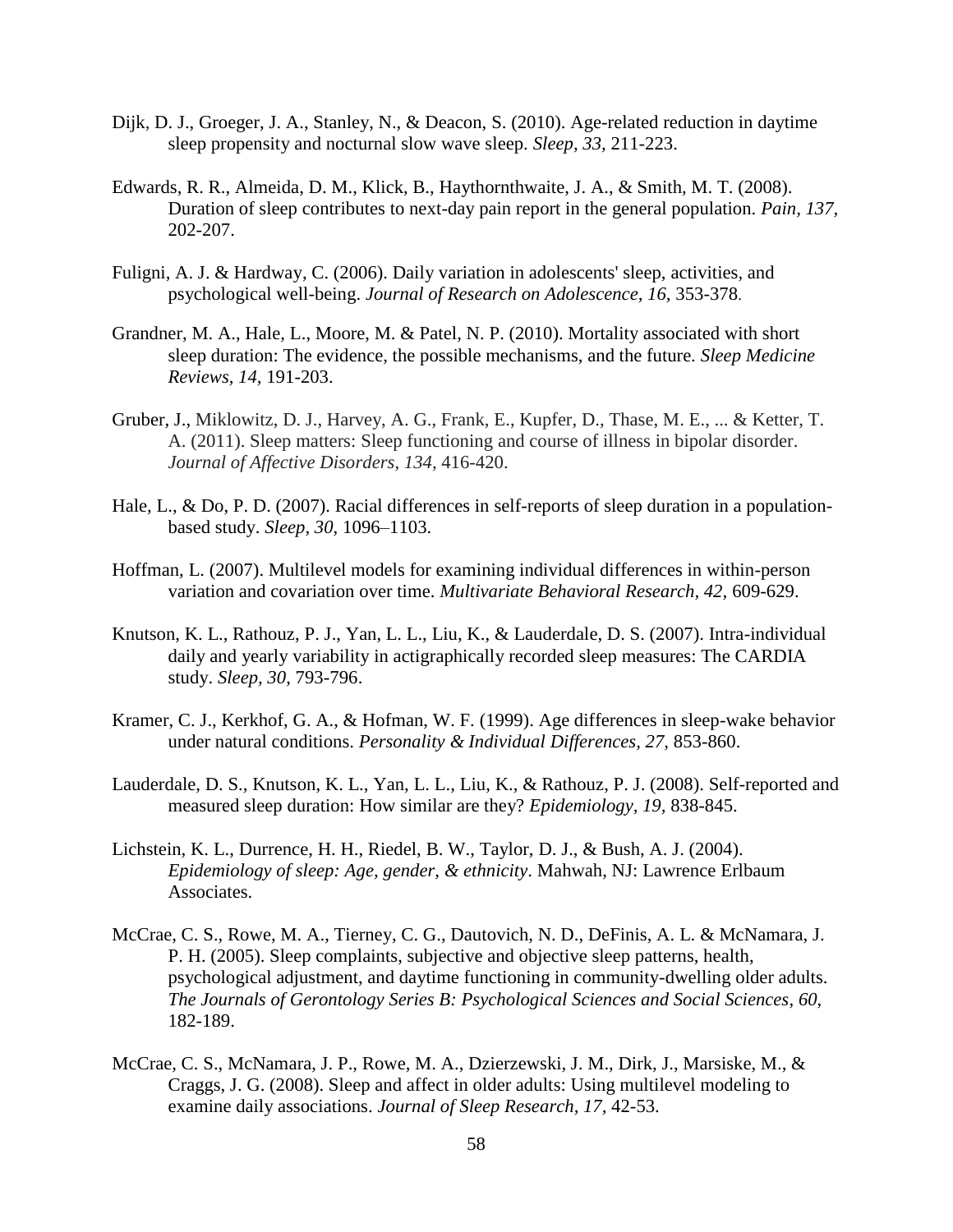Dijk, D. J., Groeger, J. A., Stanley, N., & Deacon, S. (2010). Age-related reduction in daytime sleep propensity and nocturnal slow wave sleep. *Sleep, 33,* 211-223.

Edwards, R. R., Almeida, D. M., Klick, B., Haythornthwaite, J. A., & Smith, M. T. (2008). Duration of sleep contributes to next-day pain report in the general population. *Pain, 137,* 202-207.

Fuligni, A. J. & Hardway, C. (2006). Daily variation in adolescents' sleep, activities, and psychological well-being. *Journal of Research on Adolescence, 16,* 353-378.

Grandner, M. A., Hale, L., Moore, M. & Patel, N. P. (2010). Mortality associated with short sleep duration: The evidence, the possible mechanisms, and the future. *Sleep Medicine Reviews, 14,* 191-203.

Gruber, J., Miklowitz, D. J., Harvey, A. G., Frank, E., Kupfer, D., Thase, M. E., ... & Ketter, T. A. (2011). Sleep matters: Sleep functioning and course of illness in bipolar disorder. *Journal of Affective Disorders, 134,* 416-420.

Hale, L., & Do, P. D. (2007). Racial differences in self-reports of sleep duration in a population-based study. *Sleep, 30,* 1096–1103.

Hoffman, L. (2007). Multilevel models for examining individual differences in within-person variation and covariation over time. *Multivariate Behavioral Research, 42,* 609-629.

Knutson, K. L., Rathouz, P. J., Yan, L. L., Liu, K., & Lauderdale, D. S. (2007). Intra-individual daily and yearly variability in actigraphically recorded sleep measures: The CARDIA study. *Sleep, 30,* 793-796.

Kramer, C. J., Kerkhof, G. A., & Hofman, W. F. (1999). Age differences in sleep-wake behavior under natural conditions. *Personality & Individual Differences, 27,* 853-860.

Lauderdale, D. S., Knutson, K. L., Yan, L. L., Liu, K., & Rathouz, P. J. (2008). Self-reported and measured sleep duration: How similar are they? *Epidemiology, 19,* 838-845.

Lichstein, K. L., Durrence, H. H., Riedel, B. W., Taylor, D. J., & Bush, A. J. (2004). *Epidemiology of sleep: Age, gender, & ethnicity*. Mahwah, NJ: Lawrence Erlbaum Associates.

McCrae, C. S., Rowe, M. A., Tierney, C. G., Dautovich, N. D., DeFinis, A. L. & McNamara, J. P. H. (2005). Sleep complaints, subjective and objective sleep patterns, health, psychological adjustment, and daytime functioning in community-dwelling older adults. *The Journals of Gerontology Series B: Psychological Sciences and Social Sciences, 60,* 182-189.

McCrae, C. S., McNamara, J. P., Rowe, M. A., Dzierzewski, J. M., Dirk, J., Marsiske, M., & Craggs, J. G. (2008). Sleep and affect in older adults: Using multilevel modeling to examine daily associations. *Journal of Sleep Research, 17,* 42-53.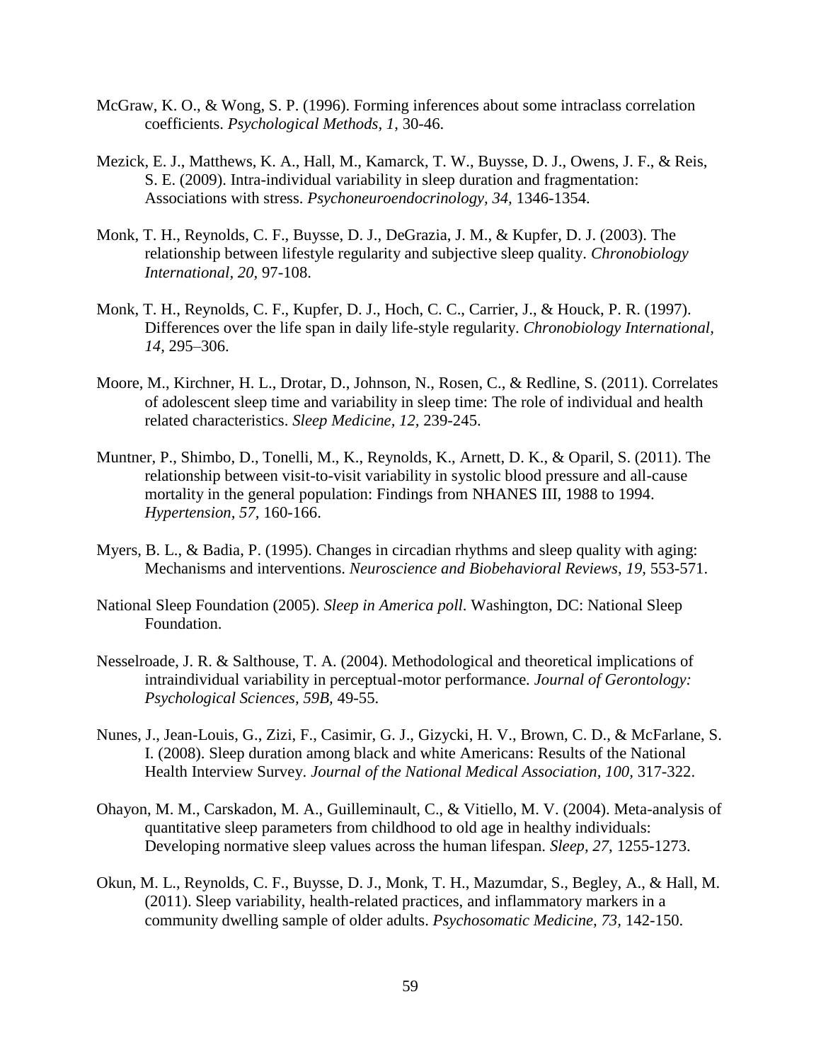McGraw, K. O., & Wong, S. P. (1996). Forming inferences about some intraclass correlation coefficients. *Psychological Methods, 1,* 30-46.

Mezick, E. J., Matthews, K. A., Hall, M., Kamarck, T. W., Buysse, D. J., Owens, J. F., & Reis, S. E. (2009). Intra-individual variability in sleep duration and fragmentation: Associations with stress. *Psychoneuroendocrinology, 34,* 1346-1354.

Monk, T. H., Reynolds, C. F., Buysse, D. J., DeGrazia, J. M., & Kupfer, D. J. (2003). The relationship between lifestyle regularity and subjective sleep quality. *Chronobiology International, 20,* 97-108.

Monk, T. H., Reynolds, C. F., Kupfer, D. J., Hoch, C. C., Carrier, J., & Houck, P. R. (1997). Differences over the life span in daily life-style regularity. *Chronobiology International, 14,* 295–306.

Moore, M., Kirchner, H. L., Drotar, D., Johnson, N., Rosen, C., & Redline, S. (2011). Correlates of adolescent sleep time and variability in sleep time: The role of individual and health related characteristics. *Sleep Medicine, 12,* 239-245.

Muntner, P., Shimbo, D., Tonelli, M., K., Reynolds, K., Arnett, D. K., & Oparil, S. (2011). The relationship between visit-to-visit variability in systolic blood pressure and all-cause mortality in the general population: Findings from NHANES III, 1988 to 1994. *Hypertension, 57,* 160-166.

Myers, B. L., & Badia, P. (1995). Changes in circadian rhythms and sleep quality with aging: Mechanisms and interventions. *Neuroscience and Biobehavioral Reviews, 19,* 553-571.

National Sleep Foundation (2005). *Sleep in America poll*. Washington, DC: National Sleep Foundation.

Nesselroade, J. R. & Salthouse, T. A. (2004). Methodological and theoretical implications of intraindividual variability in perceptual-motor performance. *Journal of Gerontology: Psychological Sciences, 59B,* 49-55.

Nunes, J., Jean-Louis, G., Zizi, F., Casimir, G. J., Gizycki, H. V., Brown, C. D., & McFarlane, S. I. (2008). Sleep duration among black and white Americans: Results of the National Health Interview Survey. *Journal of the National Medical Association, 100,* 317-322.

Ohayon, M. M., Carskadon, M. A., Guilleminault, C., & Vitiello, M. V. (2004). Meta-analysis of quantitative sleep parameters from childhood to old age in healthy individuals: Developing normative sleep values across the human lifespan. *Sleep, 27,* 1255-1273.

Okun, M. L., Reynolds, C. F., Buysse, D. J., Monk, T. H., Mazumdar, S., Begley, A., & Hall, M. (2011). Sleep variability, health-related practices, and inflammatory markers in a community dwelling sample of older adults. *Psychosomatic Medicine, 73,* 142-150.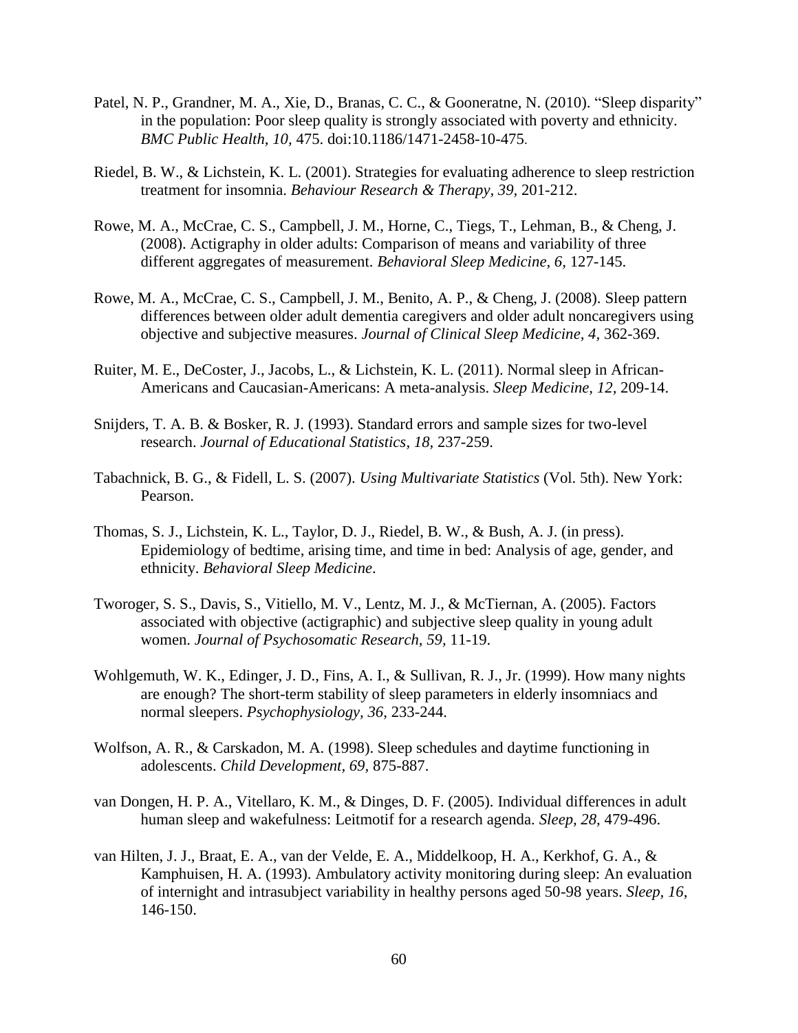Patel, N. P., Grandner, M. A., Xie, D., Branas, C. C., & Gooneratne, N. (2010). "Sleep disparity" in the population: Poor sleep quality is strongly associated with poverty and ethnicity. *BMC Public Health, 10*, 475. doi:10.1186/1471-2458-10-475.

Riedel, B. W., & Lichstein, K. L. (2001). Strategies for evaluating adherence to sleep restriction treatment for insomnia. *Behaviour Research & Therapy, 39*, 201-212.

Rowe, M. A., McCrae, C. S., Campbell, J. M., Horne, C., Tiegs, T., Lehman, B., & Cheng, J. (2008). Actigraphy in older adults: Comparison of means and variability of three different aggregates of measurement. *Behavioral Sleep Medicine, 6*, 127-145.

Rowe, M. A., McCrae, C. S., Campbell, J. M., Benito, A. P., & Cheng, J. (2008). Sleep pattern differences between older adult dementia caregivers and older adult noncaregivers using objective and subjective measures. *Journal of Clinical Sleep Medicine, 4*, 362-369.

Ruiter, M. E., DeCoster, J., Jacobs, L., & Lichstein, K. L. (2011). Normal sleep in African-Americans and Caucasian-Americans: A meta-analysis. *Sleep Medicine, 12*, 209-14.

Snijders, T. A. B. & Bosker, R. J. (1993). Standard errors and sample sizes for two-level research. *Journal of Educational Statistics, 18*, 237-259.

Tabachnick, B. G., & Fidell, L. S. (2007). *Using Multivariate Statistics* (Vol. 5th). New York: Pearson.

Thomas, S. J., Lichstein, K. L., Taylor, D. J., Riedel, B. W., & Bush, A. J. (in press). Epidemiology of bedtime, arising time, and time in bed: Analysis of age, gender, and ethnicity. *Behavioral Sleep Medicine*.

Tworoger, S. S., Davis, S., Vitiello, M. V., Lentz, M. J., & McTiernan, A. (2005). Factors associated with objective (actigraphic) and subjective sleep quality in young adult women. *Journal of Psychosomatic Research, 59*, 11-19.

Wohlgemuth, W. K., Edinger, J. D., Fins, A. I., & Sullivan, R. J., Jr. (1999). How many nights are enough? The short-term stability of sleep parameters in elderly insomniacs and normal sleepers. *Psychophysiology, 36*, 233-244.

Wolfson, A. R., & Carskadon, M. A. (1998). Sleep schedules and daytime functioning in adolescents. *Child Development, 69*, 875-887.

van Dongen, H. P. A., Vitellaro, K. M., & Dinges, D. F. (2005). Individual differences in adult human sleep and wakefulness: Leitmotif for a research agenda. *Sleep, 28*, 479-496.

van Hilten, J. J., Braat, E. A., van der Velde, E. A., Middelkoop, H. A., Kerkhof, G. A., & Kamphuisen, H. A. (1993). Ambulatory activity monitoring during sleep: An evaluation of internight and intrasubject variability in healthy persons aged 50-98 years. *Sleep, 16*, 146-150.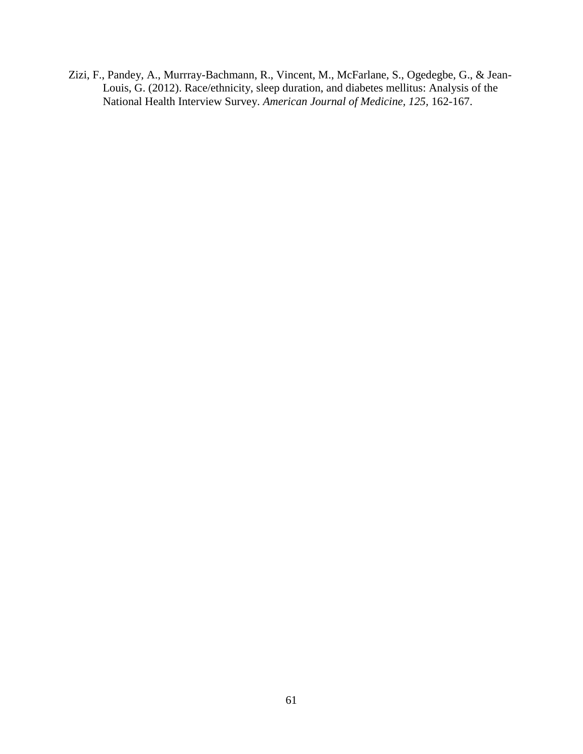Zizi, F., Pandey, A., Murrray-Bachmann, R., Vincent, M., McFarlane, S., Ogedegbe, G., & Jean-Louis, G. (2012). Race/ethnicity, sleep duration, and diabetes mellitus: Analysis of the National Health Interview Survey. *American Journal of Medicine, 125,* 162-167.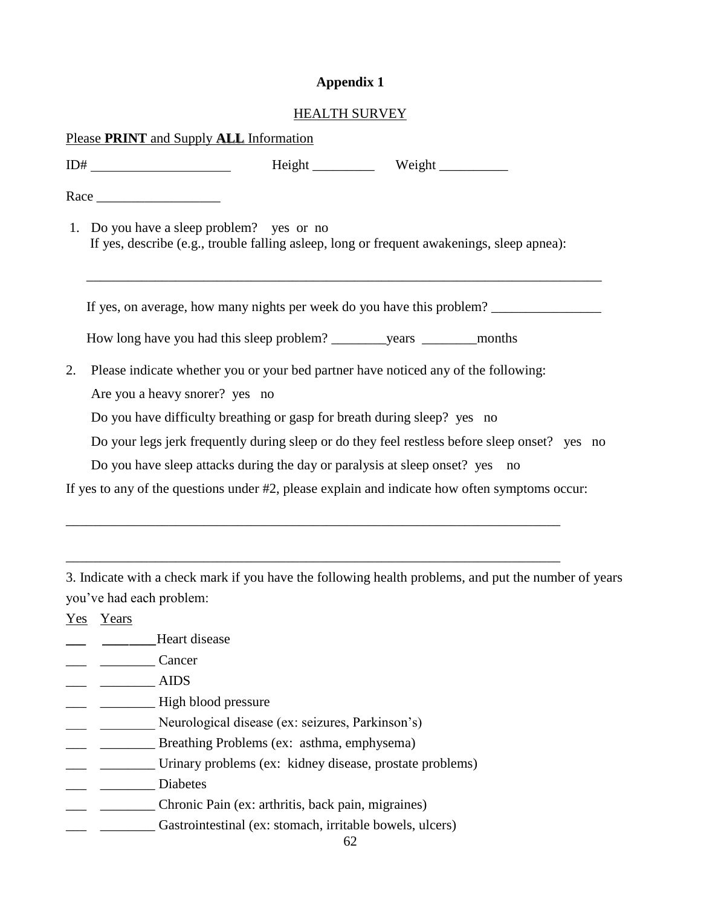# Appendix 1

## HEALTH SURVEY

Please **PRINT** and Supply **ALL** Information

ID# ____________________ Height _________ Weight __________

Race __________________

1. Do you have a sleep problem? yes or no
   If yes, describe (e.g., trouble falling asleep, long or frequent awakenings, sleep apnea):

   ___________________________________________________________________________

   If yes, on average, how many nights per week do you have this problem? ________________

   How long have you had this sleep problem? ________years ________months

2. Please indicate whether you or your bed partner have noticed any of the following:

   Are you a heavy snorer? yes no

   Do you have difficulty breathing or gasp for breath during sleep? yes no

   Do your legs jerk frequently during sleep or do they feel restless before sleep onset? yes no

   Do you have sleep attacks during the day or paralysis at sleep onset? yes no

If yes to any of the questions under #2, please explain and indicate how often symptoms occur:

___________________________________________________________________________

___________________________________________________________________________

3. Indicate with a check mark if you have the following health problems, and put the number of years you've had each problem:

Yes Years

___ ________ Heart disease
___ ________ Cancer
___ ________ AIDS
___ ________ High blood pressure
___ ________ Neurological disease (ex: seizures, Parkinson's)
___ ________ Breathing Problems (ex: asthma, emphysema)
___ ________ Urinary problems (ex: kidney disease, prostate problems)
___ ________ Diabetes
___ ________ Chronic Pain (ex: arthritis, back pain, migraines)
___ ________ Gastrointestinal (ex: stomach, irritable bowels, ulcers)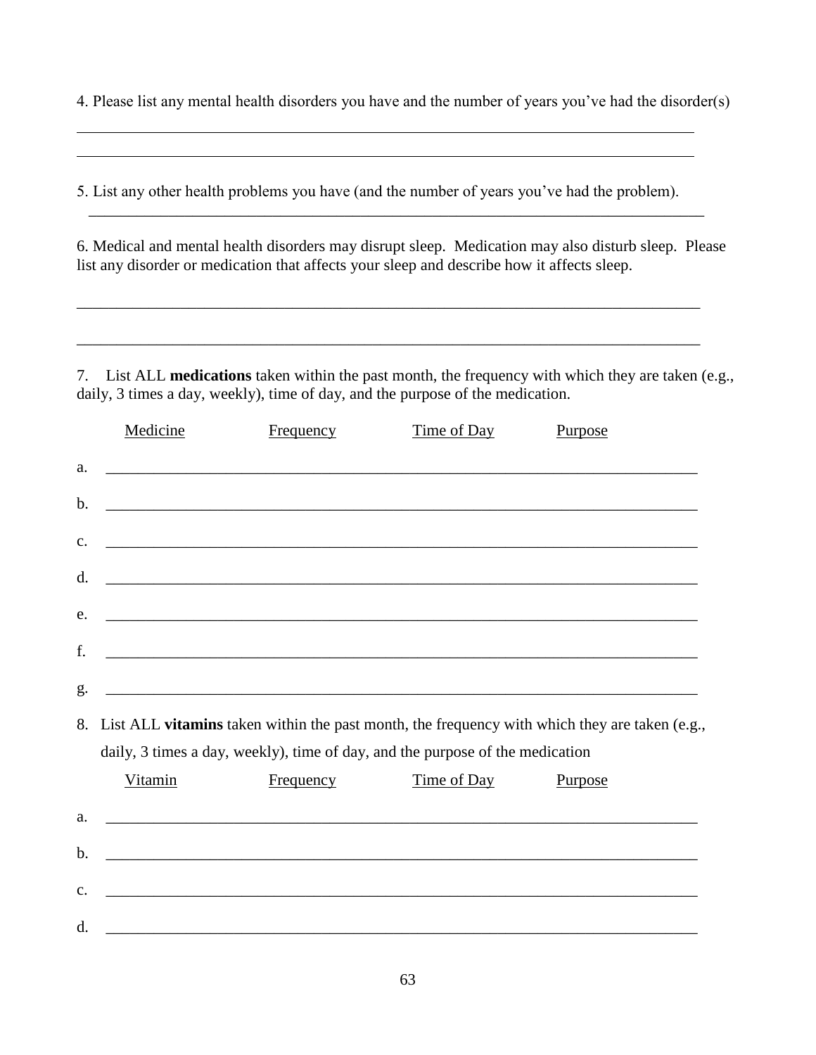4. Please list any mental health disorders you have and the number of years you've had the disorder(s)

_______________________________________________________________________________

_______________________________________________________________________________

5. List any other health problems you have (and the number of years you've had the problem).

_______________________________________________________________________________

6. Medical and mental health disorders may disrupt sleep. Medication may also disturb sleep. Please list any disorder or medication that affects your sleep and describe how it affects sleep.

_______________________________________________________________________________

_______________________________________________________________________________

7. List ALL **medications** taken within the past month, the frequency with which they are taken (e.g., daily, 3 times a day, weekly), time of day, and the purpose of the medication.

| | Medicine | Frequency | Time of Day | Purpose |
|---|---|---|---|---|
| a. | | | | |
| b. | | | | |
| c. | | | | |
| d. | | | | |
| e. | | | | |
| f. | | | | |
| g. | | | | |

8. List ALL **vitamins** taken within the past month, the frequency with which they are taken (e.g., daily, 3 times a day, weekly), time of day, and the purpose of the medication

| | Vitamin | Frequency | Time of Day | Purpose |
|---|---|---|---|---|
| a. | | | | |
| b. | | | | |
| c. | | | | |
| d. | | | | |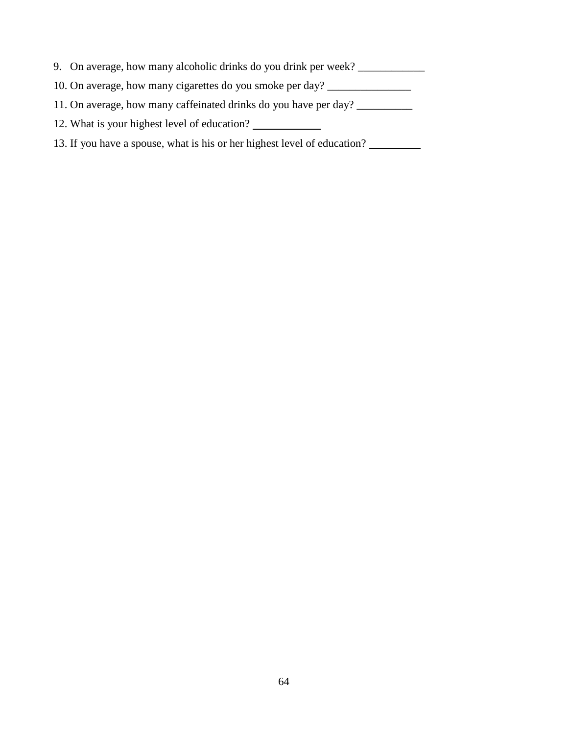9. On average, how many alcoholic drinks do you drink per week? ____________
10. On average, how many cigarettes do you smoke per day? _______________
11. On average, how many caffeinated drinks do you have per day? __________
12. What is your highest level of education? ____________
13. If you have a spouse, what is his or her highest level of education? _________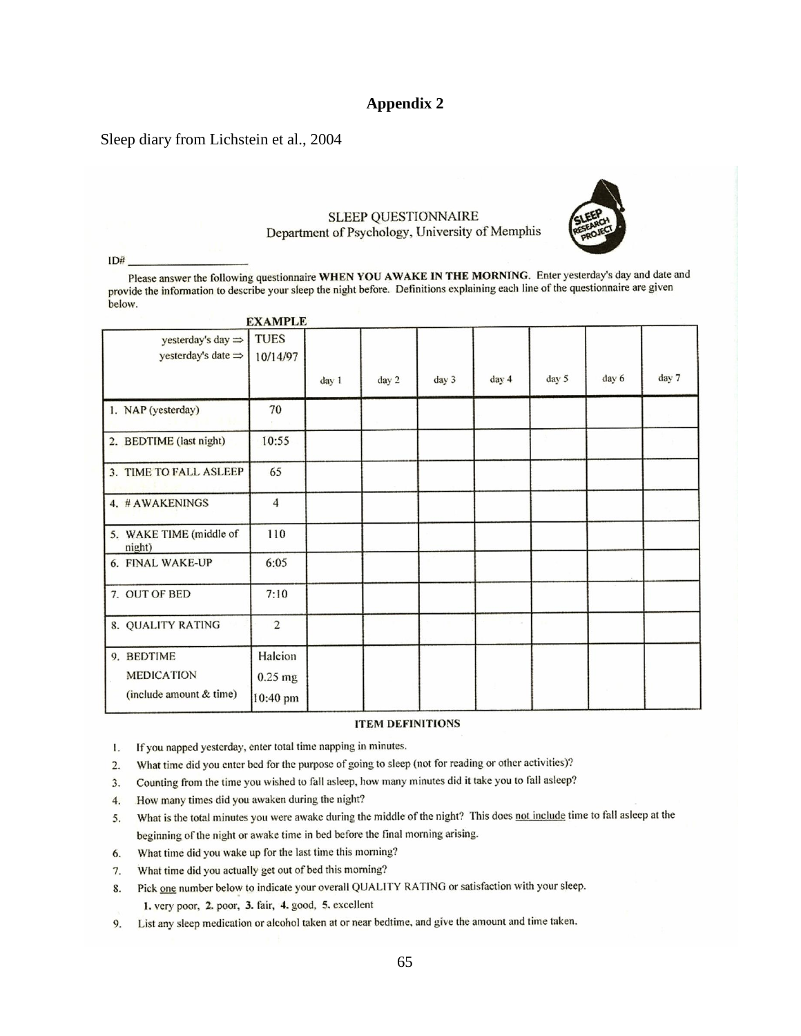## Appendix 2

Sleep diary from Lichstein et al., 2004

SLEEP QUESTIONNAIRE
Department of Psychology, University of Memphis

SLEEP RESEARCH PROJECT

ID# ____________________

Please answer the following questionnaire **WHEN YOU AWAKE IN THE MORNING**. Enter yesterday's day and date and provide the information to describe your sleep the night before. Definitions explaining each line of the questionnaire are given below.

| | EXAMPLE | | | | | | | |
|---|---|---|---|---|---|---|---|---|
| yesterday's day ⇒<br>yesterday's date ⇒ | TUES<br>10/14/97 | day 1 | day 2 | day 3 | day 4 | day 5 | day 6 | day 7 |
| 1. NAP (yesterday) | 70 | | | | | | | |
| 2. BEDTIME (last night) | 10:55 | | | | | | | |
| 3. TIME TO FALL ASLEEP | 65 | | | | | | | |
| 4. # AWAKENINGS | 4 | | | | | | | |
| 5. WAKE TIME (middle of night) | 110 | | | | | | | |
| 6. FINAL WAKE-UP | 6:05 | | | | | | | |
| 7. OUT OF BED | 7:10 | | | | | | | |
| 8. QUALITY RATING | 2 | | | | | | | |
| 9. BEDTIME MEDICATION (include amount & time) | Halcion 0.25 mg 10:40 pm | | | | | | | |

**ITEM DEFINITIONS**

1. If you napped yesterday, enter total time napping in minutes.
2. What time did you enter bed for the purpose of going to sleep (not for reading or other activities)?
3. Counting from the time you wished to fall asleep, how many minutes did it take you to fall asleep?
4. How many times did you awaken during the night?
5. What is the total minutes you were awake during the middle of the night? This does not include time to fall asleep at the beginning of the night or awake time in bed before the final morning arising.
6. What time did you wake up for the last time this morning?
7. What time did you actually get out of bed this morning?
8. Pick one number below to indicate your overall QUALITY RATING or satisfaction with your sleep.
   **1.** very poor, **2.** poor, **3.** fair, **4.** good, **5.** excellent
9. List any sleep medication or alcohol taken at or near bedtime, and give the amount and time taken.